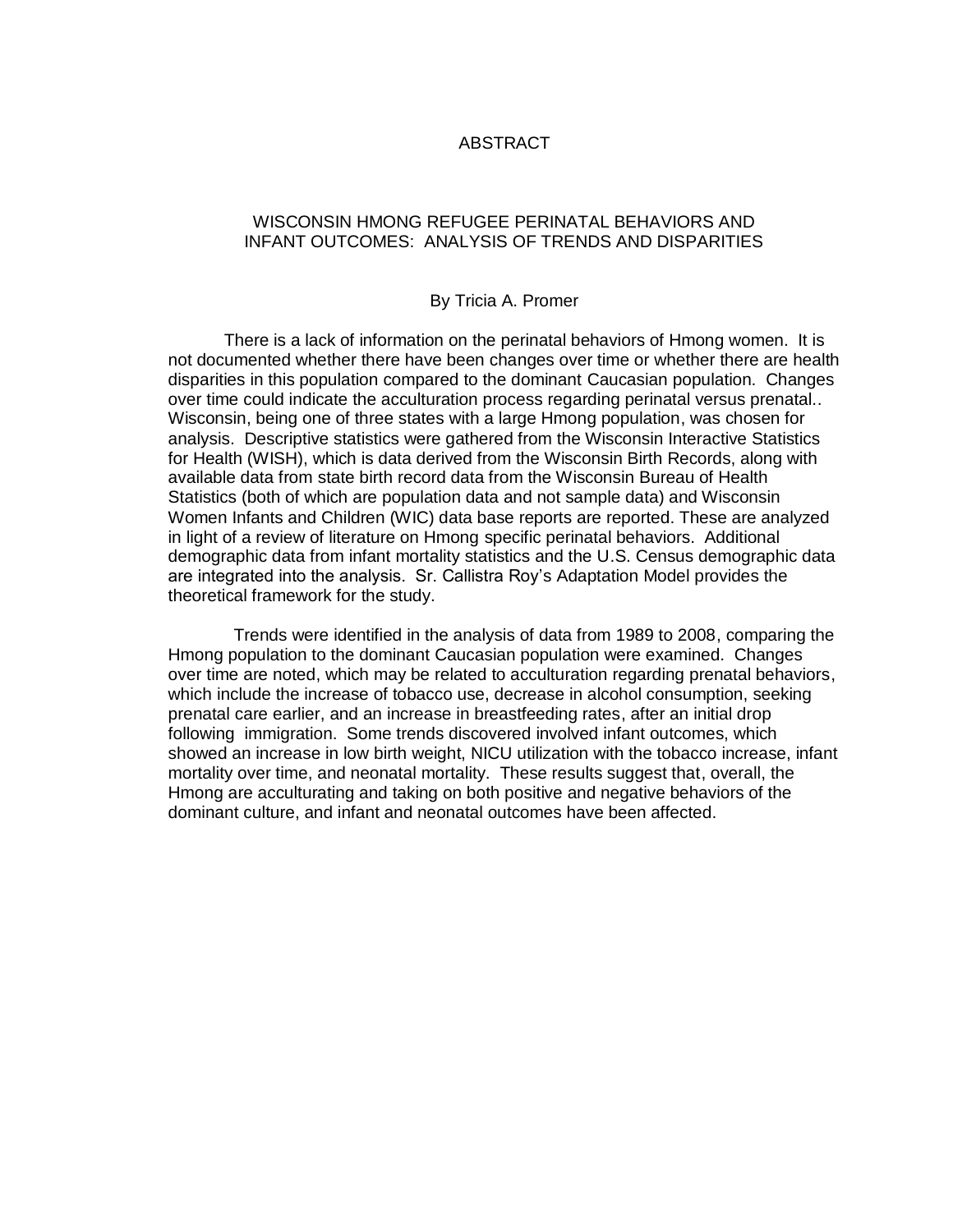# ABSTRACT

## WISCONSIN HMONG REFUGEE PERINATAL BEHAVIORS AND INFANT OUTCOMES: ANALYSIS OF TRENDS AND DISPARITIES

By Tricia A. Promer

There is a lack of information on the perinatal behaviors of Hmong women. It is not documented whether there have been changes over time or whether there are health disparities in this population compared to the dominant Caucasian population. Changes over time could indicate the acculturation process regarding perinatal versus prenatal.. Wisconsin, being one of three states with a large Hmong population, was chosen for analysis. Descriptive statistics were gathered from the Wisconsin Interactive Statistics for Health (WISH), which is data derived from the Wisconsin Birth Records, along with available data from state birth record data from the Wisconsin Bureau of Health Statistics (both of which are population data and not sample data) and Wisconsin Women Infants and Children (WIC) data base reports are reported. These are analyzed in light of a review of literature on Hmong specific perinatal behaviors. Additional demographic data from infant mortality statistics and the U.S. Census demographic data are integrated into the analysis. Sr. Callistra Roy's Adaptation Model provides the theoretical framework for the study.

Trends were identified in the analysis of data from 1989 to 2008, comparing the Hmong population to the dominant Caucasian population were examined. Changes over time are noted, which may be related to acculturation regarding prenatal behaviors, which include the increase of tobacco use, decrease in alcohol consumption, seeking prenatal care earlier, and an increase in breastfeeding rates, after an initial drop following immigration. Some trends discovered involved infant outcomes, which showed an increase in low birth weight, NICU utilization with the tobacco increase, infant mortality over time, and neonatal mortality. These results suggest that, overall, the Hmong are acculturating and taking on both positive and negative behaviors of the dominant culture, and infant and neonatal outcomes have been affected.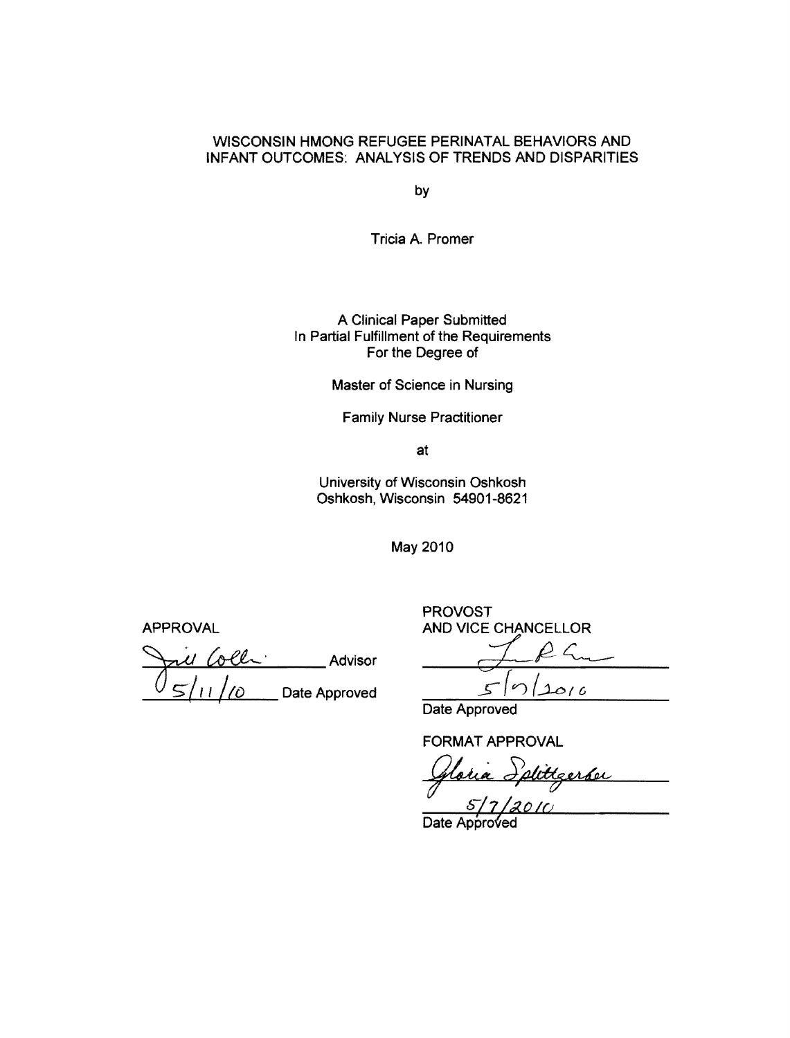WISCONSIN HMONG REFUGEE PERINATAL BEHAVIORS AND INFANT OUTCOMES: ANALYSIS OF TRENDS AND DISPARITIES

by

Tricia A. Promer

A Clinical Paper Submitted
In Partial Fulfillment of the Requirements
For the Degree of

Master of Science in Nursing

Family Nurse Practitioner

at

University of Wisconsin Oshkosh
Oshkosh, Wisconsin 54901-8621

May 2010

APPROVAL

Jill Collins Advisor

5/11/10 Date Approved

PROVOST
AND VICE CHANCELLOR

5/17/2010

Date Approved

FORMAT APPROVAL

Gloria Splittgerber

5/7/2010

Date Approved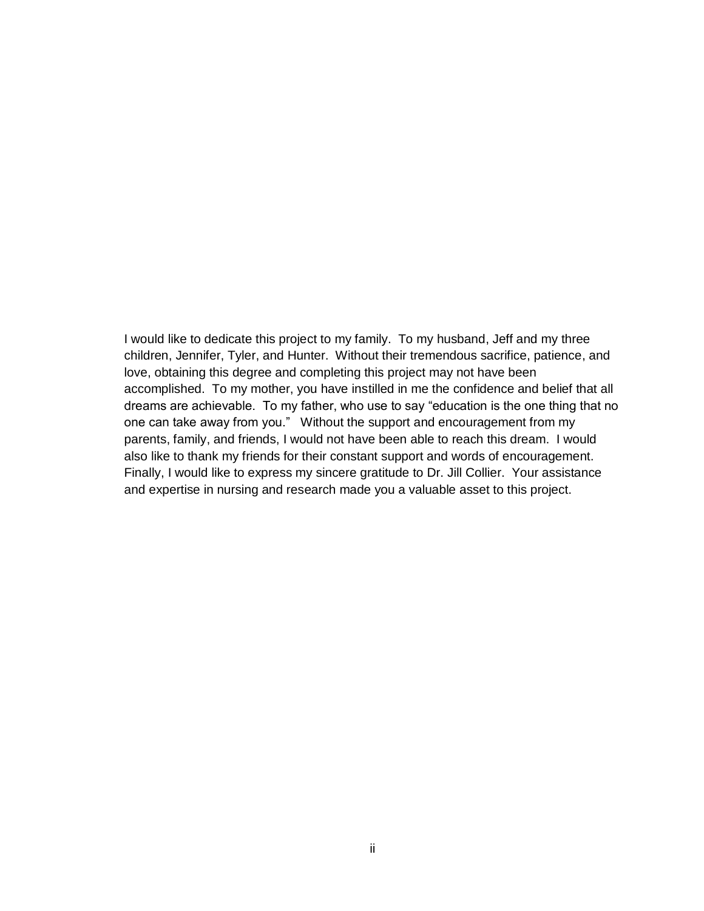I would like to dedicate this project to my family. To my husband, Jeff and my three children, Jennifer, Tyler, and Hunter. Without their tremendous sacrifice, patience, and love, obtaining this degree and completing this project may not have been accomplished. To my mother, you have instilled in me the confidence and belief that all dreams are achievable. To my father, who use to say "education is the one thing that no one can take away from you." Without the support and encouragement from my parents, family, and friends, I would not have been able to reach this dream. I would also like to thank my friends for their constant support and words of encouragement. Finally, I would like to express my sincere gratitude to Dr. Jill Collier. Your assistance and expertise in nursing and research made you a valuable asset to this project.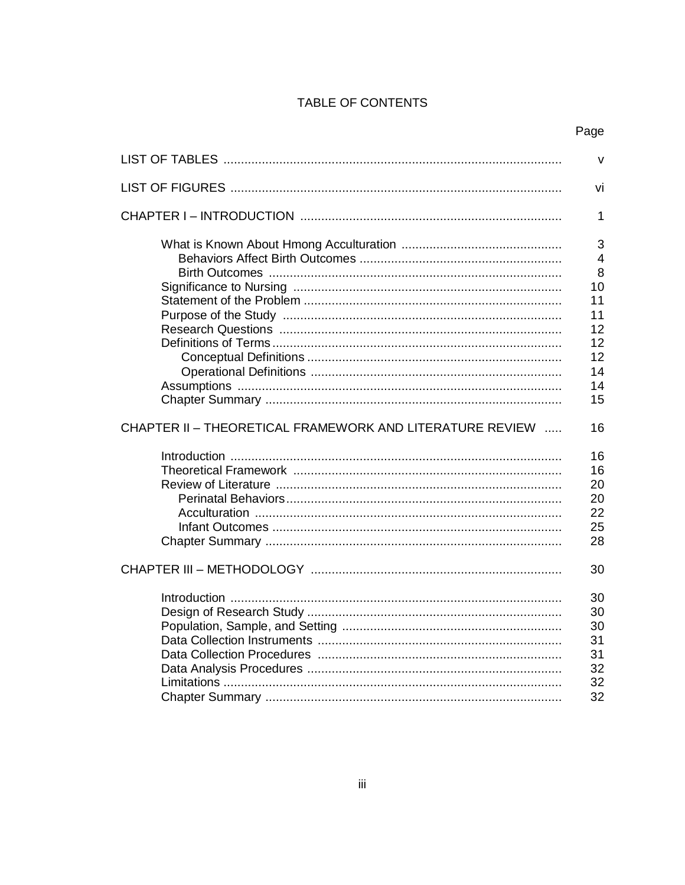# TABLE OF CONTENTS

| | Page |
|---|---|
| LIST OF TABLES | v |
| LIST OF FIGURES | vi |
| CHAPTER I – INTRODUCTION | 1 |
| What is Known About Hmong Acculturation | 3 |
| Behaviors Affect Birth Outcomes | 4 |
| Birth Outcomes | 8 |
| Significance to Nursing | 10 |
| Statement of the Problem | 11 |
| Purpose of the Study | 11 |
| Research Questions | 12 |
| Definitions of Terms | 12 |
| Conceptual Definitions | 12 |
| Operational Definitions | 14 |
| Assumptions | 14 |
| Chapter Summary | 15 |
| CHAPTER II – THEORETICAL FRAMEWORK AND LITERATURE REVIEW | 16 |
| Introduction | 16 |
| Theoretical Framework | 16 |
| Review of Literature | 20 |
| Perinatal Behaviors | 20 |
| Acculturation | 22 |
| Infant Outcomes | 25 |
| Chapter Summary | 28 |
| CHAPTER III – METHODOLOGY | 30 |
| Introduction | 30 |
| Design of Research Study | 30 |
| Population, Sample, and Setting | 30 |
| Data Collection Instruments | 31 |
| Data Collection Procedures | 31 |
| Data Analysis Procedures | 32 |
| Limitations | 32 |
| Chapter Summary | 32 |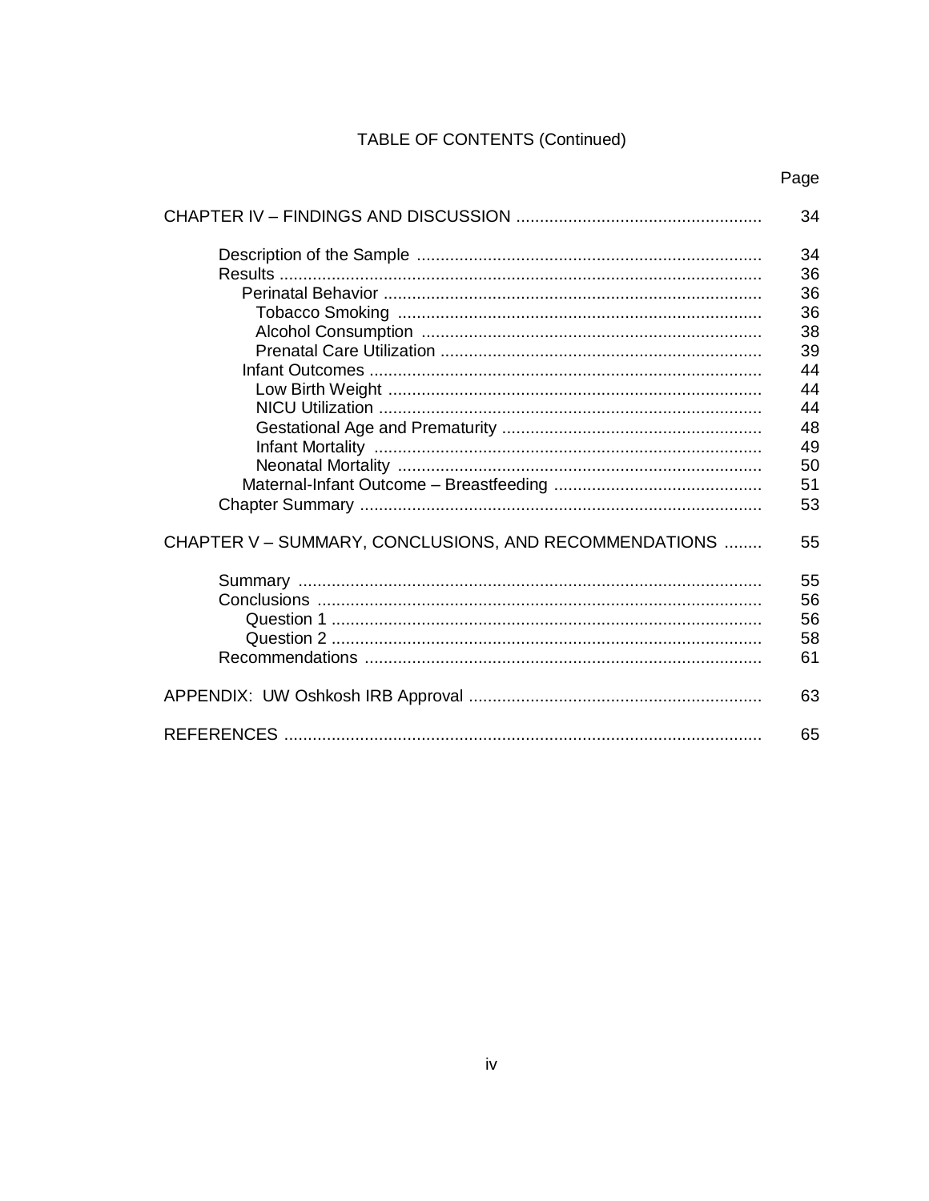TABLE OF CONTENTS (Continued)

| | Page |
|---|---|
| CHAPTER IV – FINDINGS AND DISCUSSION | 34 |
| Description of the Sample | 34 |
| Results | 36 |
| Perinatal Behavior | 36 |
| Tobacco Smoking | 36 |
| Alcohol Consumption | 38 |
| Prenatal Care Utilization | 39 |
| Infant Outcomes | 44 |
| Low Birth Weight | 44 |
| NICU Utilization | 44 |
| Gestational Age and Prematurity | 48 |
| Infant Mortality | 49 |
| Neonatal Mortality | 50 |
| Maternal-Infant Outcome – Breastfeeding | 51 |
| Chapter Summary | 53 |
| CHAPTER V – SUMMARY, CONCLUSIONS, AND RECOMMENDATIONS | 55 |
| Summary | 55 |
| Conclusions | 56 |
| Question 1 | 56 |
| Question 2 | 58 |
| Recommendations | 61 |
| APPENDIX: UW Oshkosh IRB Approval | 63 |
| REFERENCES | 65 |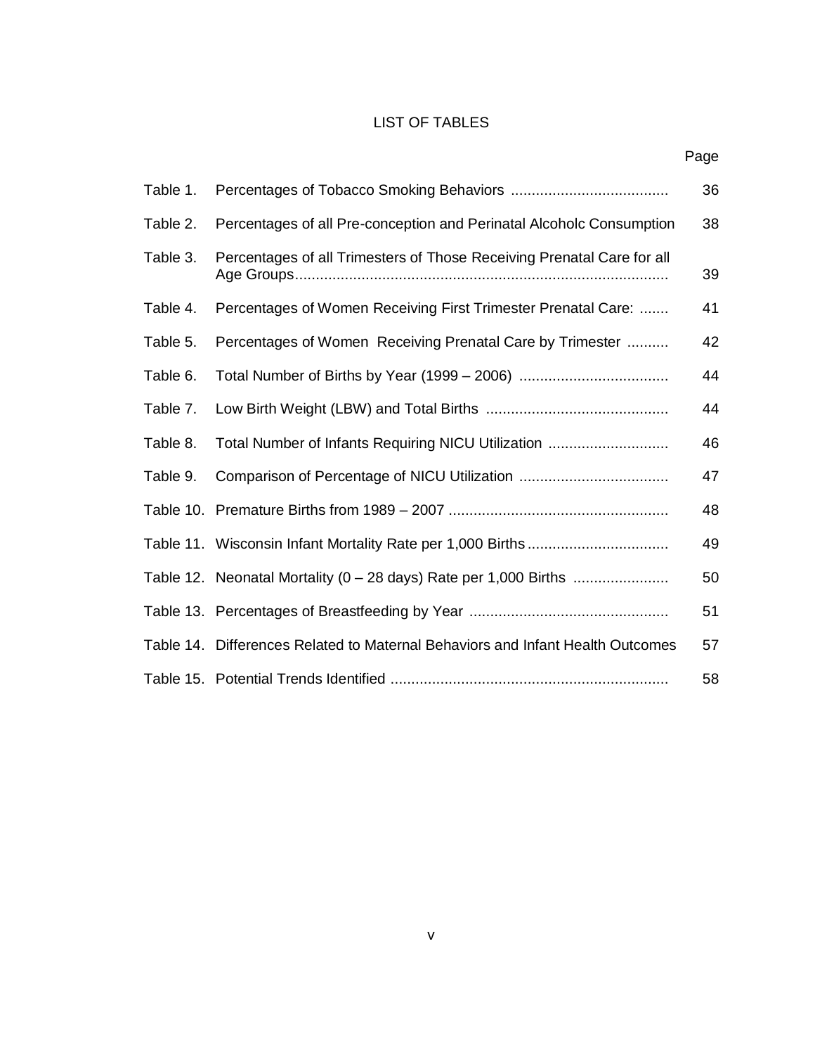# LIST OF TABLES

| | | Page |
|---|---|---|
| Table 1. | Percentages of Tobacco Smoking Behaviors | 36 |
| Table 2. | Percentages of all Pre-conception and Perinatal Alcoholc Consumption | 38 |
| Table 3. | Percentages of all Trimesters of Those Receiving Prenatal Care for all Age Groups | 39 |
| Table 4. | Percentages of Women Receiving First Trimester Prenatal Care: | 41 |
| Table 5. | Percentages of Women Receiving Prenatal Care by Trimester | 42 |
| Table 6. | Total Number of Births by Year (1999 – 2006) | 44 |
| Table 7. | Low Birth Weight (LBW) and Total Births | 44 |
| Table 8. | Total Number of Infants Requiring NICU Utilization | 46 |
| Table 9. | Comparison of Percentage of NICU Utilization | 47 |
| Table 10. | Premature Births from 1989 – 2007 | 48 |
| Table 11. | Wisconsin Infant Mortality Rate per 1,000 Births | 49 |
| Table 12. | Neonatal Mortality (0 – 28 days) Rate per 1,000 Births | 50 |
| Table 13. | Percentages of Breastfeeding by Year | 51 |
| Table 14. | Differences Related to Maternal Behaviors and Infant Health Outcomes | 57 |
| Table 15. | Potential Trends Identified | 58 |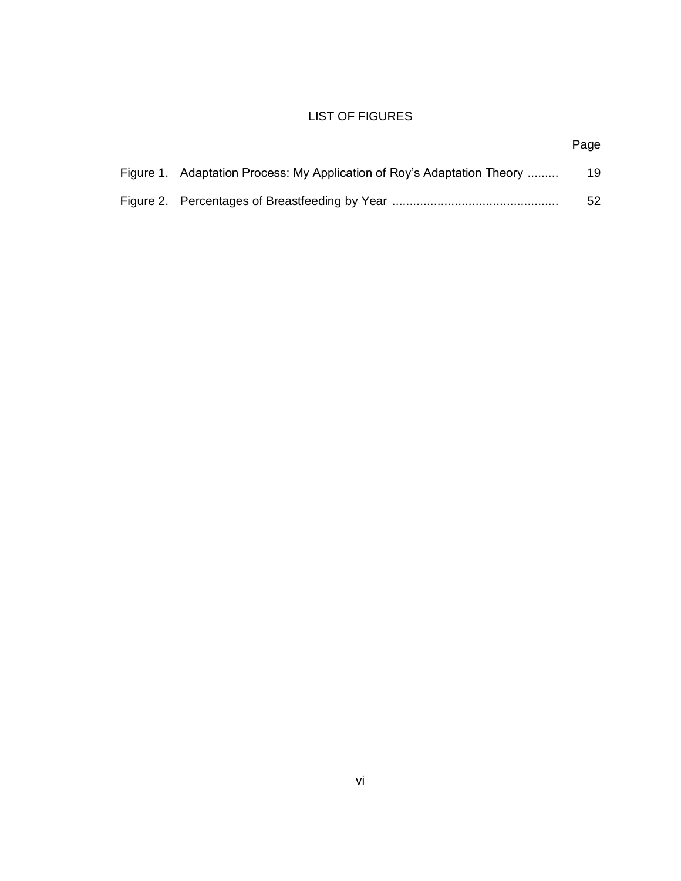# LIST OF FIGURES

| | Page |
|---|---|
| Figure 1. Adaptation Process: My Application of Roy's Adaptation Theory | 19 |
| Figure 2. Percentages of Breastfeeding by Year | 52 |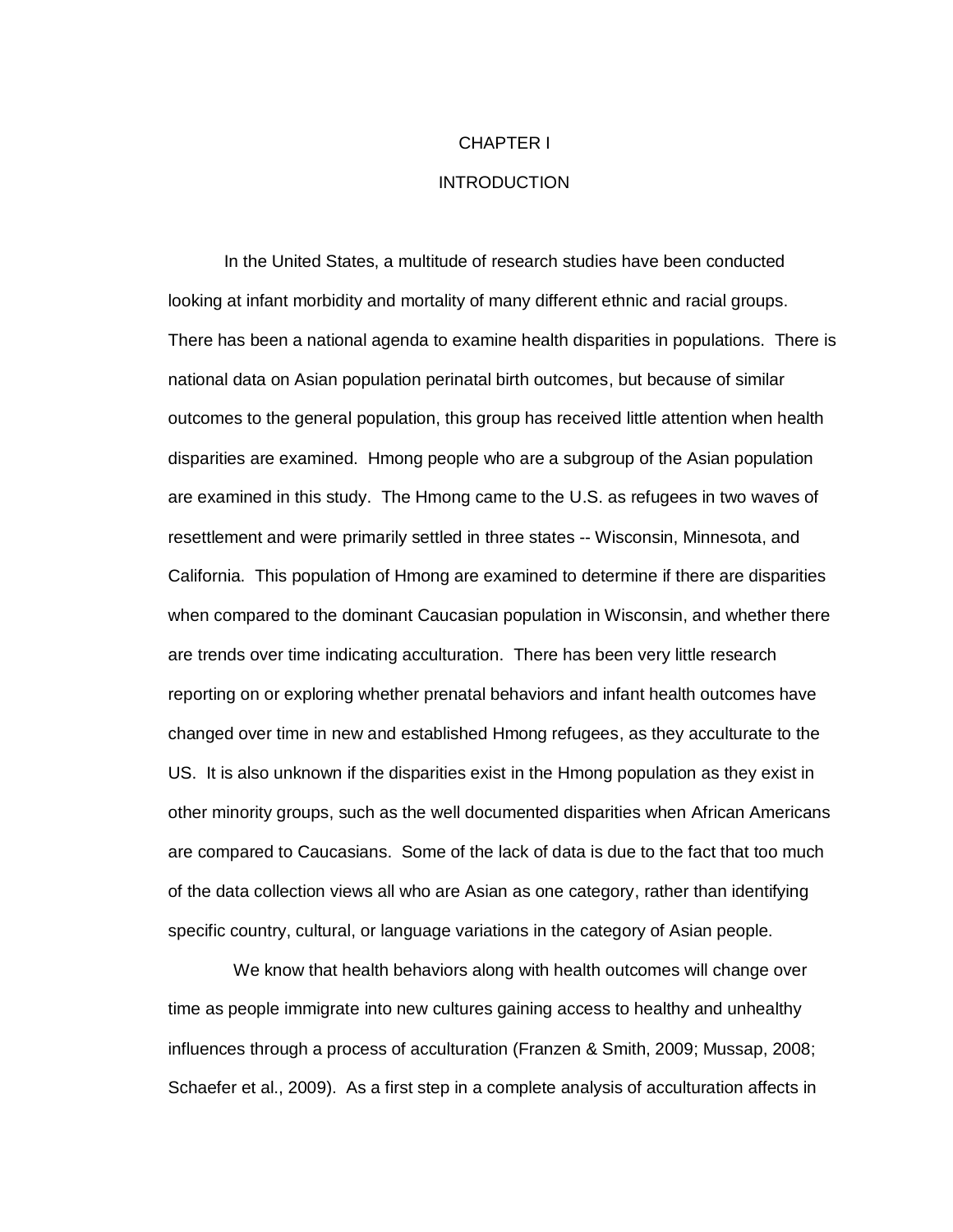# CHAPTER I

# INTRODUCTION

In the United States, a multitude of research studies have been conducted looking at infant morbidity and mortality of many different ethnic and racial groups. There has been a national agenda to examine health disparities in populations. There is national data on Asian population perinatal birth outcomes, but because of similar outcomes to the general population, this group has received little attention when health disparities are examined. Hmong people who are a subgroup of the Asian population are examined in this study. The Hmong came to the U.S. as refugees in two waves of resettlement and were primarily settled in three states -- Wisconsin, Minnesota, and California. This population of Hmong are examined to determine if there are disparities when compared to the dominant Caucasian population in Wisconsin, and whether there are trends over time indicating acculturation. There has been very little research reporting on or exploring whether prenatal behaviors and infant health outcomes have changed over time in new and established Hmong refugees, as they acculturate to the US. It is also unknown if the disparities exist in the Hmong population as they exist in other minority groups, such as the well documented disparities when African Americans are compared to Caucasians. Some of the lack of data is due to the fact that too much of the data collection views all who are Asian as one category, rather than identifying specific country, cultural, or language variations in the category of Asian people.

We know that health behaviors along with health outcomes will change over time as people immigrate into new cultures gaining access to healthy and unhealthy influences through a process of acculturation (Franzen & Smith, 2009; Mussap, 2008; Schaefer et al., 2009). As a first step in a complete analysis of acculturation affects in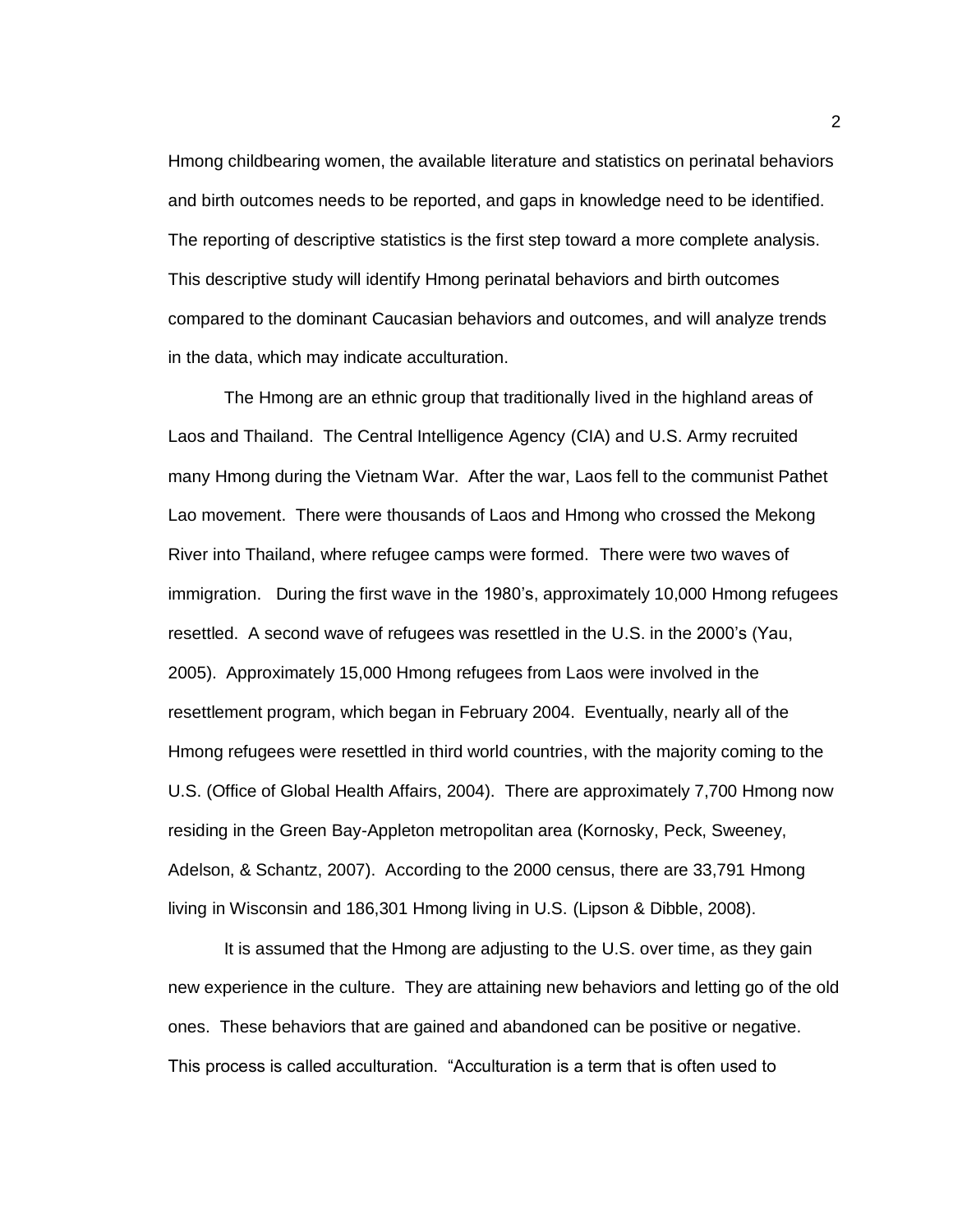Hmong childbearing women, the available literature and statistics on perinatal behaviors and birth outcomes needs to be reported, and gaps in knowledge need to be identified. The reporting of descriptive statistics is the first step toward a more complete analysis. This descriptive study will identify Hmong perinatal behaviors and birth outcomes compared to the dominant Caucasian behaviors and outcomes, and will analyze trends in the data, which may indicate acculturation.

The Hmong are an ethnic group that traditionally lived in the highland areas of Laos and Thailand. The Central Intelligence Agency (CIA) and U.S. Army recruited many Hmong during the Vietnam War. After the war, Laos fell to the communist Pathet Lao movement. There were thousands of Laos and Hmong who crossed the Mekong River into Thailand, where refugee camps were formed. There were two waves of immigration. During the first wave in the 1980's, approximately 10,000 Hmong refugees resettled. A second wave of refugees was resettled in the U.S. in the 2000's (Yau, 2005). Approximately 15,000 Hmong refugees from Laos were involved in the resettlement program, which began in February 2004. Eventually, nearly all of the Hmong refugees were resettled in third world countries, with the majority coming to the U.S. (Office of Global Health Affairs, 2004). There are approximately 7,700 Hmong now residing in the Green Bay-Appleton metropolitan area (Kornosky, Peck, Sweeney, Adelson, & Schantz, 2007). According to the 2000 census, there are 33,791 Hmong living in Wisconsin and 186,301 Hmong living in U.S. (Lipson & Dibble, 2008).

It is assumed that the Hmong are adjusting to the U.S. over time, as they gain new experience in the culture. They are attaining new behaviors and letting go of the old ones. These behaviors that are gained and abandoned can be positive or negative. This process is called acculturation. "Acculturation is a term that is often used to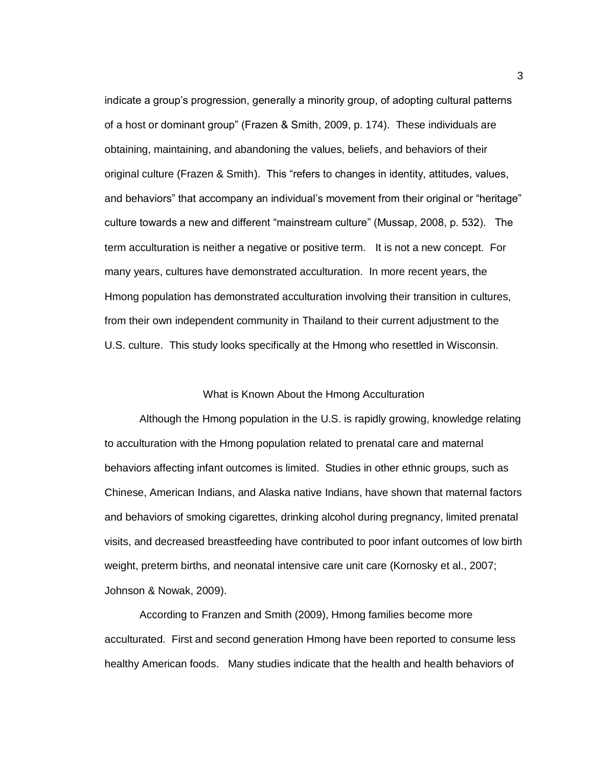indicate a group's progression, generally a minority group, of adopting cultural patterns of a host or dominant group" (Frazen & Smith, 2009, p. 174). These individuals are obtaining, maintaining, and abandoning the values, beliefs, and behaviors of their original culture (Frazen & Smith). This "refers to changes in identity, attitudes, values, and behaviors" that accompany an individual's movement from their original or "heritage" culture towards a new and different "mainstream culture" (Mussap, 2008, p. 532). The term acculturation is neither a negative or positive term. It is not a new concept. For many years, cultures have demonstrated acculturation. In more recent years, the Hmong population has demonstrated acculturation involving their transition in cultures, from their own independent community in Thailand to their current adjustment to the U.S. culture. This study looks specifically at the Hmong who resettled in Wisconsin.

## What is Known About the Hmong Acculturation

Although the Hmong population in the U.S. is rapidly growing, knowledge relating to acculturation with the Hmong population related to prenatal care and maternal behaviors affecting infant outcomes is limited. Studies in other ethnic groups, such as Chinese, American Indians, and Alaska native Indians, have shown that maternal factors and behaviors of smoking cigarettes, drinking alcohol during pregnancy, limited prenatal visits, and decreased breastfeeding have contributed to poor infant outcomes of low birth weight, preterm births, and neonatal intensive care unit care (Kornosky et al., 2007; Johnson & Nowak, 2009).

According to Franzen and Smith (2009), Hmong families become more acculturated. First and second generation Hmong have been reported to consume less healthy American foods. Many studies indicate that the health and health behaviors of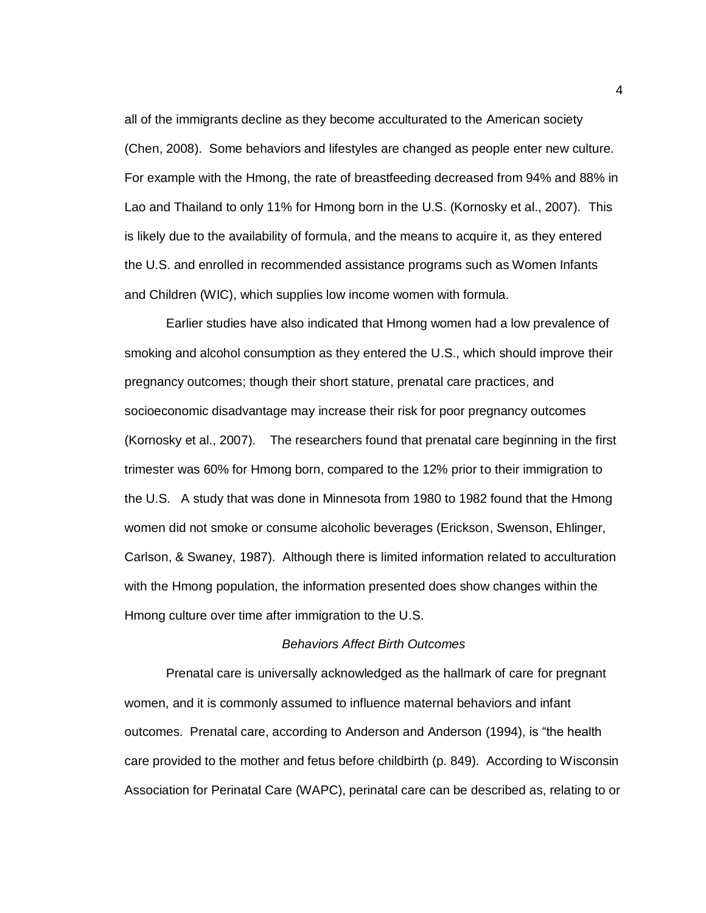all of the immigrants decline as they become acculturated to the American society (Chen, 2008). Some behaviors and lifestyles are changed as people enter new culture. For example with the Hmong, the rate of breastfeeding decreased from 94% and 88% in Lao and Thailand to only 11% for Hmong born in the U.S. (Kornosky et al., 2007). This is likely due to the availability of formula, and the means to acquire it, as they entered the U.S. and enrolled in recommended assistance programs such as Women Infants and Children (WIC), which supplies low income women with formula.

Earlier studies have also indicated that Hmong women had a low prevalence of smoking and alcohol consumption as they entered the U.S., which should improve their pregnancy outcomes; though their short stature, prenatal care practices, and socioeconomic disadvantage may increase their risk for poor pregnancy outcomes (Kornosky et al., 2007). The researchers found that prenatal care beginning in the first trimester was 60% for Hmong born, compared to the 12% prior to their immigration to the U.S. A study that was done in Minnesota from 1980 to 1982 found that the Hmong women did not smoke or consume alcoholic beverages (Erickson, Swenson, Ehlinger, Carlson, & Swaney, 1987). Although there is limited information related to acculturation with the Hmong population, the information presented does show changes within the Hmong culture over time after immigration to the U.S.

### *Behaviors Affect Birth Outcomes*

Prenatal care is universally acknowledged as the hallmark of care for pregnant women, and it is commonly assumed to influence maternal behaviors and infant outcomes. Prenatal care, according to Anderson and Anderson (1994), is "the health care provided to the mother and fetus before childbirth (p. 849). According to Wisconsin Association for Perinatal Care (WAPC), perinatal care can be described as, relating to or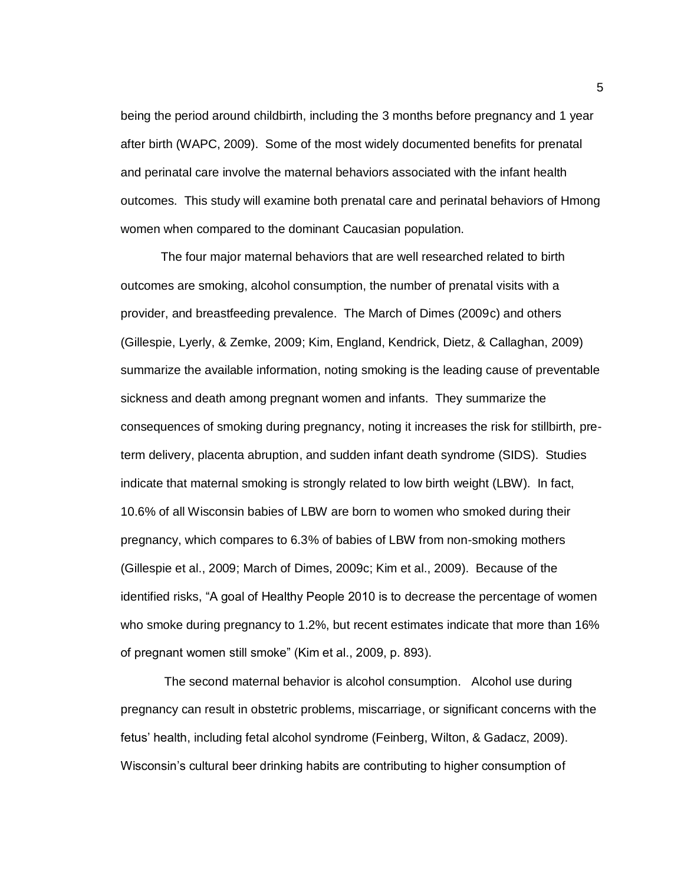being the period around childbirth, including the 3 months before pregnancy and 1 year after birth (WAPC, 2009). Some of the most widely documented benefits for prenatal and perinatal care involve the maternal behaviors associated with the infant health outcomes. This study will examine both prenatal care and perinatal behaviors of Hmong women when compared to the dominant Caucasian population.

The four major maternal behaviors that are well researched related to birth outcomes are smoking, alcohol consumption, the number of prenatal visits with a provider, and breastfeeding prevalence. The March of Dimes (2009c) and others (Gillespie, Lyerly, & Zemke, 2009; Kim, England, Kendrick, Dietz, & Callaghan, 2009) summarize the available information, noting smoking is the leading cause of preventable sickness and death among pregnant women and infants. They summarize the consequences of smoking during pregnancy, noting it increases the risk for stillbirth, pre-term delivery, placenta abruption, and sudden infant death syndrome (SIDS). Studies indicate that maternal smoking is strongly related to low birth weight (LBW). In fact, 10.6% of all Wisconsin babies of LBW are born to women who smoked during their pregnancy, which compares to 6.3% of babies of LBW from non-smoking mothers (Gillespie et al., 2009; March of Dimes, 2009c; Kim et al., 2009). Because of the identified risks, "A goal of Healthy People 2010 is to decrease the percentage of women who smoke during pregnancy to 1.2%, but recent estimates indicate that more than 16% of pregnant women still smoke" (Kim et al., 2009, p. 893).

The second maternal behavior is alcohol consumption. Alcohol use during pregnancy can result in obstetric problems, miscarriage, or significant concerns with the fetus' health, including fetal alcohol syndrome (Feinberg, Wilton, & Gadacz, 2009). Wisconsin's cultural beer drinking habits are contributing to higher consumption of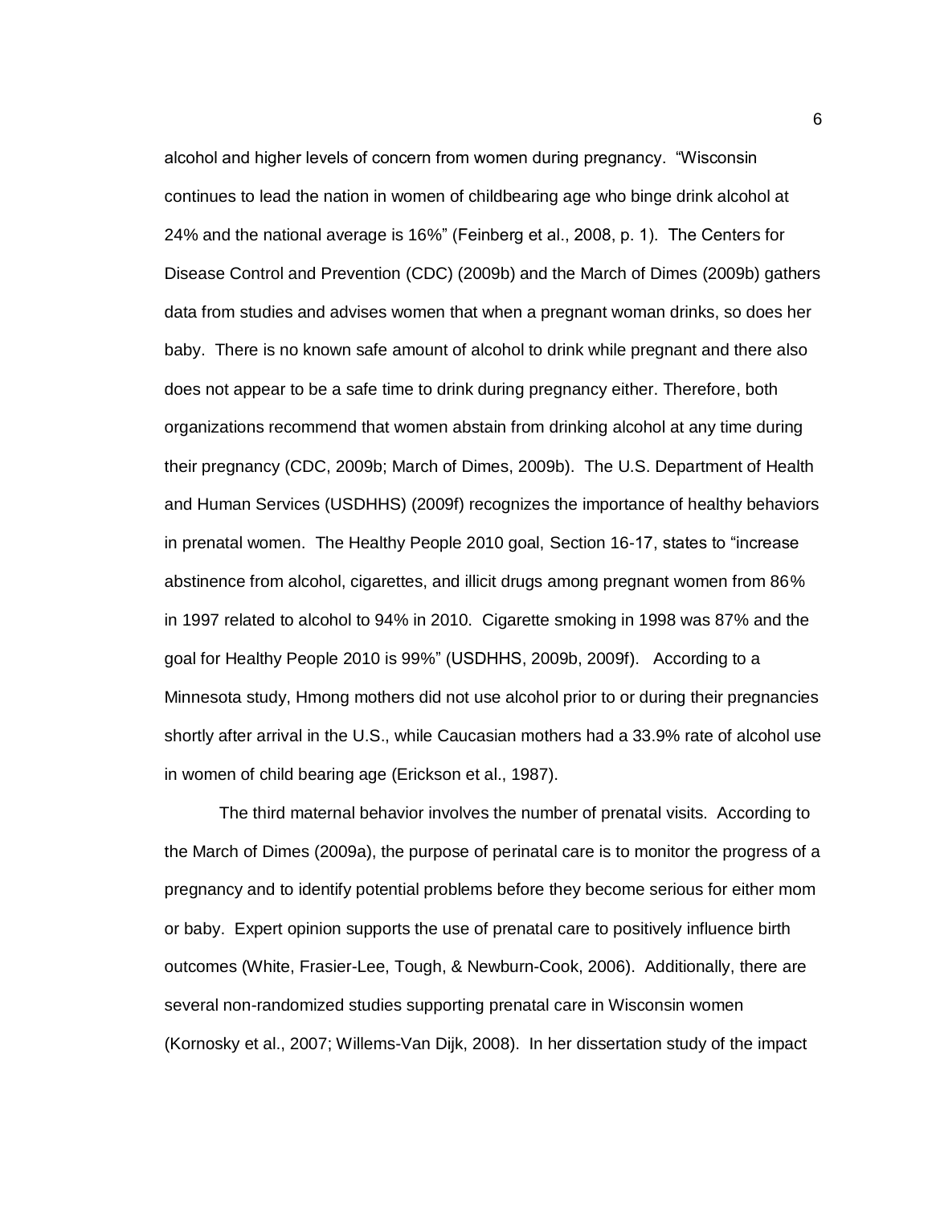alcohol and higher levels of concern from women during pregnancy. "Wisconsin continues to lead the nation in women of childbearing age who binge drink alcohol at 24% and the national average is 16%" (Feinberg et al., 2008, p. 1). The Centers for Disease Control and Prevention (CDC) (2009b) and the March of Dimes (2009b) gathers data from studies and advises women that when a pregnant woman drinks, so does her baby. There is no known safe amount of alcohol to drink while pregnant and there also does not appear to be a safe time to drink during pregnancy either. Therefore, both organizations recommend that women abstain from drinking alcohol at any time during their pregnancy (CDC, 2009b; March of Dimes, 2009b). The U.S. Department of Health and Human Services (USDHHS) (2009f) recognizes the importance of healthy behaviors in prenatal women. The Healthy People 2010 goal, Section 16-17, states to "increase abstinence from alcohol, cigarettes, and illicit drugs among pregnant women from 86% in 1997 related to alcohol to 94% in 2010. Cigarette smoking in 1998 was 87% and the goal for Healthy People 2010 is 99%" (USDHHS, 2009b, 2009f). According to a Minnesota study, Hmong mothers did not use alcohol prior to or during their pregnancies shortly after arrival in the U.S., while Caucasian mothers had a 33.9% rate of alcohol use in women of child bearing age (Erickson et al., 1987).

The third maternal behavior involves the number of prenatal visits. According to the March of Dimes (2009a), the purpose of perinatal care is to monitor the progress of a pregnancy and to identify potential problems before they become serious for either mom or baby. Expert opinion supports the use of prenatal care to positively influence birth outcomes (White, Frasier-Lee, Tough, & Newburn-Cook, 2006). Additionally, there are several non-randomized studies supporting prenatal care in Wisconsin women (Kornosky et al., 2007; Willems-Van Dijk, 2008). In her dissertation study of the impact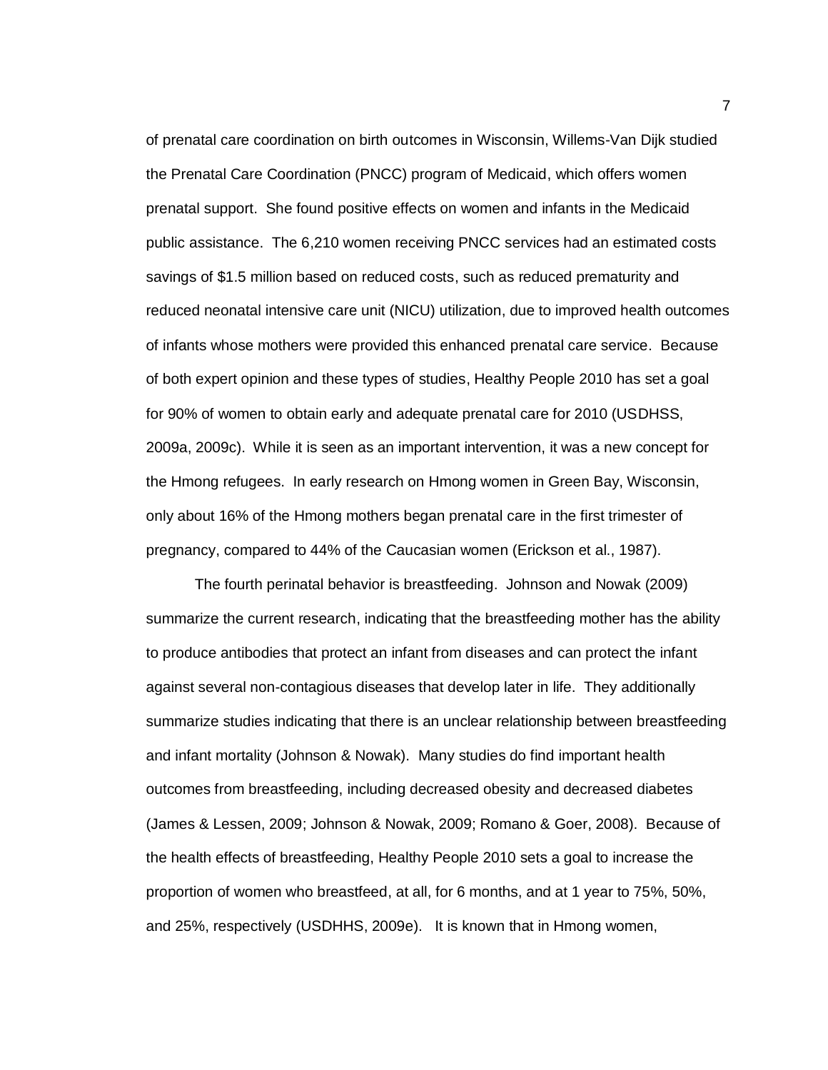of prenatal care coordination on birth outcomes in Wisconsin, Willems-Van Dijk studied the Prenatal Care Coordination (PNCC) program of Medicaid, which offers women prenatal support. She found positive effects on women and infants in the Medicaid public assistance. The 6,210 women receiving PNCC services had an estimated costs savings of $1.5 million based on reduced costs, such as reduced prematurity and reduced neonatal intensive care unit (NICU) utilization, due to improved health outcomes of infants whose mothers were provided this enhanced prenatal care service. Because of both expert opinion and these types of studies, Healthy People 2010 has set a goal for 90% of women to obtain early and adequate prenatal care for 2010 (USDHSS, 2009a, 2009c). While it is seen as an important intervention, it was a new concept for the Hmong refugees. In early research on Hmong women in Green Bay, Wisconsin, only about 16% of the Hmong mothers began prenatal care in the first trimester of pregnancy, compared to 44% of the Caucasian women (Erickson et al., 1987).

The fourth perinatal behavior is breastfeeding. Johnson and Nowak (2009) summarize the current research, indicating that the breastfeeding mother has the ability to produce antibodies that protect an infant from diseases and can protect the infant against several non-contagious diseases that develop later in life. They additionally summarize studies indicating that there is an unclear relationship between breastfeeding and infant mortality (Johnson & Nowak). Many studies do find important health outcomes from breastfeeding, including decreased obesity and decreased diabetes (James & Lessen, 2009; Johnson & Nowak, 2009; Romano & Goer, 2008). Because of the health effects of breastfeeding, Healthy People 2010 sets a goal to increase the proportion of women who breastfeed, at all, for 6 months, and at 1 year to 75%, 50%, and 25%, respectively (USDHHS, 2009e). It is known that in Hmong women,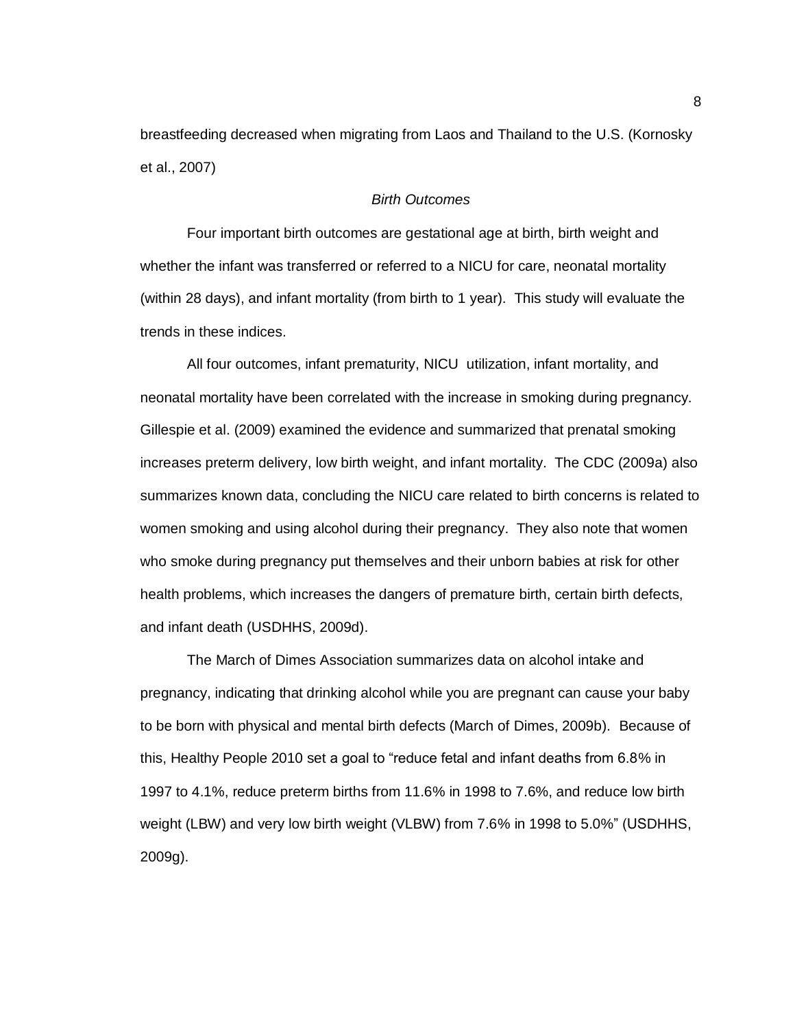breastfeeding decreased when migrating from Laos and Thailand to the U.S. (Kornosky et al., 2007)

### *Birth Outcomes*

Four important birth outcomes are gestational age at birth, birth weight and whether the infant was transferred or referred to a NICU for care, neonatal mortality (within 28 days), and infant mortality (from birth to 1 year). This study will evaluate the trends in these indices.

All four outcomes, infant prematurity, NICU utilization, infant mortality, and neonatal mortality have been correlated with the increase in smoking during pregnancy. Gillespie et al. (2009) examined the evidence and summarized that prenatal smoking increases preterm delivery, low birth weight, and infant mortality. The CDC (2009a) also summarizes known data, concluding the NICU care related to birth concerns is related to women smoking and using alcohol during their pregnancy. They also note that women who smoke during pregnancy put themselves and their unborn babies at risk for other health problems, which increases the dangers of premature birth, certain birth defects, and infant death (USDHHS, 2009d).

The March of Dimes Association summarizes data on alcohol intake and pregnancy, indicating that drinking alcohol while you are pregnant can cause your baby to be born with physical and mental birth defects (March of Dimes, 2009b). Because of this, Healthy People 2010 set a goal to "reduce fetal and infant deaths from 6.8% in 1997 to 4.1%, reduce preterm births from 11.6% in 1998 to 7.6%, and reduce low birth weight (LBW) and very low birth weight (VLBW) from 7.6% in 1998 to 5.0%" (USDHHS, 2009g).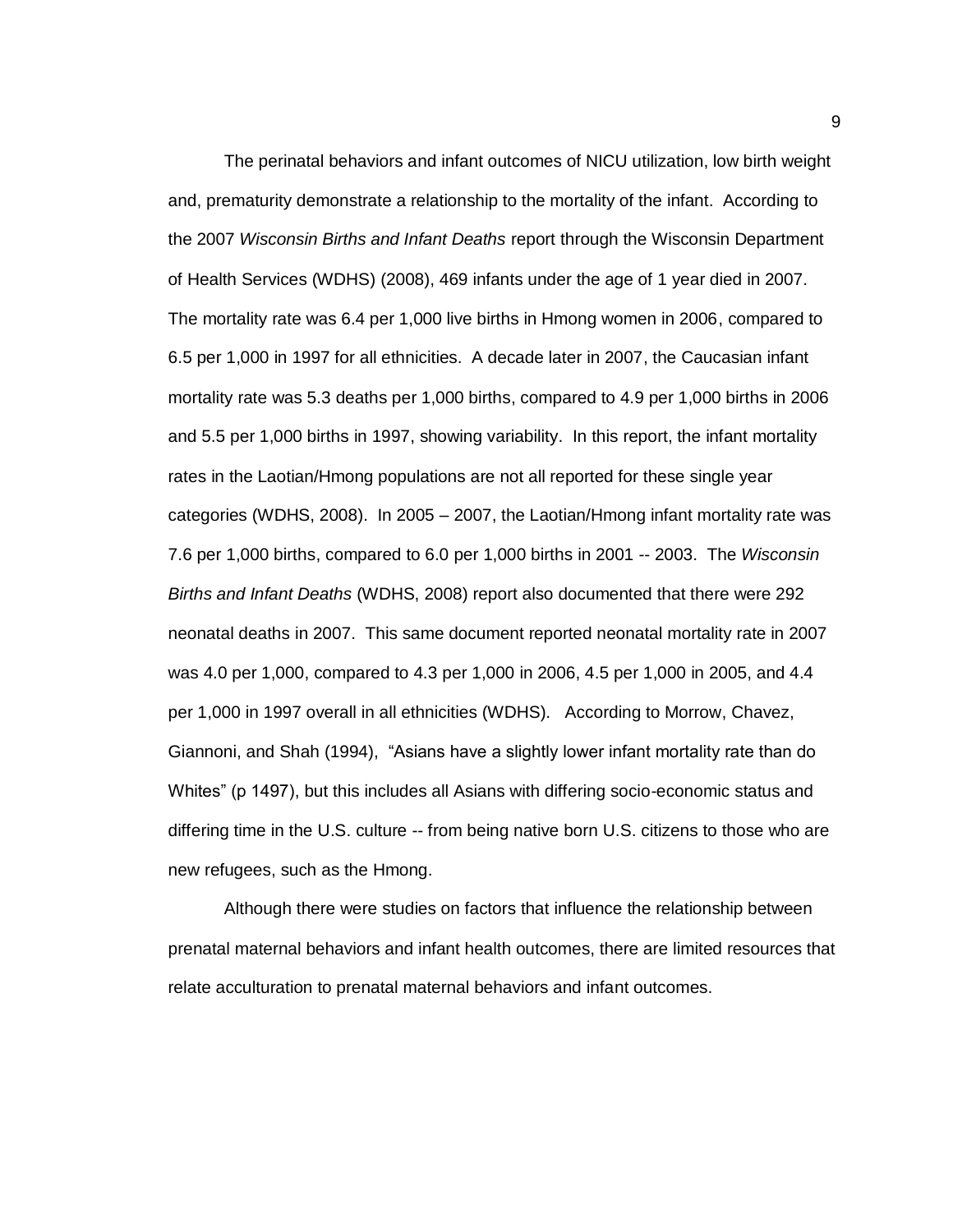The perinatal behaviors and infant outcomes of NICU utilization, low birth weight and, prematurity demonstrate a relationship to the mortality of the infant. According to the 2007 *Wisconsin Births and Infant Deaths* report through the Wisconsin Department of Health Services (WDHS) (2008), 469 infants under the age of 1 year died in 2007. The mortality rate was 6.4 per 1,000 live births in Hmong women in 2006, compared to 6.5 per 1,000 in 1997 for all ethnicities. A decade later in 2007, the Caucasian infant mortality rate was 5.3 deaths per 1,000 births, compared to 4.9 per 1,000 births in 2006 and 5.5 per 1,000 births in 1997, showing variability. In this report, the infant mortality rates in the Laotian/Hmong populations are not all reported for these single year categories (WDHS, 2008). In 2005 – 2007, the Laotian/Hmong infant mortality rate was 7.6 per 1,000 births, compared to 6.0 per 1,000 births in 2001 -- 2003. The *Wisconsin Births and Infant Deaths* (WDHS, 2008) report also documented that there were 292 neonatal deaths in 2007. This same document reported neonatal mortality rate in 2007 was 4.0 per 1,000, compared to 4.3 per 1,000 in 2006, 4.5 per 1,000 in 2005, and 4.4 per 1,000 in 1997 overall in all ethnicities (WDHS). According to Morrow, Chavez, Giannoni, and Shah (1994), "Asians have a slightly lower infant mortality rate than do Whites" (p 1497), but this includes all Asians with differing socio-economic status and differing time in the U.S. culture -- from being native born U.S. citizens to those who are new refugees, such as the Hmong.

Although there were studies on factors that influence the relationship between prenatal maternal behaviors and infant health outcomes, there are limited resources that relate acculturation to prenatal maternal behaviors and infant outcomes.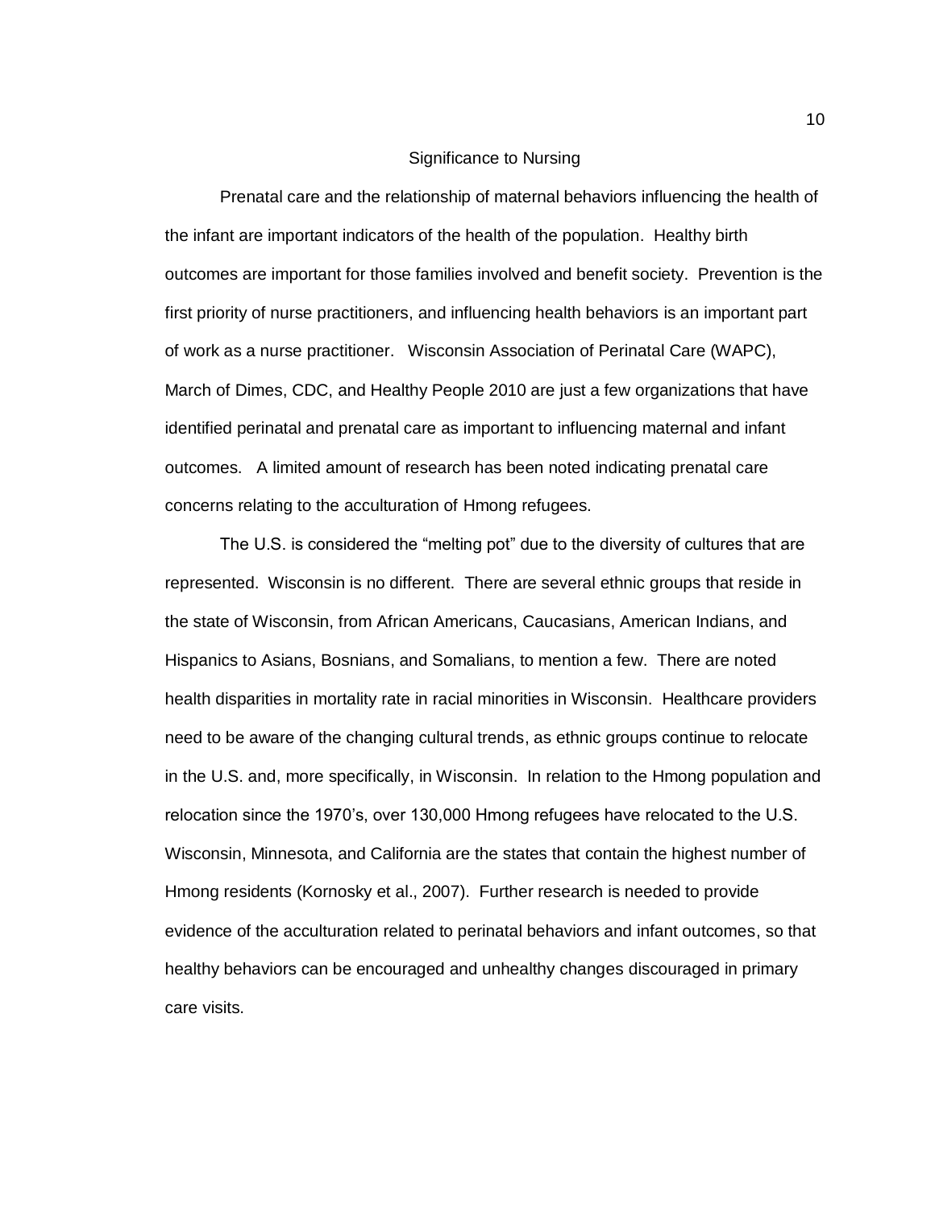## Significance to Nursing

Prenatal care and the relationship of maternal behaviors influencing the health of the infant are important indicators of the health of the population. Healthy birth outcomes are important for those families involved and benefit society. Prevention is the first priority of nurse practitioners, and influencing health behaviors is an important part of work as a nurse practitioner. Wisconsin Association of Perinatal Care (WAPC), March of Dimes, CDC, and Healthy People 2010 are just a few organizations that have identified perinatal and prenatal care as important to influencing maternal and infant outcomes. A limited amount of research has been noted indicating prenatal care concerns relating to the acculturation of Hmong refugees.

The U.S. is considered the "melting pot" due to the diversity of cultures that are represented. Wisconsin is no different. There are several ethnic groups that reside in the state of Wisconsin, from African Americans, Caucasians, American Indians, and Hispanics to Asians, Bosnians, and Somalians, to mention a few. There are noted health disparities in mortality rate in racial minorities in Wisconsin. Healthcare providers need to be aware of the changing cultural trends, as ethnic groups continue to relocate in the U.S. and, more specifically, in Wisconsin. In relation to the Hmong population and relocation since the 1970's, over 130,000 Hmong refugees have relocated to the U.S. Wisconsin, Minnesota, and California are the states that contain the highest number of Hmong residents (Kornosky et al., 2007). Further research is needed to provide evidence of the acculturation related to perinatal behaviors and infant outcomes, so that healthy behaviors can be encouraged and unhealthy changes discouraged in primary care visits.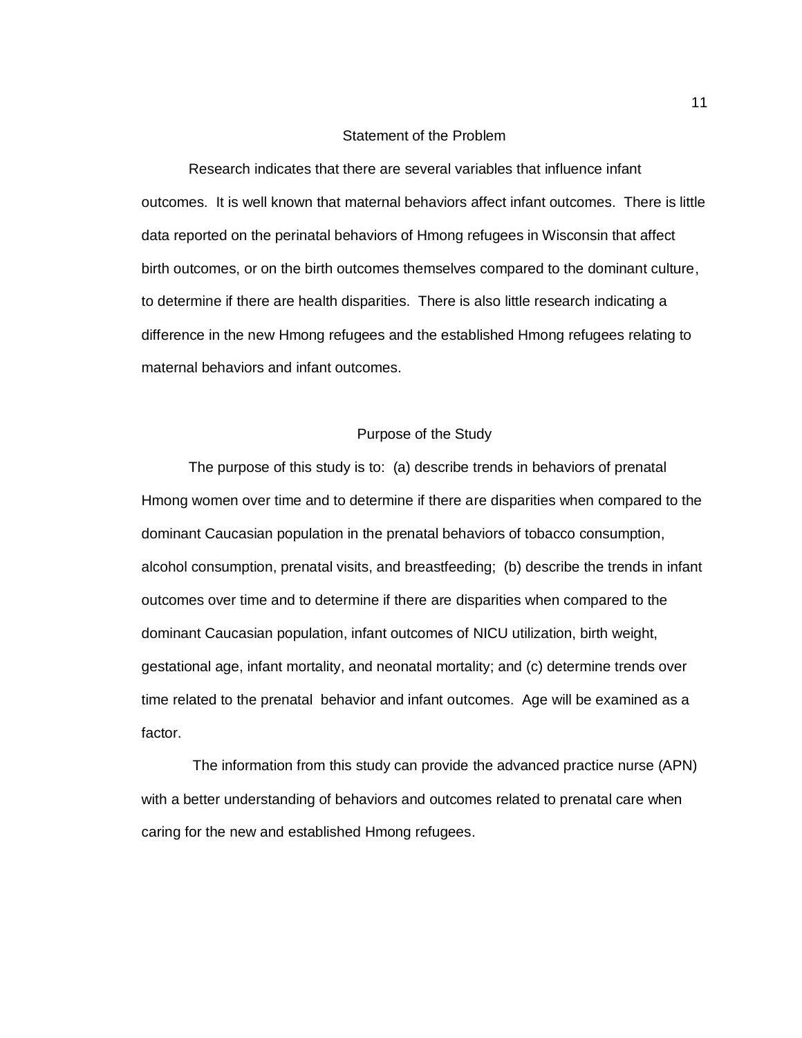## Statement of the Problem

Research indicates that there are several variables that influence infant outcomes. It is well known that maternal behaviors affect infant outcomes. There is little data reported on the perinatal behaviors of Hmong refugees in Wisconsin that affect birth outcomes, or on the birth outcomes themselves compared to the dominant culture, to determine if there are health disparities. There is also little research indicating a difference in the new Hmong refugees and the established Hmong refugees relating to maternal behaviors and infant outcomes.

## Purpose of the Study

The purpose of this study is to: (a) describe trends in behaviors of prenatal Hmong women over time and to determine if there are disparities when compared to the dominant Caucasian population in the prenatal behaviors of tobacco consumption, alcohol consumption, prenatal visits, and breastfeeding; (b) describe the trends in infant outcomes over time and to determine if there are disparities when compared to the dominant Caucasian population, infant outcomes of NICU utilization, birth weight, gestational age, infant mortality, and neonatal mortality; and (c) determine trends over time related to the prenatal behavior and infant outcomes. Age will be examined as a factor.

The information from this study can provide the advanced practice nurse (APN) with a better understanding of behaviors and outcomes related to prenatal care when caring for the new and established Hmong refugees.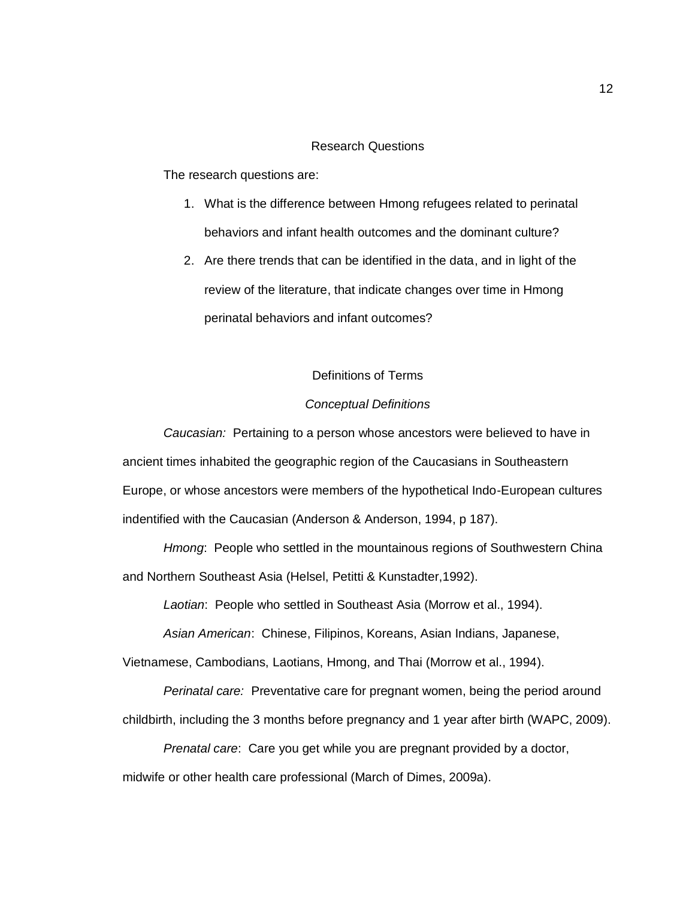## Research Questions

The research questions are:

1. What is the difference between Hmong refugees related to perinatal behaviors and infant health outcomes and the dominant culture?
2. Are there trends that can be identified in the data, and in light of the review of the literature, that indicate changes over time in Hmong perinatal behaviors and infant outcomes?

## Definitions of Terms

### *Conceptual Definitions*

*Caucasian:* Pertaining to a person whose ancestors were believed to have in ancient times inhabited the geographic region of the Caucasians in Southeastern Europe, or whose ancestors were members of the hypothetical Indo-European cultures indentified with the Caucasian (Anderson & Anderson, 1994, p 187).

*Hmong*: People who settled in the mountainous regions of Southwestern China and Northern Southeast Asia (Helsel, Petitti & Kunstadter,1992).

*Laotian*: People who settled in Southeast Asia (Morrow et al., 1994).

*Asian American*: Chinese, Filipinos, Koreans, Asian Indians, Japanese, Vietnamese, Cambodians, Laotians, Hmong, and Thai (Morrow et al., 1994).

*Perinatal care:* Preventative care for pregnant women, being the period around childbirth, including the 3 months before pregnancy and 1 year after birth (WAPC, 2009).

*Prenatal care*: Care you get while you are pregnant provided by a doctor, midwife or other health care professional (March of Dimes, 2009a).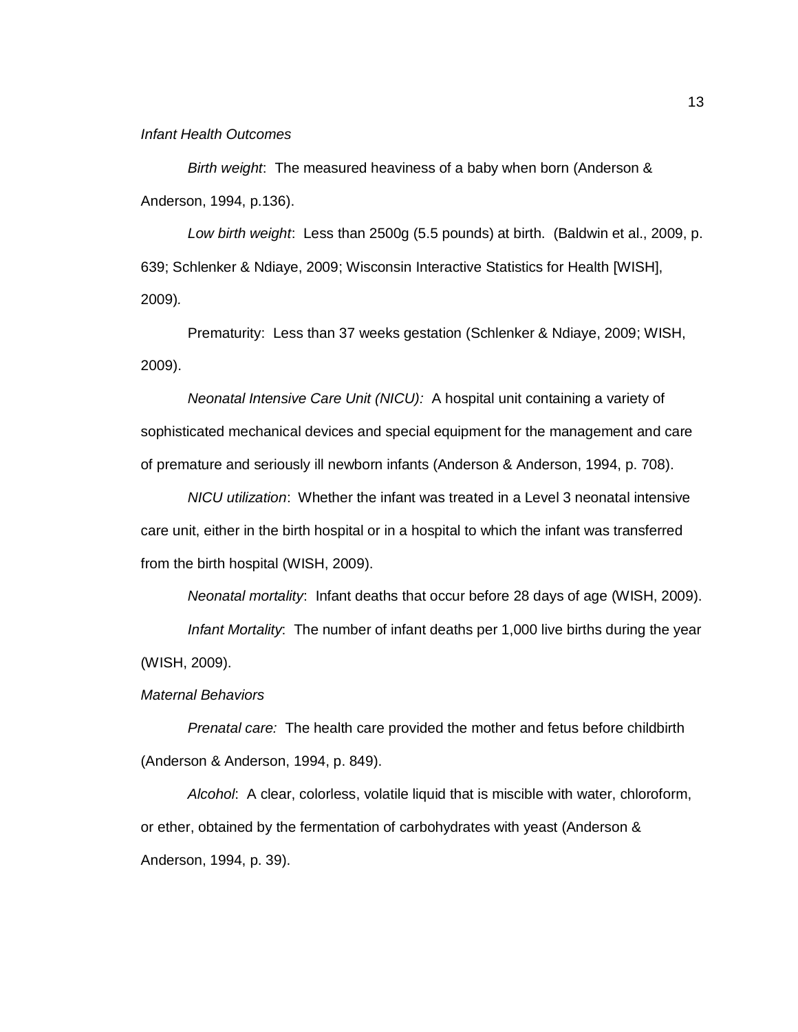### *Infant Health Outcomes*

*Birth weight*: The measured heaviness of a baby when born (Anderson & Anderson, 1994, p.136).

*Low birth weight*: Less than 2500g (5.5 pounds) at birth. (Baldwin et al., 2009, p. 639; Schlenker & Ndiaye, 2009; Wisconsin Interactive Statistics for Health [WISH], 2009).

Prematurity: Less than 37 weeks gestation (Schlenker & Ndiaye, 2009; WISH, 2009).

*Neonatal Intensive Care Unit (NICU):* A hospital unit containing a variety of sophisticated mechanical devices and special equipment for the management and care of premature and seriously ill newborn infants (Anderson & Anderson, 1994, p. 708).

*NICU utilization*: Whether the infant was treated in a Level 3 neonatal intensive care unit, either in the birth hospital or in a hospital to which the infant was transferred from the birth hospital (WISH, 2009).

*Neonatal mortality*: Infant deaths that occur before 28 days of age (WISH, 2009).

*Infant Mortality*: The number of infant deaths per 1,000 live births during the year (WISH, 2009).

### *Maternal Behaviors*

*Prenatal care:* The health care provided the mother and fetus before childbirth (Anderson & Anderson, 1994, p. 849).

*Alcohol*: A clear, colorless, volatile liquid that is miscible with water, chloroform, or ether, obtained by the fermentation of carbohydrates with yeast (Anderson & Anderson, 1994, p. 39).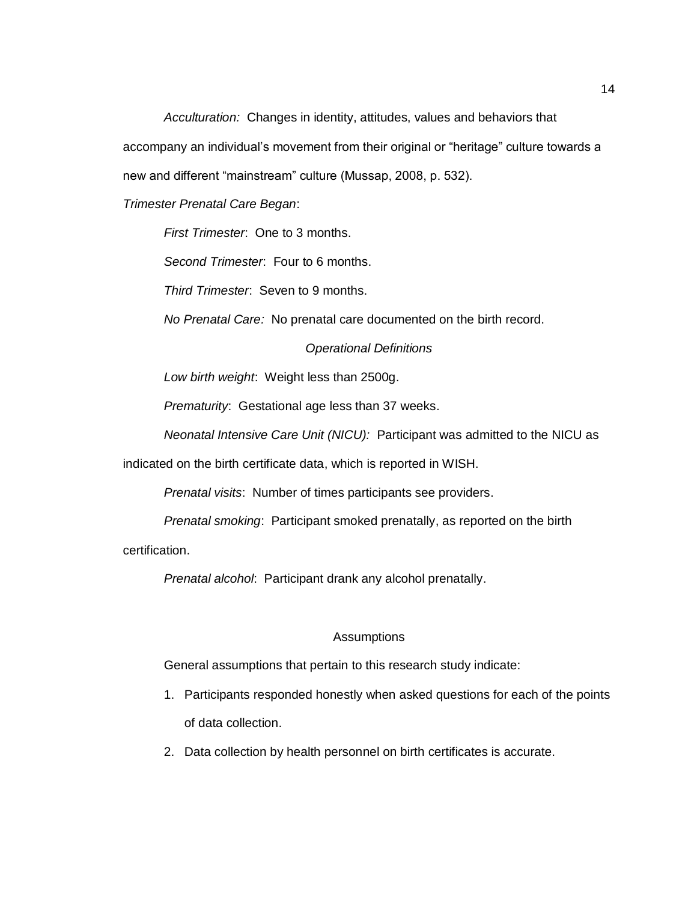*Acculturation:* Changes in identity, attitudes, values and behaviors that accompany an individual's movement from their original or "heritage" culture towards a new and different "mainstream" culture (Mussap, 2008, p. 532).

*Trimester Prenatal Care Began*:

*First Trimester*: One to 3 months.

*Second Trimester*: Four to 6 months.

*Third Trimester*: Seven to 9 months.

*No Prenatal Care:* No prenatal care documented on the birth record.

### *Operational Definitions*

*Low birth weight*: Weight less than 2500g.

*Prematurity*: Gestational age less than 37 weeks.

*Neonatal Intensive Care Unit (NICU):* Participant was admitted to the NICU as indicated on the birth certificate data, which is reported in WISH.

*Prenatal visits*: Number of times participants see providers.

*Prenatal smoking*: Participant smoked prenatally, as reported on the birth certification.

*Prenatal alcohol*: Participant drank any alcohol prenatally.

## Assumptions

General assumptions that pertain to this research study indicate:

1. Participants responded honestly when asked questions for each of the points of data collection.
2. Data collection by health personnel on birth certificates is accurate.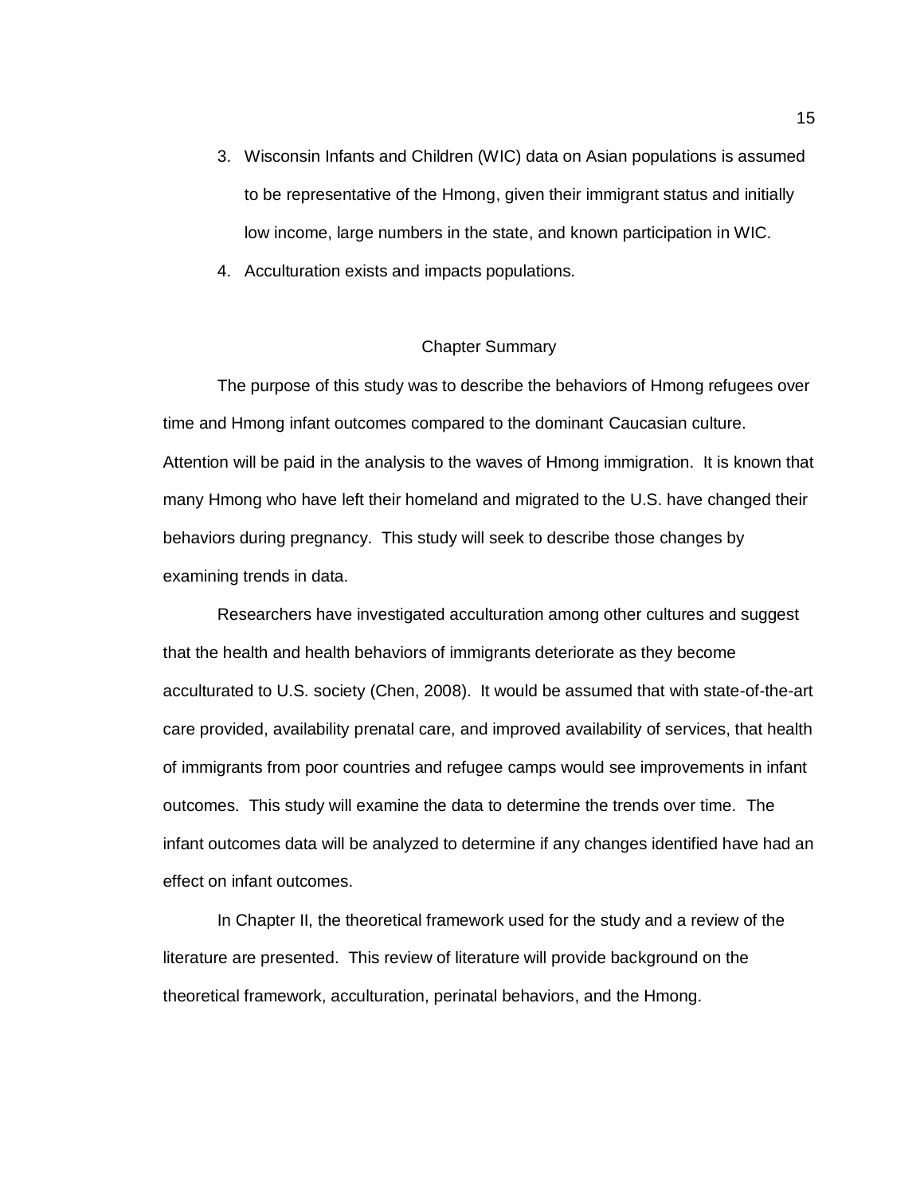3. Wisconsin Infants and Children (WIC) data on Asian populations is assumed to be representative of the Hmong, given their immigrant status and initially low income, large numbers in the state, and known participation in WIC.
4. Acculturation exists and impacts populations.

## Chapter Summary

The purpose of this study was to describe the behaviors of Hmong refugees over time and Hmong infant outcomes compared to the dominant Caucasian culture. Attention will be paid in the analysis to the waves of Hmong immigration. It is known that many Hmong who have left their homeland and migrated to the U.S. have changed their behaviors during pregnancy. This study will seek to describe those changes by examining trends in data.

Researchers have investigated acculturation among other cultures and suggest that the health and health behaviors of immigrants deteriorate as they become acculturated to U.S. society (Chen, 2008). It would be assumed that with state-of-the-art care provided, availability prenatal care, and improved availability of services, that health of immigrants from poor countries and refugee camps would see improvements in infant outcomes. This study will examine the data to determine the trends over time. The infant outcomes data will be analyzed to determine if any changes identified have had an effect on infant outcomes.

In Chapter II, the theoretical framework used for the study and a review of the literature are presented. This review of literature will provide background on the theoretical framework, acculturation, perinatal behaviors, and the Hmong.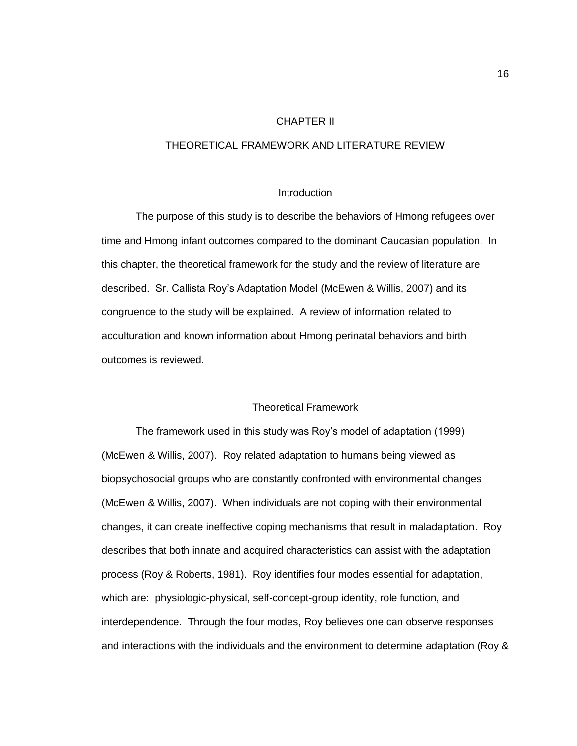# CHAPTER II

# THEORETICAL FRAMEWORK AND LITERATURE REVIEW

## Introduction

The purpose of this study is to describe the behaviors of Hmong refugees over time and Hmong infant outcomes compared to the dominant Caucasian population. In this chapter, the theoretical framework for the study and the review of literature are described. Sr. Callista Roy's Adaptation Model (McEwen & Willis, 2007) and its congruence to the study will be explained. A review of information related to acculturation and known information about Hmong perinatal behaviors and birth outcomes is reviewed.

## Theoretical Framework

The framework used in this study was Roy's model of adaptation (1999) (McEwen & Willis, 2007). Roy related adaptation to humans being viewed as biopsychosocial groups who are constantly confronted with environmental changes (McEwen & Willis, 2007). When individuals are not coping with their environmental changes, it can create ineffective coping mechanisms that result in maladaptation. Roy describes that both innate and acquired characteristics can assist with the adaptation process (Roy & Roberts, 1981). Roy identifies four modes essential for adaptation, which are: physiologic-physical, self-concept-group identity, role function, and interdependence. Through the four modes, Roy believes one can observe responses and interactions with the individuals and the environment to determine adaptation (Roy &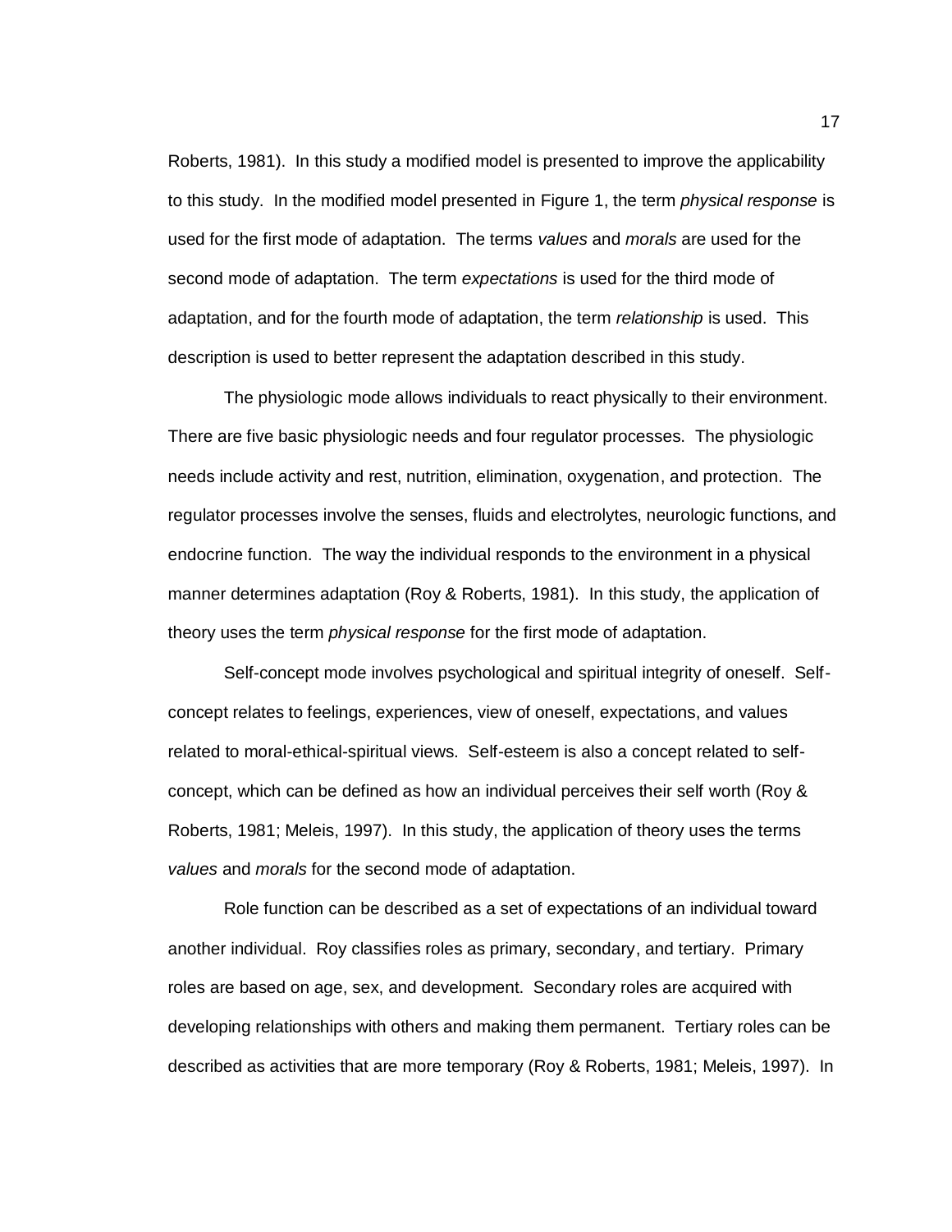Roberts, 1981). In this study a modified model is presented to improve the applicability to this study. In the modified model presented in Figure 1, the term *physical response* is used for the first mode of adaptation. The terms *values* and *morals* are used for the second mode of adaptation. The term *expectations* is used for the third mode of adaptation, and for the fourth mode of adaptation, the term *relationship* is used. This description is used to better represent the adaptation described in this study.

The physiologic mode allows individuals to react physically to their environment. There are five basic physiologic needs and four regulator processes. The physiologic needs include activity and rest, nutrition, elimination, oxygenation, and protection. The regulator processes involve the senses, fluids and electrolytes, neurologic functions, and endocrine function. The way the individual responds to the environment in a physical manner determines adaptation (Roy & Roberts, 1981). In this study, the application of theory uses the term *physical response* for the first mode of adaptation.

Self-concept mode involves psychological and spiritual integrity of oneself. Self-concept relates to feelings, experiences, view of oneself, expectations, and values related to moral-ethical-spiritual views. Self-esteem is also a concept related to self-concept, which can be defined as how an individual perceives their self worth (Roy & Roberts, 1981; Meleis, 1997). In this study, the application of theory uses the terms *values* and *morals* for the second mode of adaptation.

Role function can be described as a set of expectations of an individual toward another individual. Roy classifies roles as primary, secondary, and tertiary. Primary roles are based on age, sex, and development. Secondary roles are acquired with developing relationships with others and making them permanent. Tertiary roles can be described as activities that are more temporary (Roy & Roberts, 1981; Meleis, 1997). In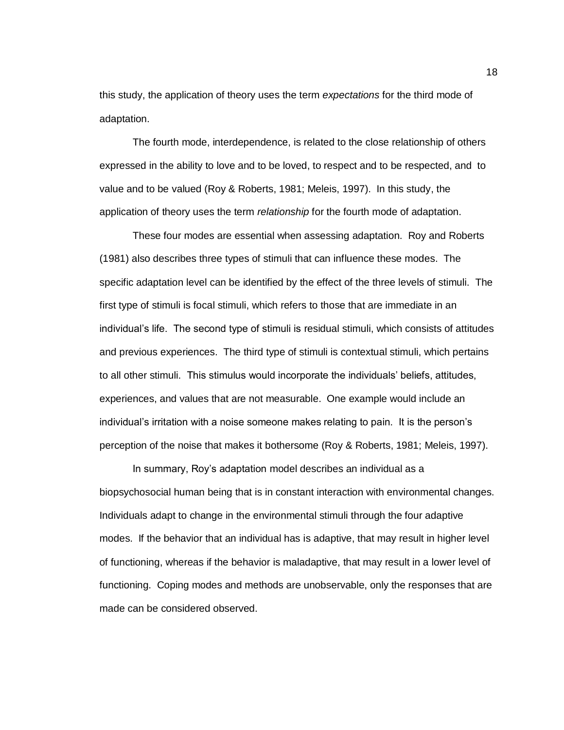this study, the application of theory uses the term *expectations* for the third mode of adaptation.

The fourth mode, interdependence, is related to the close relationship of others expressed in the ability to love and to be loved, to respect and to be respected, and to value and to be valued (Roy & Roberts, 1981; Meleis, 1997). In this study, the application of theory uses the term *relationship* for the fourth mode of adaptation.

These four modes are essential when assessing adaptation. Roy and Roberts (1981) also describes three types of stimuli that can influence these modes. The specific adaptation level can be identified by the effect of the three levels of stimuli. The first type of stimuli is focal stimuli, which refers to those that are immediate in an individual's life. The second type of stimuli is residual stimuli, which consists of attitudes and previous experiences. The third type of stimuli is contextual stimuli, which pertains to all other stimuli. This stimulus would incorporate the individuals' beliefs, attitudes, experiences, and values that are not measurable. One example would include an individual's irritation with a noise someone makes relating to pain. It is the person's perception of the noise that makes it bothersome (Roy & Roberts, 1981; Meleis, 1997).

In summary, Roy's adaptation model describes an individual as a biopsychosocial human being that is in constant interaction with environmental changes. Individuals adapt to change in the environmental stimuli through the four adaptive modes. If the behavior that an individual has is adaptive, that may result in higher level of functioning, whereas if the behavior is maladaptive, that may result in a lower level of functioning. Coping modes and methods are unobservable, only the responses that are made can be considered observed.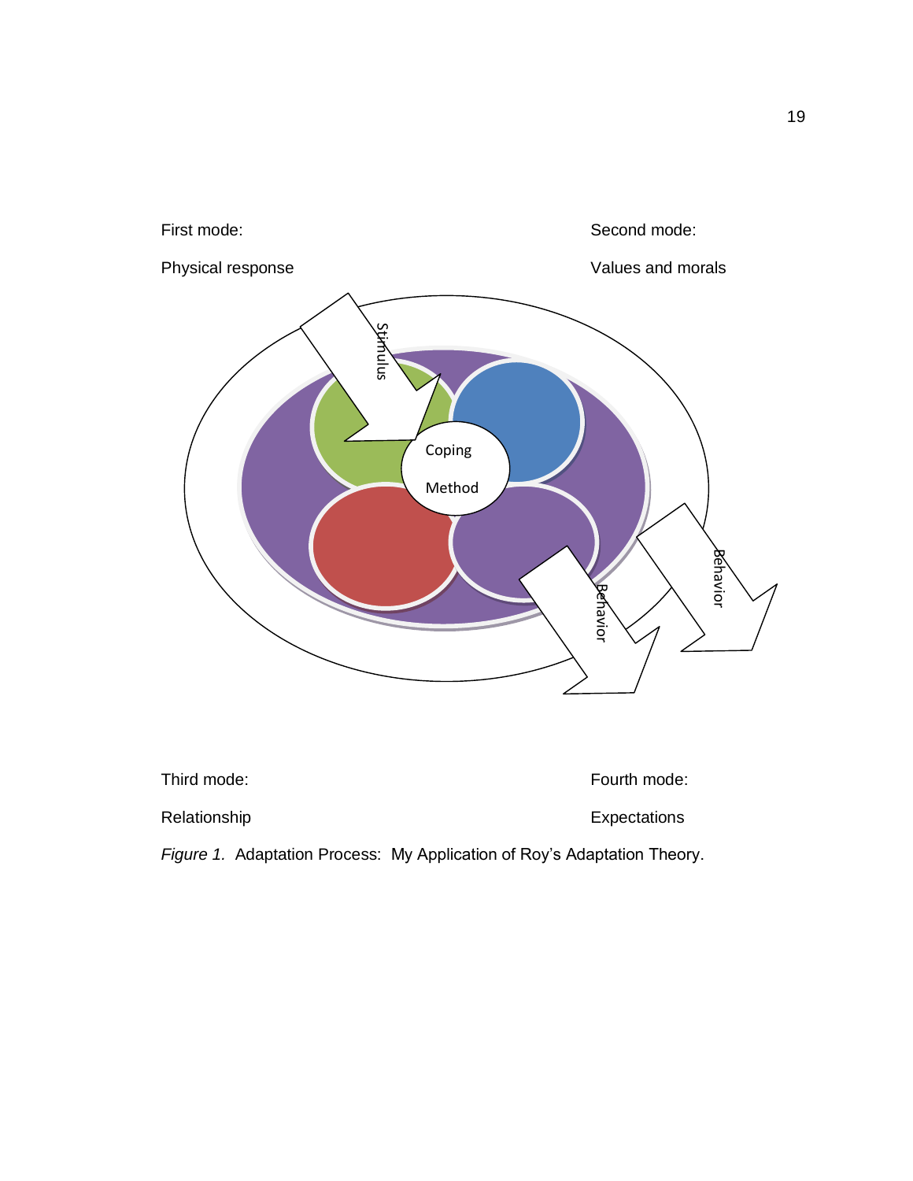First mode:

Physical response

Second mode:

Values and morals

Stimulus

Coping

Method

Behavior

Behavior

Third mode:

Relationship

Fourth mode:

Expectations

*Figure 1.* Adaptation Process: My Application of Roy's Adaptation Theory.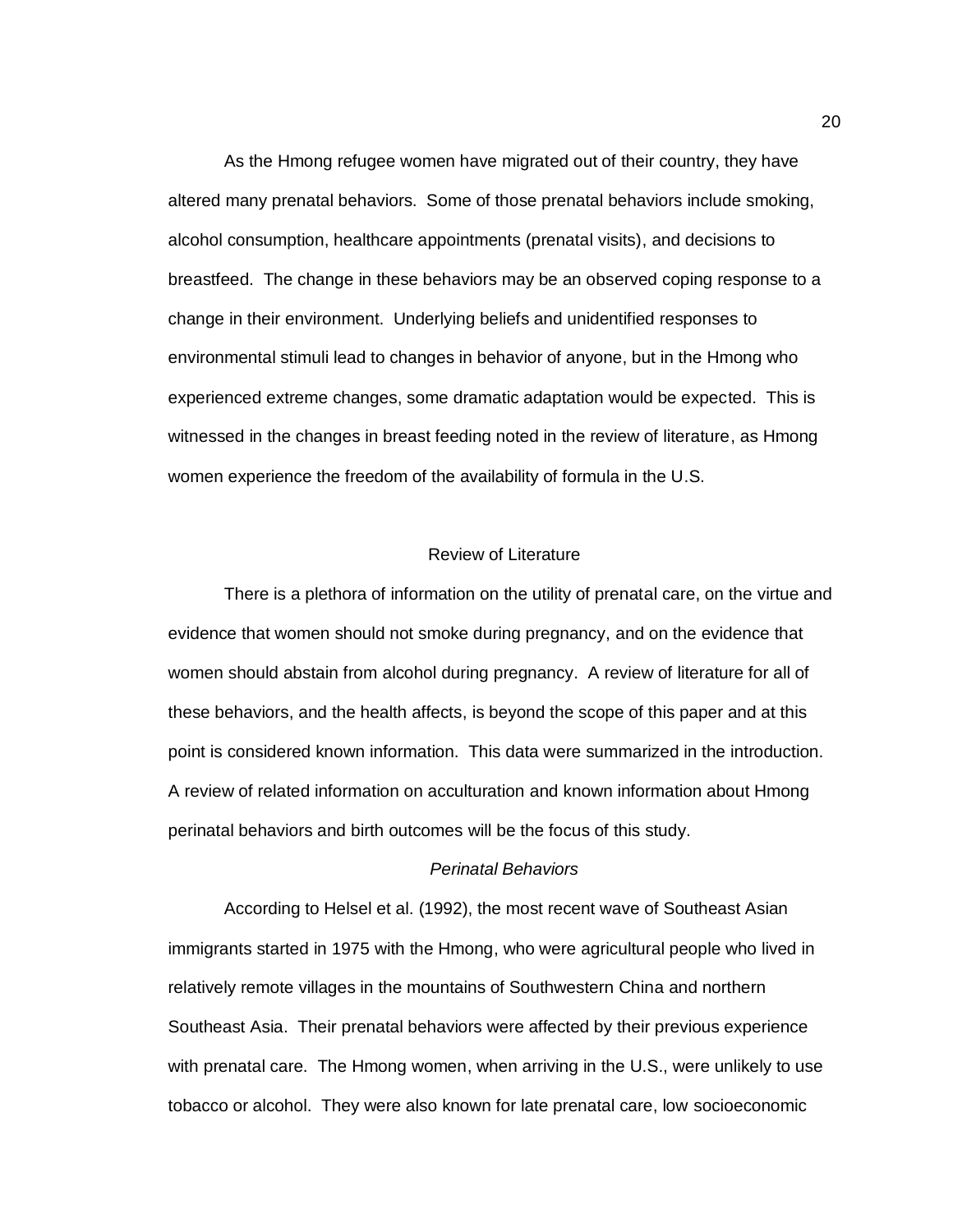As the Hmong refugee women have migrated out of their country, they have altered many prenatal behaviors. Some of those prenatal behaviors include smoking, alcohol consumption, healthcare appointments (prenatal visits), and decisions to breastfeed. The change in these behaviors may be an observed coping response to a change in their environment. Underlying beliefs and unidentified responses to environmental stimuli lead to changes in behavior of anyone, but in the Hmong who experienced extreme changes, some dramatic adaptation would be expected. This is witnessed in the changes in breast feeding noted in the review of literature, as Hmong women experience the freedom of the availability of formula in the U.S.

## Review of Literature

There is a plethora of information on the utility of prenatal care, on the virtue and evidence that women should not smoke during pregnancy, and on the evidence that women should abstain from alcohol during pregnancy. A review of literature for all of these behaviors, and the health affects, is beyond the scope of this paper and at this point is considered known information. This data were summarized in the introduction. A review of related information on acculturation and known information about Hmong perinatal behaviors and birth outcomes will be the focus of this study.

### *Perinatal Behaviors*

According to Helsel et al. (1992), the most recent wave of Southeast Asian immigrants started in 1975 with the Hmong, who were agricultural people who lived in relatively remote villages in the mountains of Southwestern China and northern Southeast Asia. Their prenatal behaviors were affected by their previous experience with prenatal care. The Hmong women, when arriving in the U.S., were unlikely to use tobacco or alcohol. They were also known for late prenatal care, low socioeconomic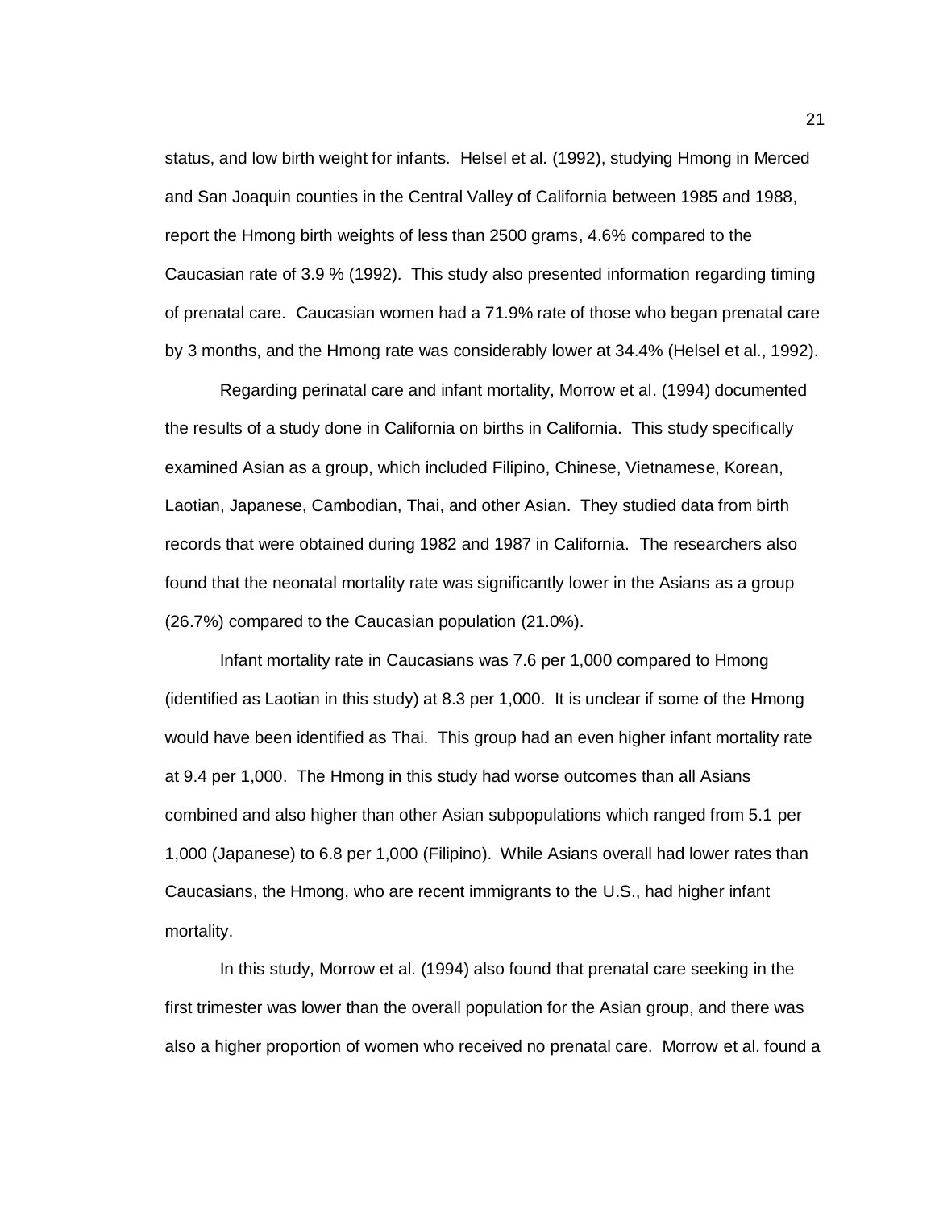status, and low birth weight for infants. Helsel et al. (1992), studying Hmong in Merced and San Joaquin counties in the Central Valley of California between 1985 and 1988, report the Hmong birth weights of less than 2500 grams, 4.6% compared to the Caucasian rate of 3.9 % (1992). This study also presented information regarding timing of prenatal care. Caucasian women had a 71.9% rate of those who began prenatal care by 3 months, and the Hmong rate was considerably lower at 34.4% (Helsel et al., 1992).

Regarding perinatal care and infant mortality, Morrow et al. (1994) documented the results of a study done in California on births in California. This study specifically examined Asian as a group, which included Filipino, Chinese, Vietnamese, Korean, Laotian, Japanese, Cambodian, Thai, and other Asian. They studied data from birth records that were obtained during 1982 and 1987 in California. The researchers also found that the neonatal mortality rate was significantly lower in the Asians as a group (26.7%) compared to the Caucasian population (21.0%).

Infant mortality rate in Caucasians was 7.6 per 1,000 compared to Hmong (identified as Laotian in this study) at 8.3 per 1,000. It is unclear if some of the Hmong would have been identified as Thai. This group had an even higher infant mortality rate at 9.4 per 1,000. The Hmong in this study had worse outcomes than all Asians combined and also higher than other Asian subpopulations which ranged from 5.1 per 1,000 (Japanese) to 6.8 per 1,000 (Filipino). While Asians overall had lower rates than Caucasians, the Hmong, who are recent immigrants to the U.S., had higher infant mortality.

In this study, Morrow et al. (1994) also found that prenatal care seeking in the first trimester was lower than the overall population for the Asian group, and there was also a higher proportion of women who received no prenatal care. Morrow et al. found a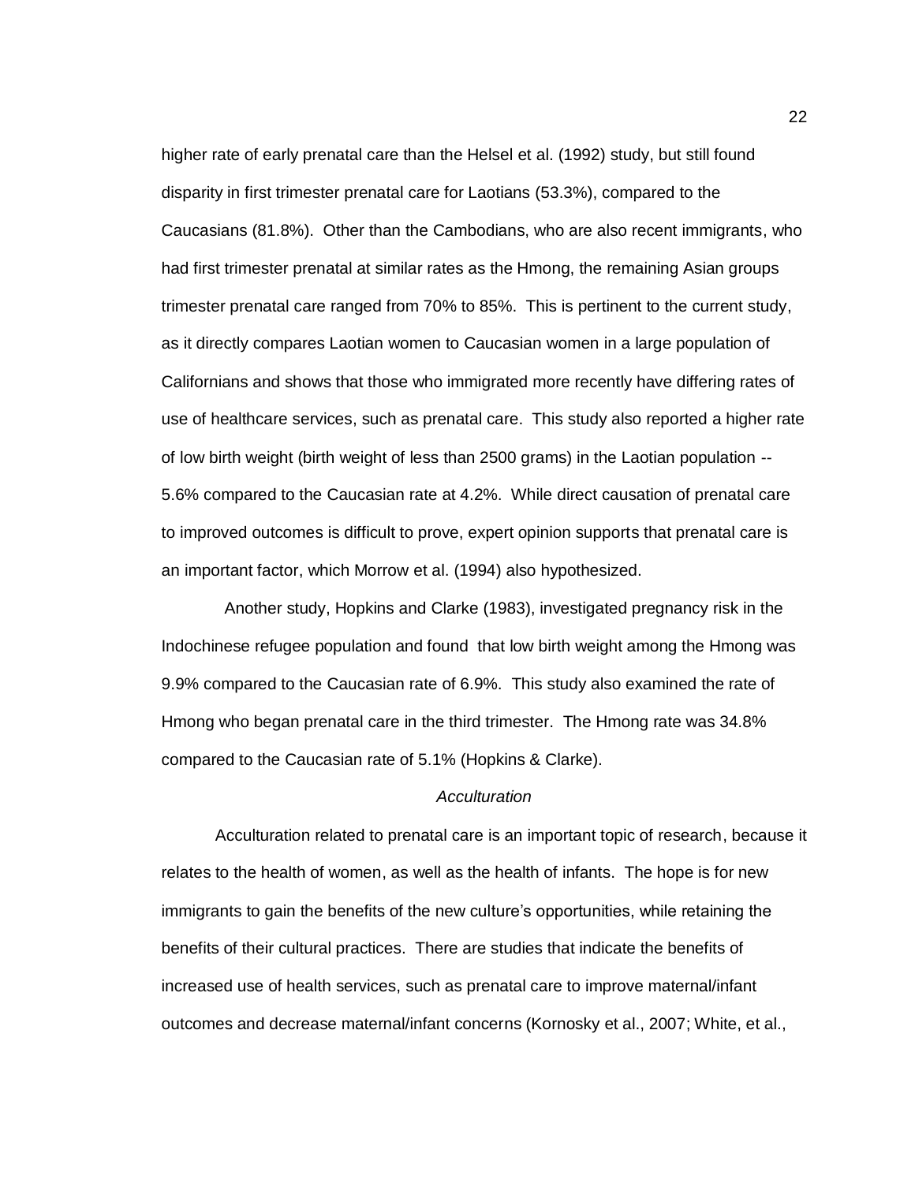higher rate of early prenatal care than the Helsel et al. (1992) study, but still found disparity in first trimester prenatal care for Laotians (53.3%), compared to the Caucasians (81.8%). Other than the Cambodians, who are also recent immigrants, who had first trimester prenatal at similar rates as the Hmong, the remaining Asian groups trimester prenatal care ranged from 70% to 85%. This is pertinent to the current study, as it directly compares Laotian women to Caucasian women in a large population of Californians and shows that those who immigrated more recently have differing rates of use of healthcare services, such as prenatal care. This study also reported a higher rate of low birth weight (birth weight of less than 2500 grams) in the Laotian population -- 5.6% compared to the Caucasian rate at 4.2%. While direct causation of prenatal care to improved outcomes is difficult to prove, expert opinion supports that prenatal care is an important factor, which Morrow et al. (1994) also hypothesized.

Another study, Hopkins and Clarke (1983), investigated pregnancy risk in the Indochinese refugee population and found that low birth weight among the Hmong was 9.9% compared to the Caucasian rate of 6.9%. This study also examined the rate of Hmong who began prenatal care in the third trimester. The Hmong rate was 34.8% compared to the Caucasian rate of 5.1% (Hopkins & Clarke).

### *Acculturation*

Acculturation related to prenatal care is an important topic of research, because it relates to the health of women, as well as the health of infants. The hope is for new immigrants to gain the benefits of the new culture's opportunities, while retaining the benefits of their cultural practices. There are studies that indicate the benefits of increased use of health services, such as prenatal care to improve maternal/infant outcomes and decrease maternal/infant concerns (Kornosky et al., 2007; White, et al.,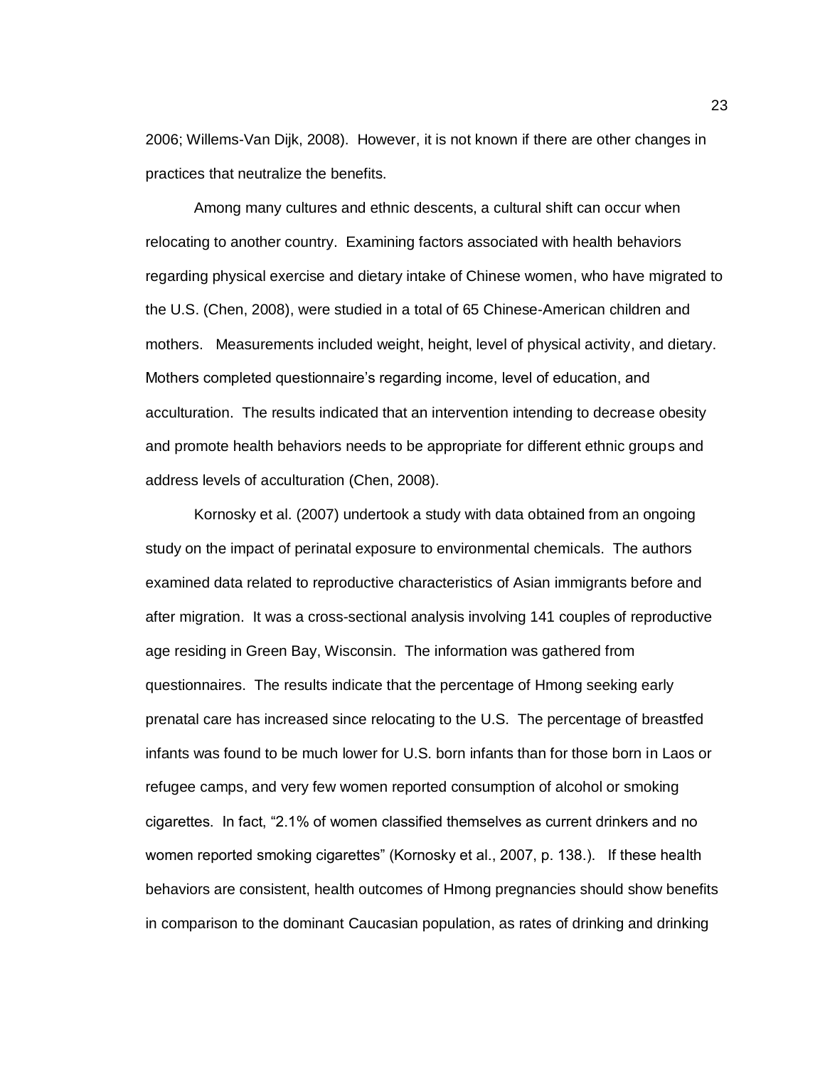2006; Willems-Van Dijk, 2008). However, it is not known if there are other changes in practices that neutralize the benefits.

Among many cultures and ethnic descents, a cultural shift can occur when relocating to another country. Examining factors associated with health behaviors regarding physical exercise and dietary intake of Chinese women, who have migrated to the U.S. (Chen, 2008), were studied in a total of 65 Chinese-American children and mothers. Measurements included weight, height, level of physical activity, and dietary. Mothers completed questionnaire's regarding income, level of education, and acculturation. The results indicated that an intervention intending to decrease obesity and promote health behaviors needs to be appropriate for different ethnic groups and address levels of acculturation (Chen, 2008).

Kornosky et al. (2007) undertook a study with data obtained from an ongoing study on the impact of perinatal exposure to environmental chemicals. The authors examined data related to reproductive characteristics of Asian immigrants before and after migration. It was a cross-sectional analysis involving 141 couples of reproductive age residing in Green Bay, Wisconsin. The information was gathered from questionnaires. The results indicate that the percentage of Hmong seeking early prenatal care has increased since relocating to the U.S. The percentage of breastfed infants was found to be much lower for U.S. born infants than for those born in Laos or refugee camps, and very few women reported consumption of alcohol or smoking cigarettes. In fact, "2.1% of women classified themselves as current drinkers and no women reported smoking cigarettes" (Kornosky et al., 2007, p. 138.). If these health behaviors are consistent, health outcomes of Hmong pregnancies should show benefits in comparison to the dominant Caucasian population, as rates of drinking and drinking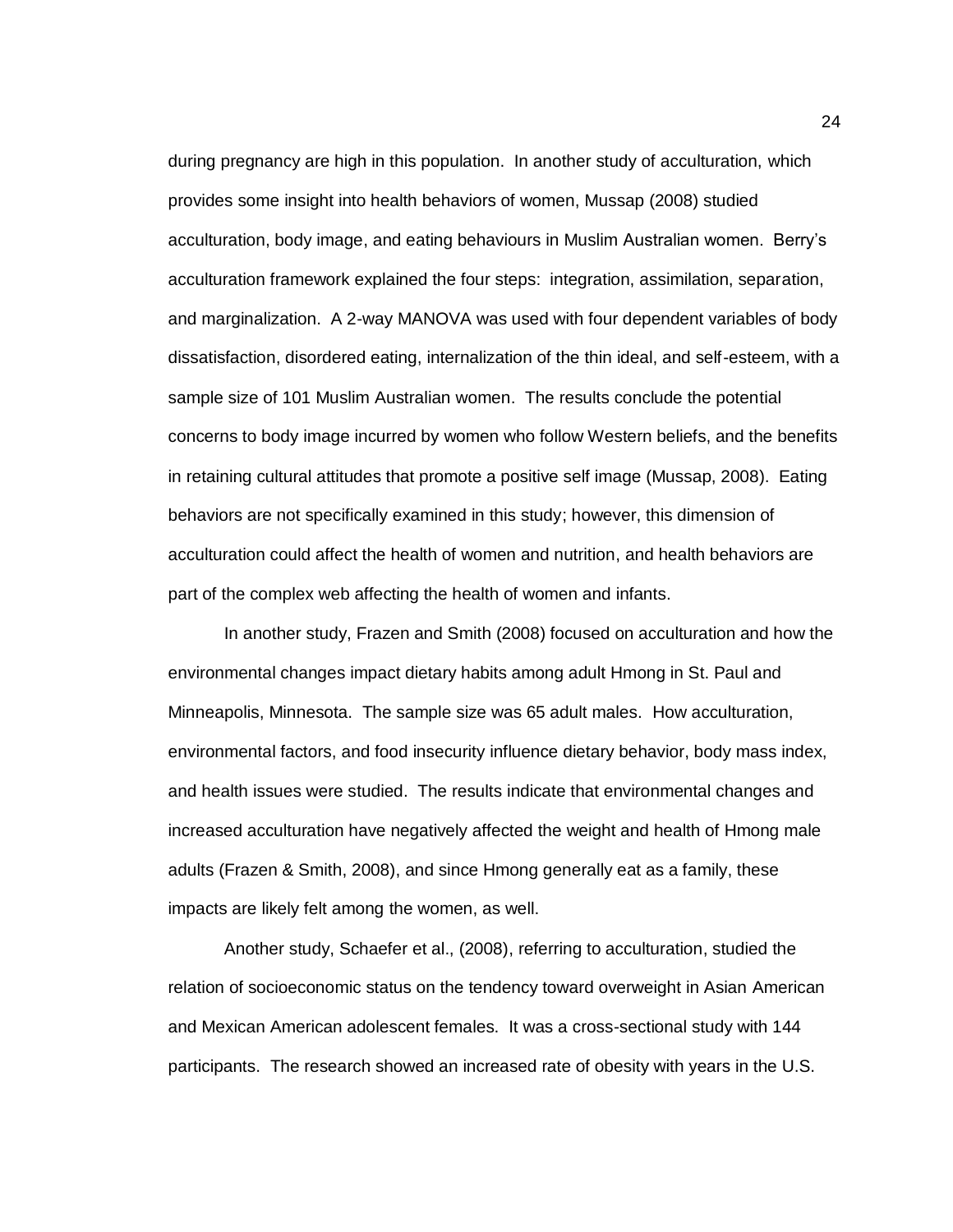during pregnancy are high in this population. In another study of acculturation, which provides some insight into health behaviors of women, Mussap (2008) studied acculturation, body image, and eating behaviours in Muslim Australian women. Berry's acculturation framework explained the four steps: integration, assimilation, separation, and marginalization. A 2-way MANOVA was used with four dependent variables of body dissatisfaction, disordered eating, internalization of the thin ideal, and self-esteem, with a sample size of 101 Muslim Australian women. The results conclude the potential concerns to body image incurred by women who follow Western beliefs, and the benefits in retaining cultural attitudes that promote a positive self image (Mussap, 2008). Eating behaviors are not specifically examined in this study; however, this dimension of acculturation could affect the health of women and nutrition, and health behaviors are part of the complex web affecting the health of women and infants.

In another study, Frazen and Smith (2008) focused on acculturation and how the environmental changes impact dietary habits among adult Hmong in St. Paul and Minneapolis, Minnesota. The sample size was 65 adult males. How acculturation, environmental factors, and food insecurity influence dietary behavior, body mass index, and health issues were studied. The results indicate that environmental changes and increased acculturation have negatively affected the weight and health of Hmong male adults (Frazen & Smith, 2008), and since Hmong generally eat as a family, these impacts are likely felt among the women, as well.

Another study, Schaefer et al., (2008), referring to acculturation, studied the relation of socioeconomic status on the tendency toward overweight in Asian American and Mexican American adolescent females. It was a cross-sectional study with 144 participants. The research showed an increased rate of obesity with years in the U.S.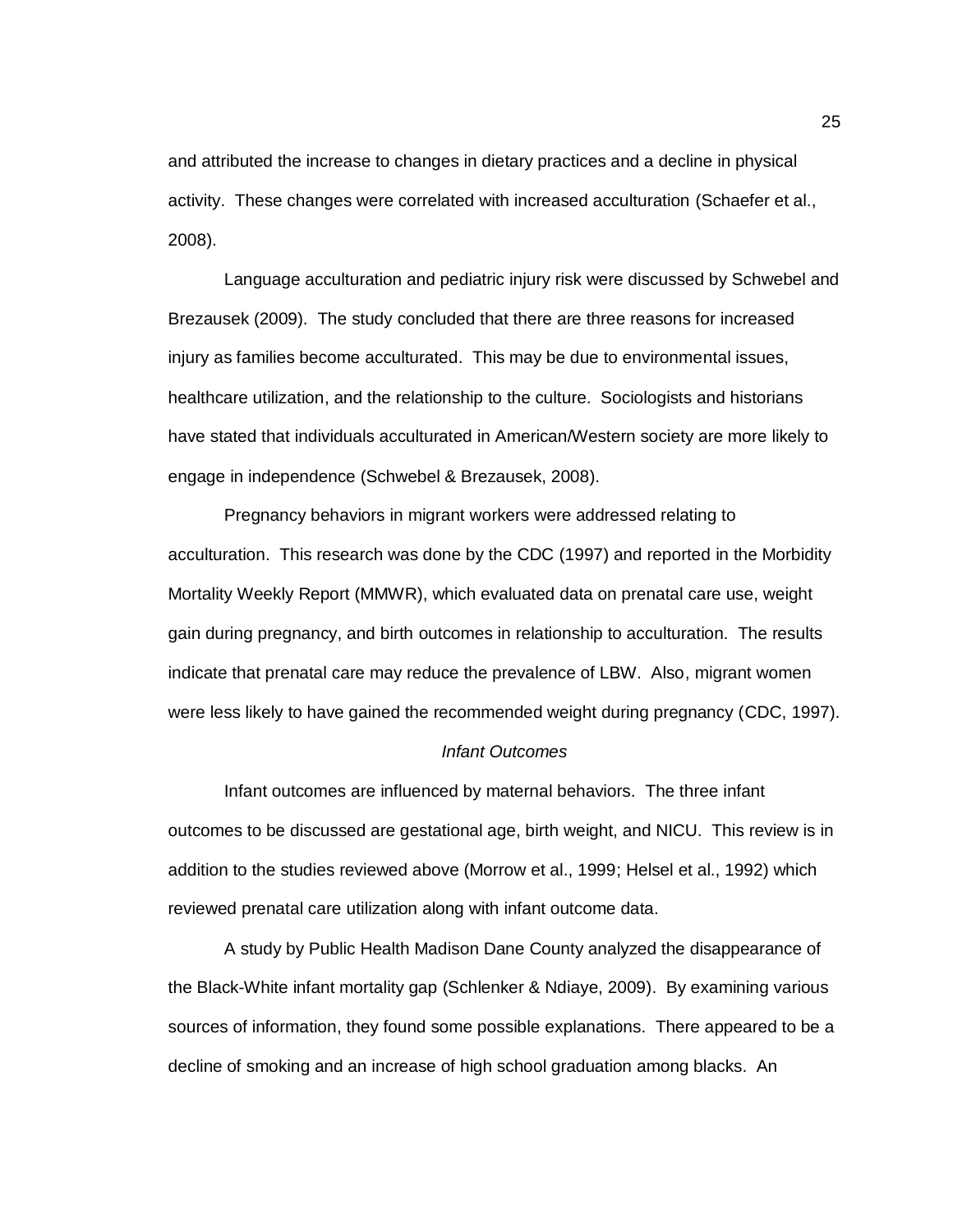and attributed the increase to changes in dietary practices and a decline in physical activity. These changes were correlated with increased acculturation (Schaefer et al., 2008).

Language acculturation and pediatric injury risk were discussed by Schwebel and Brezausek (2009). The study concluded that there are three reasons for increased injury as families become acculturated. This may be due to environmental issues, healthcare utilization, and the relationship to the culture. Sociologists and historians have stated that individuals acculturated in American/Western society are more likely to engage in independence (Schwebel & Brezausek, 2008).

Pregnancy behaviors in migrant workers were addressed relating to acculturation. This research was done by the CDC (1997) and reported in the Morbidity Mortality Weekly Report (MMWR), which evaluated data on prenatal care use, weight gain during pregnancy, and birth outcomes in relationship to acculturation. The results indicate that prenatal care may reduce the prevalence of LBW. Also, migrant women were less likely to have gained the recommended weight during pregnancy (CDC, 1997).

### *Infant Outcomes*

Infant outcomes are influenced by maternal behaviors. The three infant outcomes to be discussed are gestational age, birth weight, and NICU. This review is in addition to the studies reviewed above (Morrow et al., 1999; Helsel et al., 1992) which reviewed prenatal care utilization along with infant outcome data.

A study by Public Health Madison Dane County analyzed the disappearance of the Black-White infant mortality gap (Schlenker & Ndiaye, 2009). By examining various sources of information, they found some possible explanations. There appeared to be a decline of smoking and an increase of high school graduation among blacks. An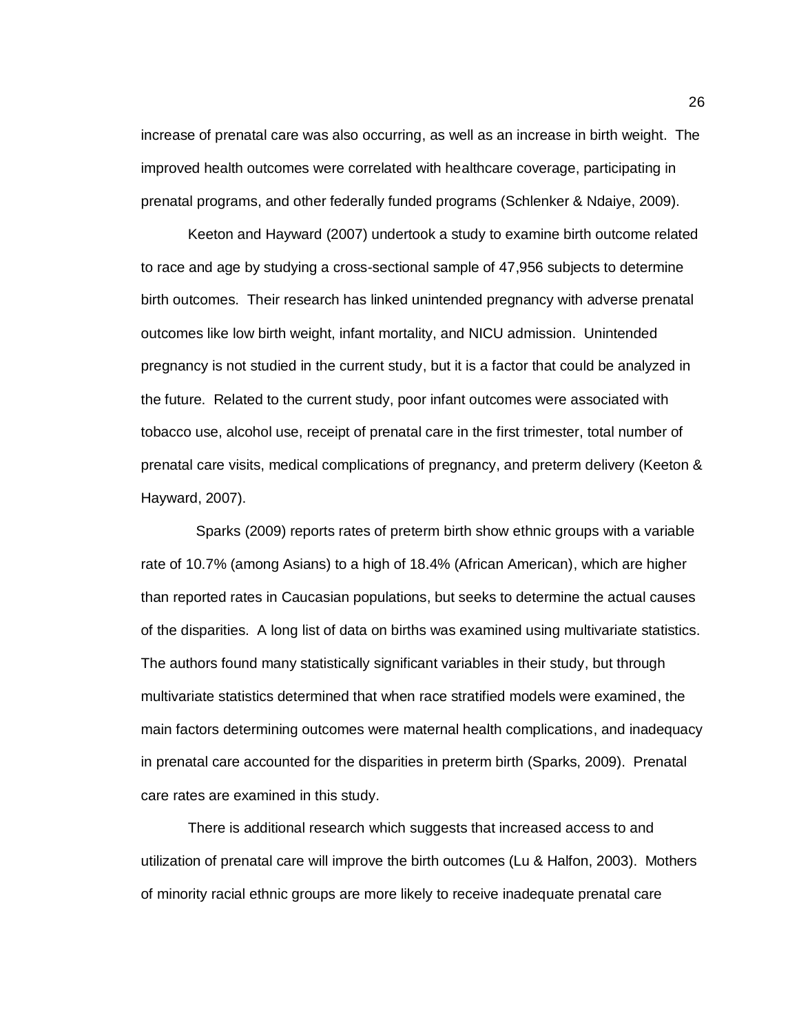increase of prenatal care was also occurring, as well as an increase in birth weight. The improved health outcomes were correlated with healthcare coverage, participating in prenatal programs, and other federally funded programs (Schlenker & Ndaiye, 2009).

Keeton and Hayward (2007) undertook a study to examine birth outcome related to race and age by studying a cross-sectional sample of 47,956 subjects to determine birth outcomes. Their research has linked unintended pregnancy with adverse prenatal outcomes like low birth weight, infant mortality, and NICU admission. Unintended pregnancy is not studied in the current study, but it is a factor that could be analyzed in the future. Related to the current study, poor infant outcomes were associated with tobacco use, alcohol use, receipt of prenatal care in the first trimester, total number of prenatal care visits, medical complications of pregnancy, and preterm delivery (Keeton & Hayward, 2007).

Sparks (2009) reports rates of preterm birth show ethnic groups with a variable rate of 10.7% (among Asians) to a high of 18.4% (African American), which are higher than reported rates in Caucasian populations, but seeks to determine the actual causes of the disparities. A long list of data on births was examined using multivariate statistics. The authors found many statistically significant variables in their study, but through multivariate statistics determined that when race stratified models were examined, the main factors determining outcomes were maternal health complications, and inadequacy in prenatal care accounted for the disparities in preterm birth (Sparks, 2009). Prenatal care rates are examined in this study.

There is additional research which suggests that increased access to and utilization of prenatal care will improve the birth outcomes (Lu & Halfon, 2003). Mothers of minority racial ethnic groups are more likely to receive inadequate prenatal care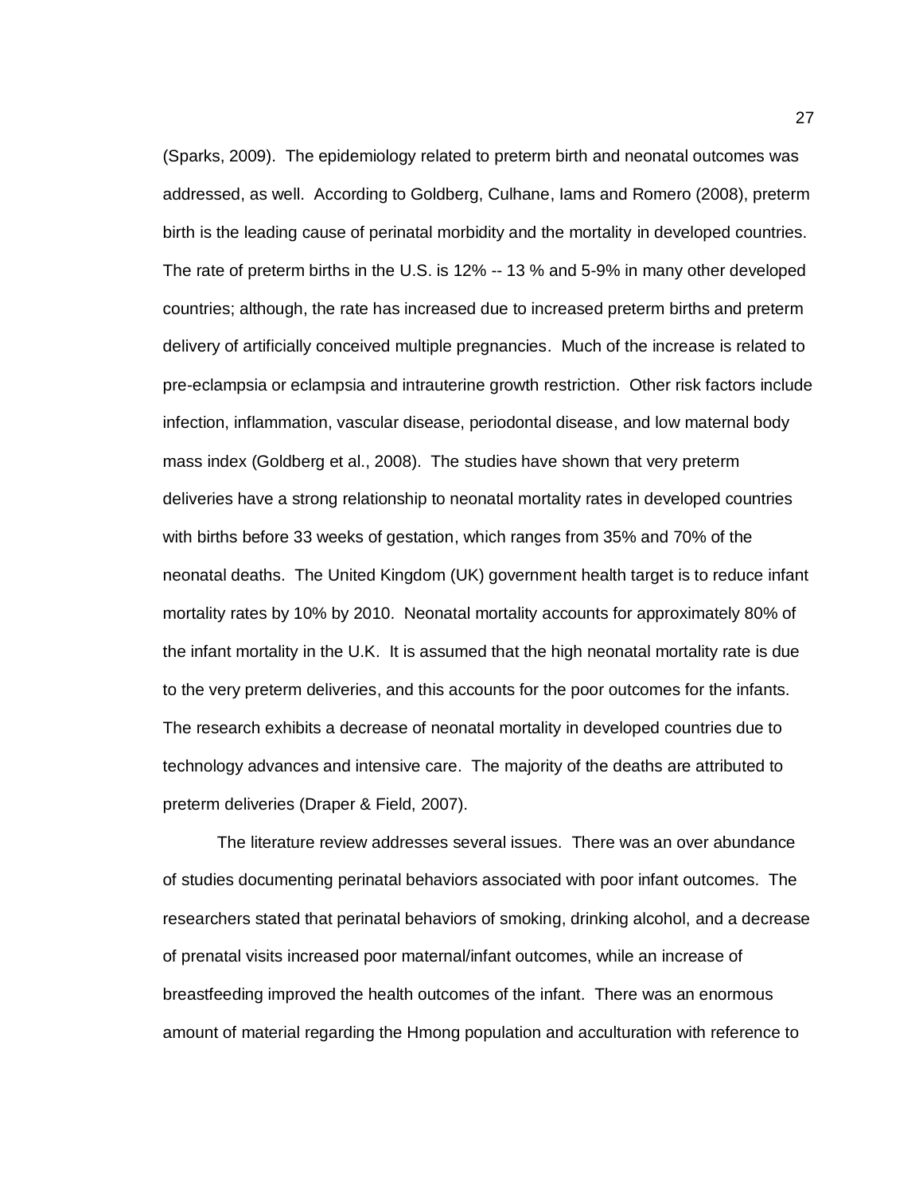(Sparks, 2009). The epidemiology related to preterm birth and neonatal outcomes was addressed, as well. According to Goldberg, Culhane, Iams and Romero (2008), preterm birth is the leading cause of perinatal morbidity and the mortality in developed countries. The rate of preterm births in the U.S. is 12% -- 13 % and 5-9% in many other developed countries; although, the rate has increased due to increased preterm births and preterm delivery of artificially conceived multiple pregnancies. Much of the increase is related to pre-eclampsia or eclampsia and intrauterine growth restriction. Other risk factors include infection, inflammation, vascular disease, periodontal disease, and low maternal body mass index (Goldberg et al., 2008). The studies have shown that very preterm deliveries have a strong relationship to neonatal mortality rates in developed countries with births before 33 weeks of gestation, which ranges from 35% and 70% of the neonatal deaths. The United Kingdom (UK) government health target is to reduce infant mortality rates by 10% by 2010. Neonatal mortality accounts for approximately 80% of the infant mortality in the U.K. It is assumed that the high neonatal mortality rate is due to the very preterm deliveries, and this accounts for the poor outcomes for the infants. The research exhibits a decrease of neonatal mortality in developed countries due to technology advances and intensive care. The majority of the deaths are attributed to preterm deliveries (Draper & Field, 2007).

The literature review addresses several issues. There was an over abundance of studies documenting perinatal behaviors associated with poor infant outcomes. The researchers stated that perinatal behaviors of smoking, drinking alcohol, and a decrease of prenatal visits increased poor maternal/infant outcomes, while an increase of breastfeeding improved the health outcomes of the infant. There was an enormous amount of material regarding the Hmong population and acculturation with reference to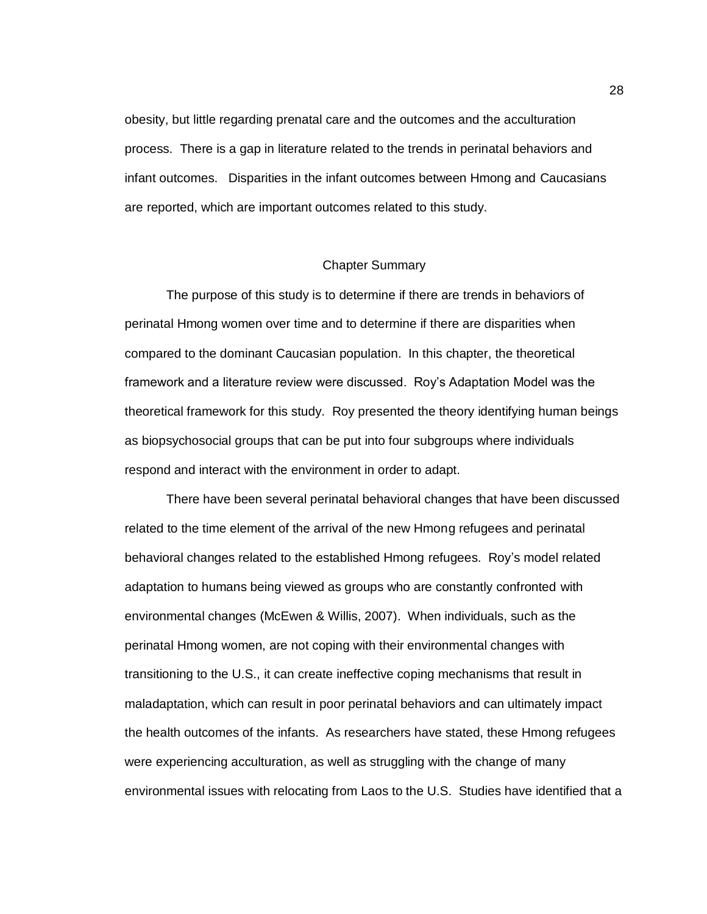obesity, but little regarding prenatal care and the outcomes and the acculturation process. There is a gap in literature related to the trends in perinatal behaviors and infant outcomes. Disparities in the infant outcomes between Hmong and Caucasians are reported, which are important outcomes related to this study.

## Chapter Summary

The purpose of this study is to determine if there are trends in behaviors of perinatal Hmong women over time and to determine if there are disparities when compared to the dominant Caucasian population. In this chapter, the theoretical framework and a literature review were discussed. Roy's Adaptation Model was the theoretical framework for this study. Roy presented the theory identifying human beings as biopsychosocial groups that can be put into four subgroups where individuals respond and interact with the environment in order to adapt.

There have been several perinatal behavioral changes that have been discussed related to the time element of the arrival of the new Hmong refugees and perinatal behavioral changes related to the established Hmong refugees. Roy's model related adaptation to humans being viewed as groups who are constantly confronted with environmental changes (McEwen & Willis, 2007). When individuals, such as the perinatal Hmong women, are not coping with their environmental changes with transitioning to the U.S., it can create ineffective coping mechanisms that result in maladaptation, which can result in poor perinatal behaviors and can ultimately impact the health outcomes of the infants. As researchers have stated, these Hmong refugees were experiencing acculturation, as well as struggling with the change of many environmental issues with relocating from Laos to the U.S. Studies have identified that a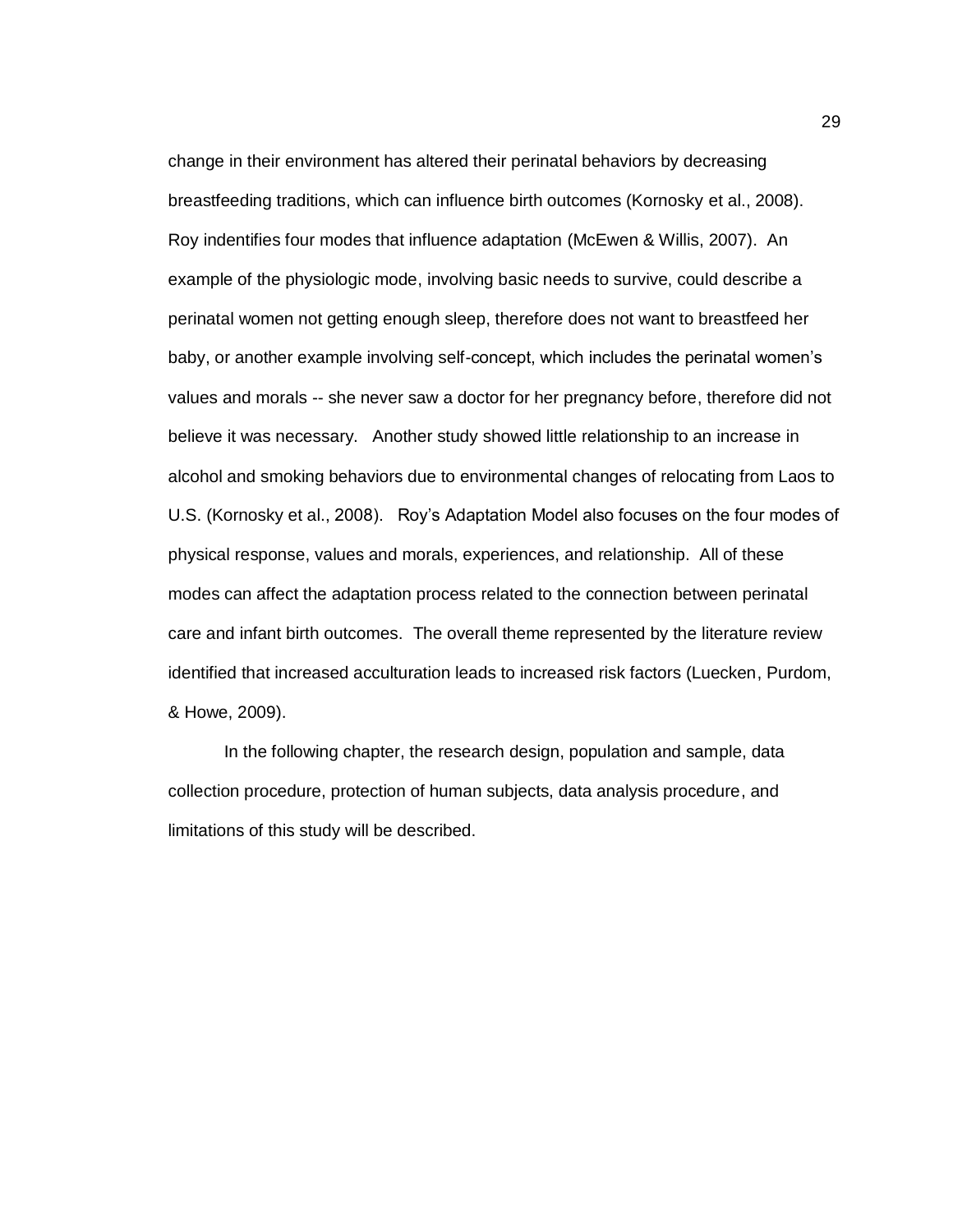change in their environment has altered their perinatal behaviors by decreasing breastfeeding traditions, which can influence birth outcomes (Kornosky et al., 2008). Roy indentifies four modes that influence adaptation (McEwen & Willis, 2007). An example of the physiologic mode, involving basic needs to survive, could describe a perinatal women not getting enough sleep, therefore does not want to breastfeed her baby, or another example involving self-concept, which includes the perinatal women's values and morals -- she never saw a doctor for her pregnancy before, therefore did not believe it was necessary. Another study showed little relationship to an increase in alcohol and smoking behaviors due to environmental changes of relocating from Laos to U.S. (Kornosky et al., 2008). Roy's Adaptation Model also focuses on the four modes of physical response, values and morals, experiences, and relationship. All of these modes can affect the adaptation process related to the connection between perinatal care and infant birth outcomes. The overall theme represented by the literature review identified that increased acculturation leads to increased risk factors (Luecken, Purdom, & Howe, 2009).

In the following chapter, the research design, population and sample, data collection procedure, protection of human subjects, data analysis procedure, and limitations of this study will be described.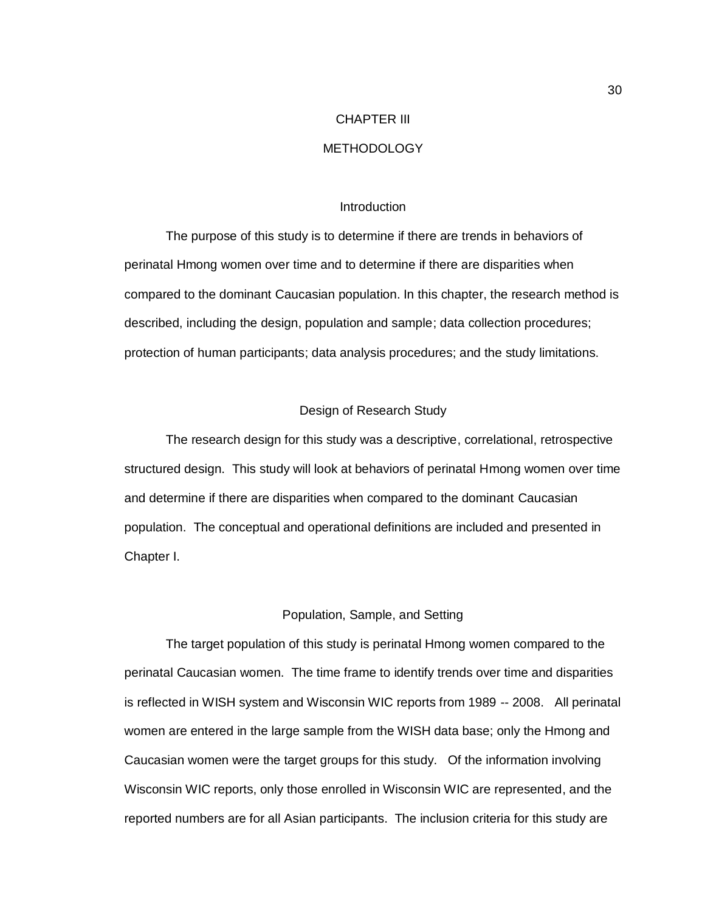# CHAPTER III

# METHODOLOGY

## Introduction

The purpose of this study is to determine if there are trends in behaviors of perinatal Hmong women over time and to determine if there are disparities when compared to the dominant Caucasian population. In this chapter, the research method is described, including the design, population and sample; data collection procedures; protection of human participants; data analysis procedures; and the study limitations.

## Design of Research Study

The research design for this study was a descriptive, correlational, retrospective structured design. This study will look at behaviors of perinatal Hmong women over time and determine if there are disparities when compared to the dominant Caucasian population. The conceptual and operational definitions are included and presented in Chapter I.

## Population, Sample, and Setting

The target population of this study is perinatal Hmong women compared to the perinatal Caucasian women. The time frame to identify trends over time and disparities is reflected in WISH system and Wisconsin WIC reports from 1989 -- 2008. All perinatal women are entered in the large sample from the WISH data base; only the Hmong and Caucasian women were the target groups for this study. Of the information involving Wisconsin WIC reports, only those enrolled in Wisconsin WIC are represented, and the reported numbers are for all Asian participants. The inclusion criteria for this study are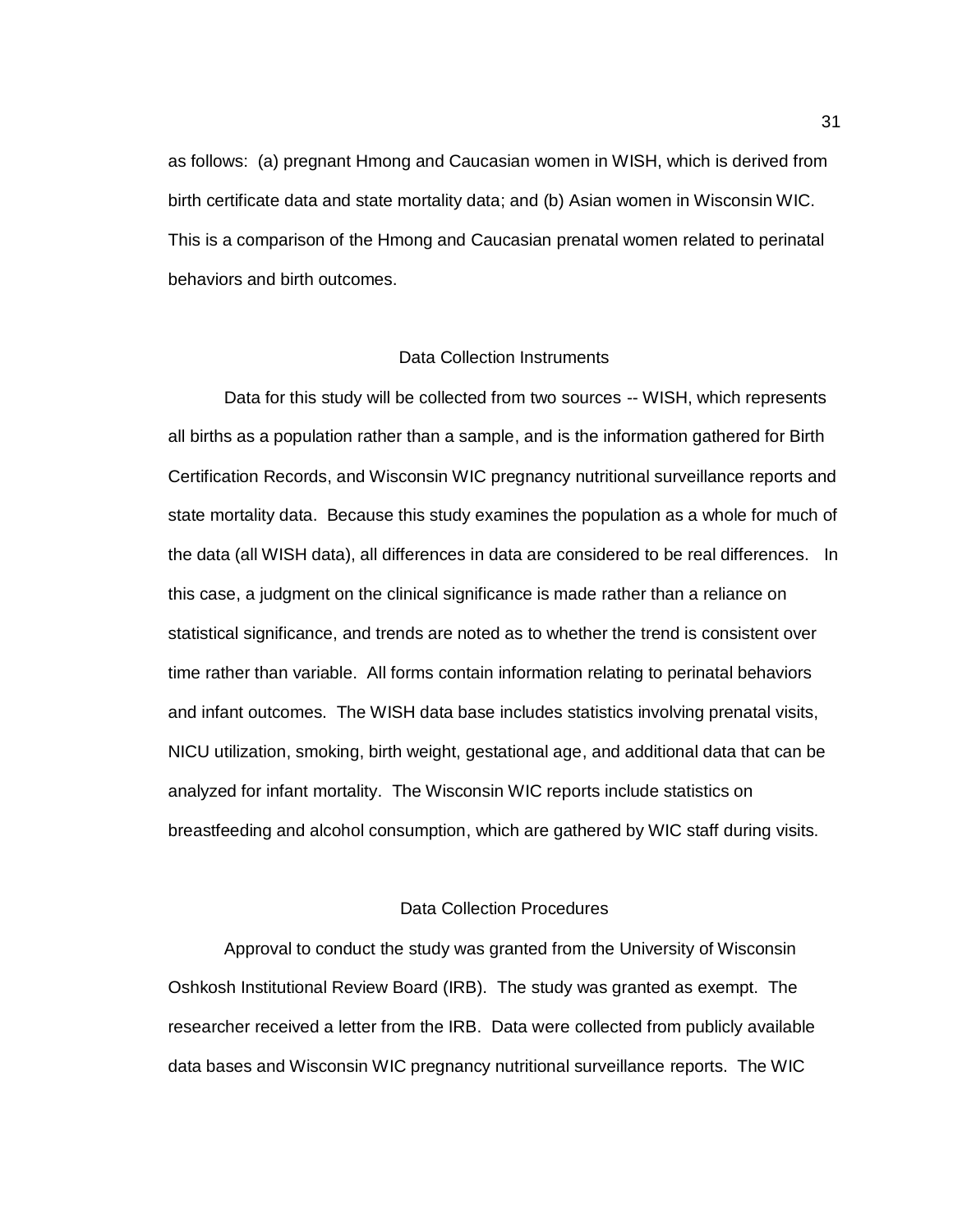as follows: (a) pregnant Hmong and Caucasian women in WISH, which is derived from birth certificate data and state mortality data; and (b) Asian women in Wisconsin WIC. This is a comparison of the Hmong and Caucasian prenatal women related to perinatal behaviors and birth outcomes.

## Data Collection Instruments

Data for this study will be collected from two sources -- WISH, which represents all births as a population rather than a sample, and is the information gathered for Birth Certification Records, and Wisconsin WIC pregnancy nutritional surveillance reports and state mortality data. Because this study examines the population as a whole for much of the data (all WISH data), all differences in data are considered to be real differences. In this case, a judgment on the clinical significance is made rather than a reliance on statistical significance, and trends are noted as to whether the trend is consistent over time rather than variable. All forms contain information relating to perinatal behaviors and infant outcomes. The WISH data base includes statistics involving prenatal visits, NICU utilization, smoking, birth weight, gestational age, and additional data that can be analyzed for infant mortality. The Wisconsin WIC reports include statistics on breastfeeding and alcohol consumption, which are gathered by WIC staff during visits.

## Data Collection Procedures

Approval to conduct the study was granted from the University of Wisconsin Oshkosh Institutional Review Board (IRB). The study was granted as exempt. The researcher received a letter from the IRB. Data were collected from publicly available data bases and Wisconsin WIC pregnancy nutritional surveillance reports. The WIC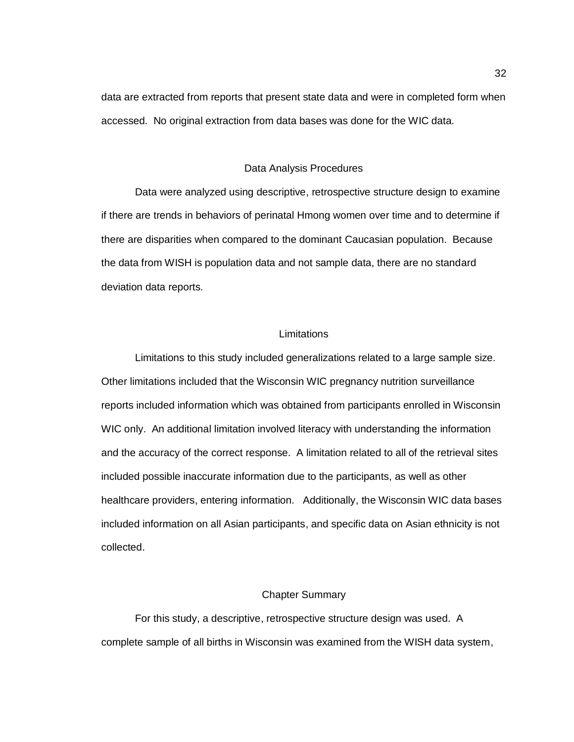data are extracted from reports that present state data and were in completed form when accessed. No original extraction from data bases was done for the WIC data.

## Data Analysis Procedures

Data were analyzed using descriptive, retrospective structure design to examine if there are trends in behaviors of perinatal Hmong women over time and to determine if there are disparities when compared to the dominant Caucasian population. Because the data from WISH is population data and not sample data, there are no standard deviation data reports.

## Limitations

Limitations to this study included generalizations related to a large sample size. Other limitations included that the Wisconsin WIC pregnancy nutrition surveillance reports included information which was obtained from participants enrolled in Wisconsin WIC only. An additional limitation involved literacy with understanding the information and the accuracy of the correct response. A limitation related to all of the retrieval sites included possible inaccurate information due to the participants, as well as other healthcare providers, entering information. Additionally, the Wisconsin WIC data bases included information on all Asian participants, and specific data on Asian ethnicity is not collected.

## Chapter Summary

For this study, a descriptive, retrospective structure design was used. A complete sample of all births in Wisconsin was examined from the WISH data system,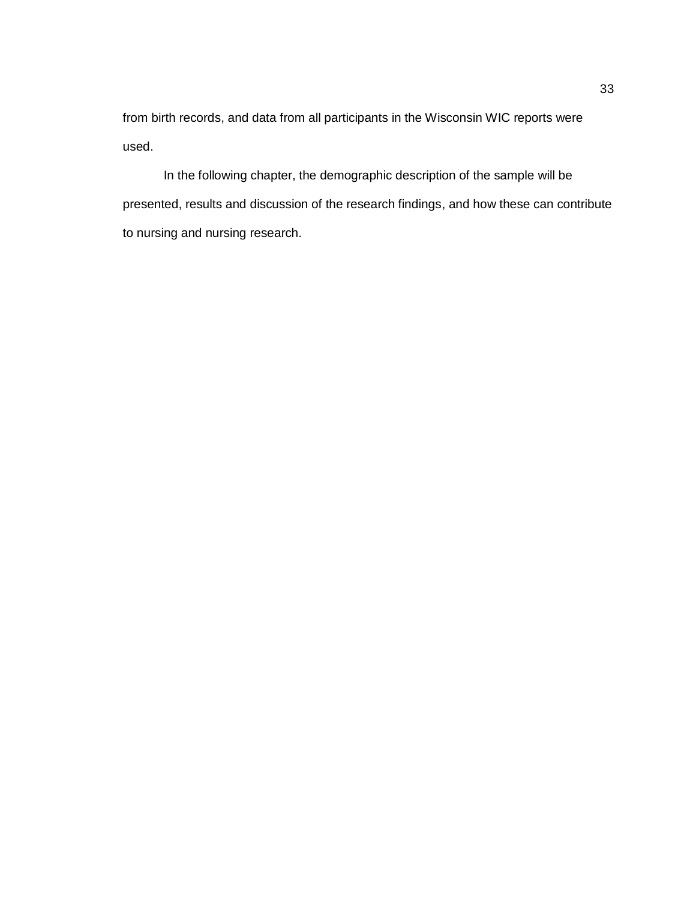from birth records, and data from all participants in the Wisconsin WIC reports were used.

In the following chapter, the demographic description of the sample will be presented, results and discussion of the research findings, and how these can contribute to nursing and nursing research.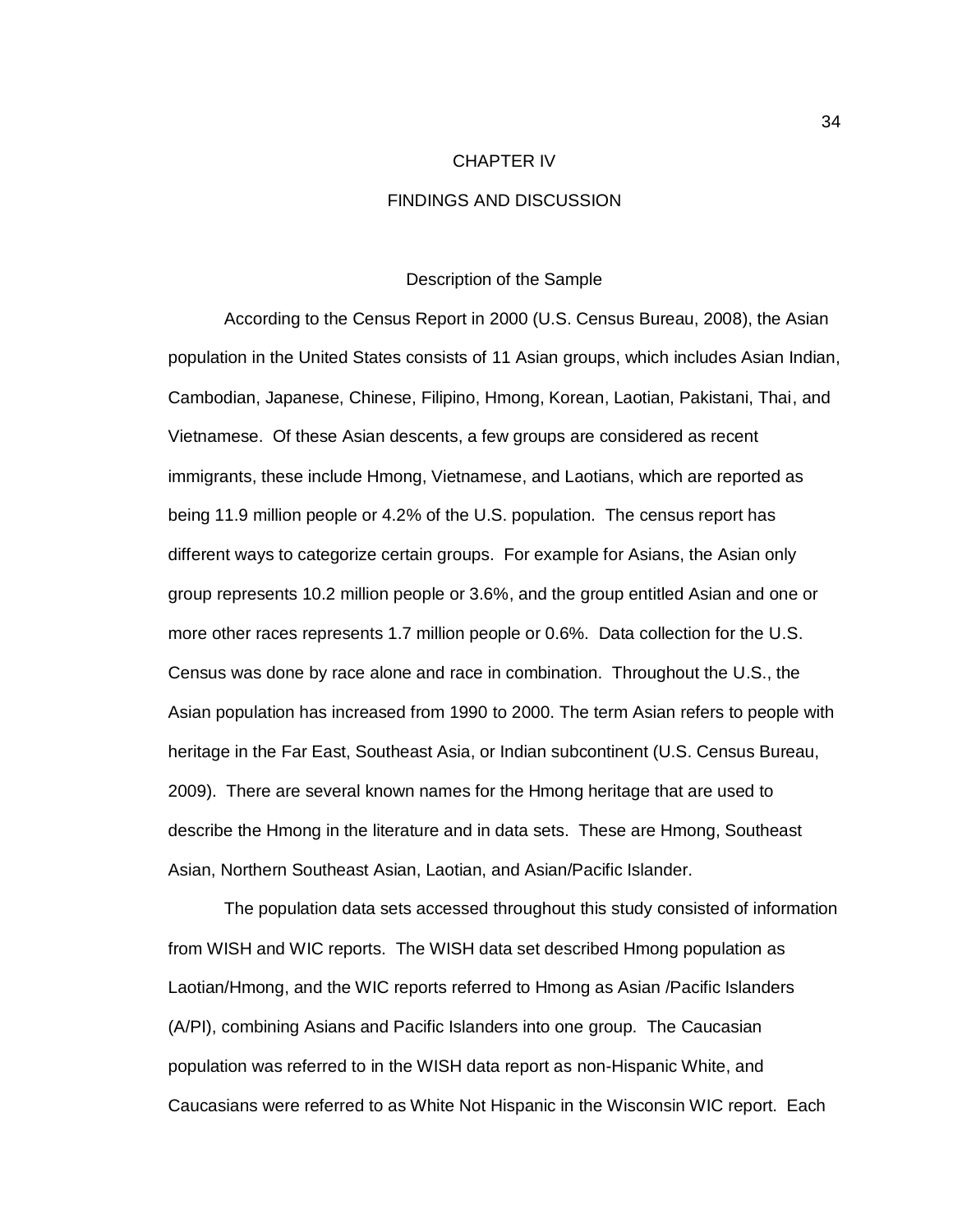# CHAPTER IV

# FINDINGS AND DISCUSSION

## Description of the Sample

According to the Census Report in 2000 (U.S. Census Bureau, 2008), the Asian population in the United States consists of 11 Asian groups, which includes Asian Indian, Cambodian, Japanese, Chinese, Filipino, Hmong, Korean, Laotian, Pakistani, Thai, and Vietnamese. Of these Asian descents, a few groups are considered as recent immigrants, these include Hmong, Vietnamese, and Laotians, which are reported as being 11.9 million people or 4.2% of the U.S. population. The census report has different ways to categorize certain groups. For example for Asians, the Asian only group represents 10.2 million people or 3.6%, and the group entitled Asian and one or more other races represents 1.7 million people or 0.6%. Data collection for the U.S. Census was done by race alone and race in combination. Throughout the U.S., the Asian population has increased from 1990 to 2000. The term Asian refers to people with heritage in the Far East, Southeast Asia, or Indian subcontinent (U.S. Census Bureau, 2009). There are several known names for the Hmong heritage that are used to describe the Hmong in the literature and in data sets. These are Hmong, Southeast Asian, Northern Southeast Asian, Laotian, and Asian/Pacific Islander.

The population data sets accessed throughout this study consisted of information from WISH and WIC reports. The WISH data set described Hmong population as Laotian/Hmong, and the WIC reports referred to Hmong as Asian /Pacific Islanders (A/PI), combining Asians and Pacific Islanders into one group. The Caucasian population was referred to in the WISH data report as non-Hispanic White, and Caucasians were referred to as White Not Hispanic in the Wisconsin WIC report. Each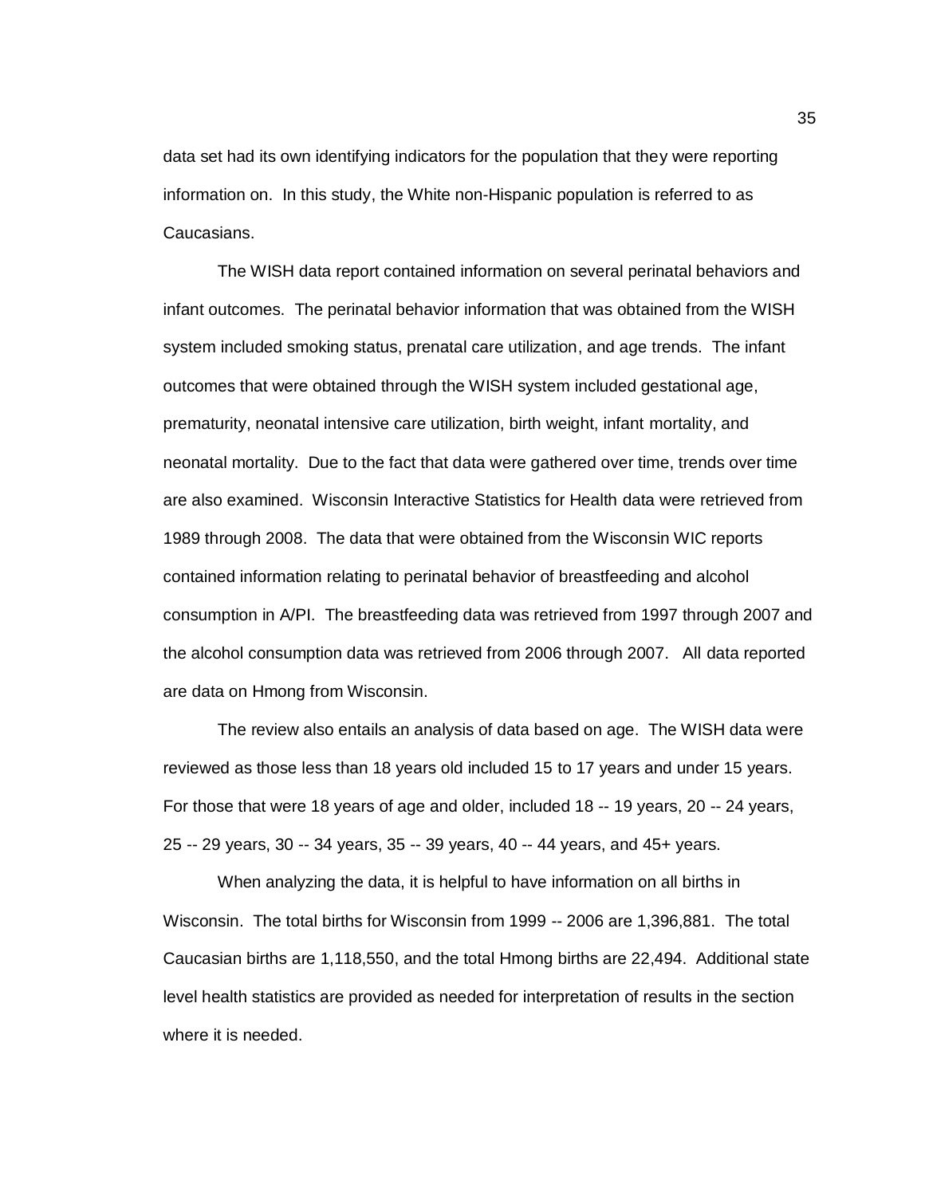data set had its own identifying indicators for the population that they were reporting information on. In this study, the White non-Hispanic population is referred to as Caucasians.

The WISH data report contained information on several perinatal behaviors and infant outcomes. The perinatal behavior information that was obtained from the WISH system included smoking status, prenatal care utilization, and age trends. The infant outcomes that were obtained through the WISH system included gestational age, prematurity, neonatal intensive care utilization, birth weight, infant mortality, and neonatal mortality. Due to the fact that data were gathered over time, trends over time are also examined. Wisconsin Interactive Statistics for Health data were retrieved from 1989 through 2008. The data that were obtained from the Wisconsin WIC reports contained information relating to perinatal behavior of breastfeeding and alcohol consumption in A/PI. The breastfeeding data was retrieved from 1997 through 2007 and the alcohol consumption data was retrieved from 2006 through 2007. All data reported are data on Hmong from Wisconsin.

The review also entails an analysis of data based on age. The WISH data were reviewed as those less than 18 years old included 15 to 17 years and under 15 years. For those that were 18 years of age and older, included 18 -- 19 years, 20 -- 24 years, 25 -- 29 years, 30 -- 34 years, 35 -- 39 years, 40 -- 44 years, and 45+ years.

When analyzing the data, it is helpful to have information on all births in Wisconsin. The total births for Wisconsin from 1999 -- 2006 are 1,396,881. The total Caucasian births are 1,118,550, and the total Hmong births are 22,494. Additional state level health statistics are provided as needed for interpretation of results in the section where it is needed.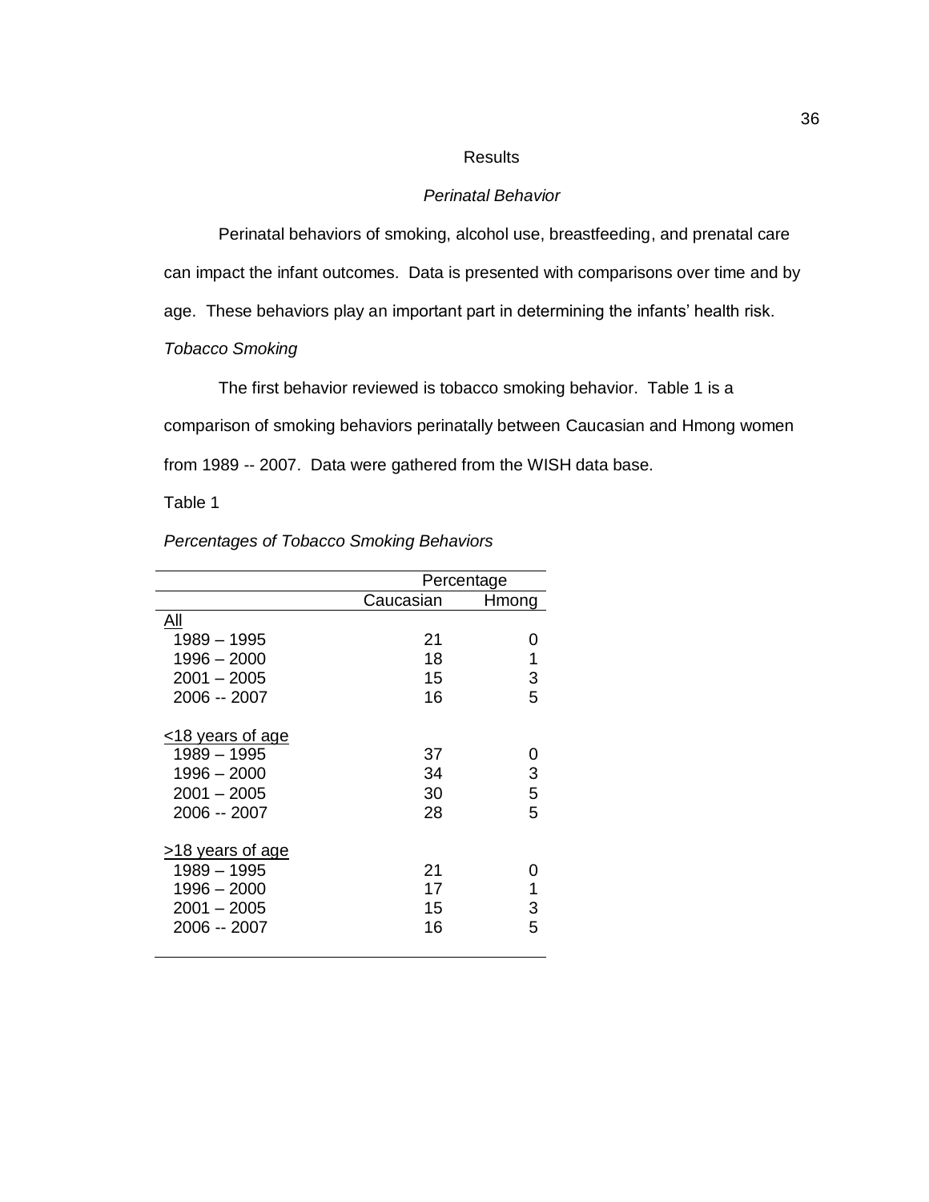# Results

## *Perinatal Behavior*

Perinatal behaviors of smoking, alcohol use, breastfeeding, and prenatal care can impact the infant outcomes. Data is presented with comparisons over time and by age. These behaviors play an important part in determining the infants' health risk.

### *Tobacco Smoking*

The first behavior reviewed is tobacco smoking behavior. Table 1 is a comparison of smoking behaviors perinatally between Caucasian and Hmong women from 1989 -- 2007. Data were gathered from the WISH data base.

Table 1

*Percentages of Tobacco Smoking Behaviors*

| | Percentage | |
|---|---|---|
| | Caucasian | Hmong |
| All | | |
| 1989 – 1995 | 21 | 0 |
| 1996 – 2000 | 18 | 1 |
| 2001 – 2005 | 15 | 3 |
| 2006 -- 2007 | 16 | 5 |
| <18 years of age | | |
| 1989 – 1995 | 37 | 0 |
| 1996 – 2000 | 34 | 3 |
| 2001 – 2005 | 30 | 5 |
| 2006 -- 2007 | 28 | 5 |
| >18 years of age | | |
| 1989 – 1995 | 21 | 0 |
| 1996 – 2000 | 17 | 1 |
| 2001 – 2005 | 15 | 3 |
| 2006 -- 2007 | 16 | 5 |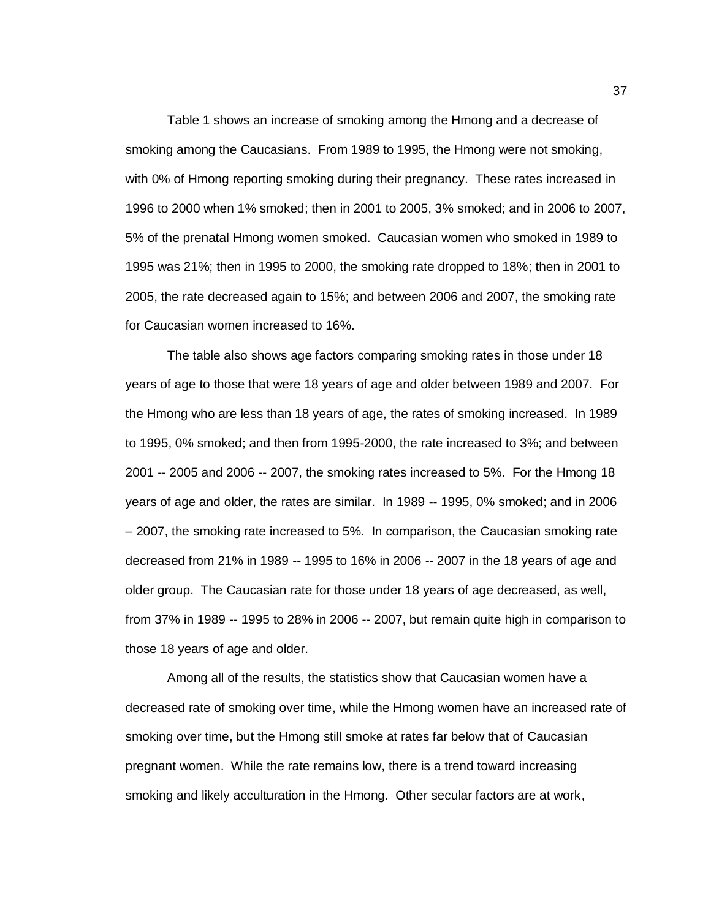Table 1 shows an increase of smoking among the Hmong and a decrease of smoking among the Caucasians. From 1989 to 1995, the Hmong were not smoking, with 0% of Hmong reporting smoking during their pregnancy. These rates increased in 1996 to 2000 when 1% smoked; then in 2001 to 2005, 3% smoked; and in 2006 to 2007, 5% of the prenatal Hmong women smoked. Caucasian women who smoked in 1989 to 1995 was 21%; then in 1995 to 2000, the smoking rate dropped to 18%; then in 2001 to 2005, the rate decreased again to 15%; and between 2006 and 2007, the smoking rate for Caucasian women increased to 16%.

The table also shows age factors comparing smoking rates in those under 18 years of age to those that were 18 years of age and older between 1989 and 2007. For the Hmong who are less than 18 years of age, the rates of smoking increased. In 1989 to 1995, 0% smoked; and then from 1995-2000, the rate increased to 3%; and between 2001 -- 2005 and 2006 -- 2007, the smoking rates increased to 5%. For the Hmong 18 years of age and older, the rates are similar. In 1989 -- 1995, 0% smoked; and in 2006 – 2007, the smoking rate increased to 5%. In comparison, the Caucasian smoking rate decreased from 21% in 1989 -- 1995 to 16% in 2006 -- 2007 in the 18 years of age and older group. The Caucasian rate for those under 18 years of age decreased, as well, from 37% in 1989 -- 1995 to 28% in 2006 -- 2007, but remain quite high in comparison to those 18 years of age and older.

Among all of the results, the statistics show that Caucasian women have a decreased rate of smoking over time, while the Hmong women have an increased rate of smoking over time, but the Hmong still smoke at rates far below that of Caucasian pregnant women. While the rate remains low, there is a trend toward increasing smoking and likely acculturation in the Hmong. Other secular factors are at work,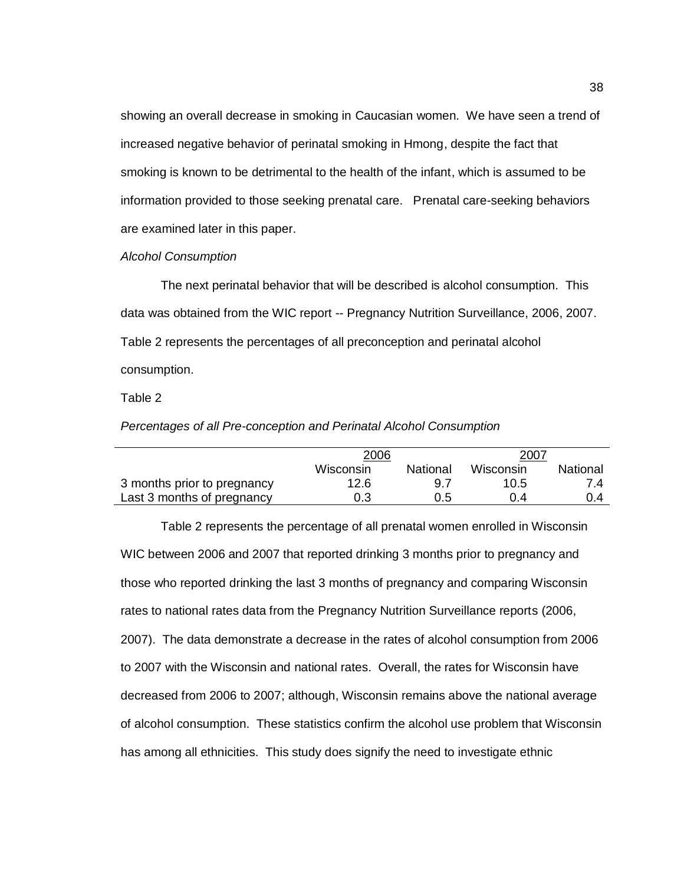showing an overall decrease in smoking in Caucasian women. We have seen a trend of increased negative behavior of perinatal smoking in Hmong, despite the fact that smoking is known to be detrimental to the health of the infant, which is assumed to be information provided to those seeking prenatal care. Prenatal care-seeking behaviors are examined later in this paper.

*Alcohol Consumption*

The next perinatal behavior that will be described is alcohol consumption. This data was obtained from the WIC report -- Pregnancy Nutrition Surveillance, 2006, 2007. Table 2 represents the percentages of all preconception and perinatal alcohol consumption.

Table 2

*Percentages of all Pre-conception and Perinatal Alcohol Consumption*

| | 2006 | | 2007 | |
|---|---|---|---|---|
| | Wisconsin | National | Wisconsin | National |
| 3 months prior to pregnancy | 12.6 | 9.7 | 10.5 | 7.4 |
| Last 3 months of pregnancy | 0.3 | 0.5 | 0.4 | 0.4 |

Table 2 represents the percentage of all prenatal women enrolled in Wisconsin WIC between 2006 and 2007 that reported drinking 3 months prior to pregnancy and those who reported drinking the last 3 months of pregnancy and comparing Wisconsin rates to national rates data from the Pregnancy Nutrition Surveillance reports (2006, 2007). The data demonstrate a decrease in the rates of alcohol consumption from 2006 to 2007 with the Wisconsin and national rates. Overall, the rates for Wisconsin have decreased from 2006 to 2007; although, Wisconsin remains above the national average of alcohol consumption. These statistics confirm the alcohol use problem that Wisconsin has among all ethnicities. This study does signify the need to investigate ethnic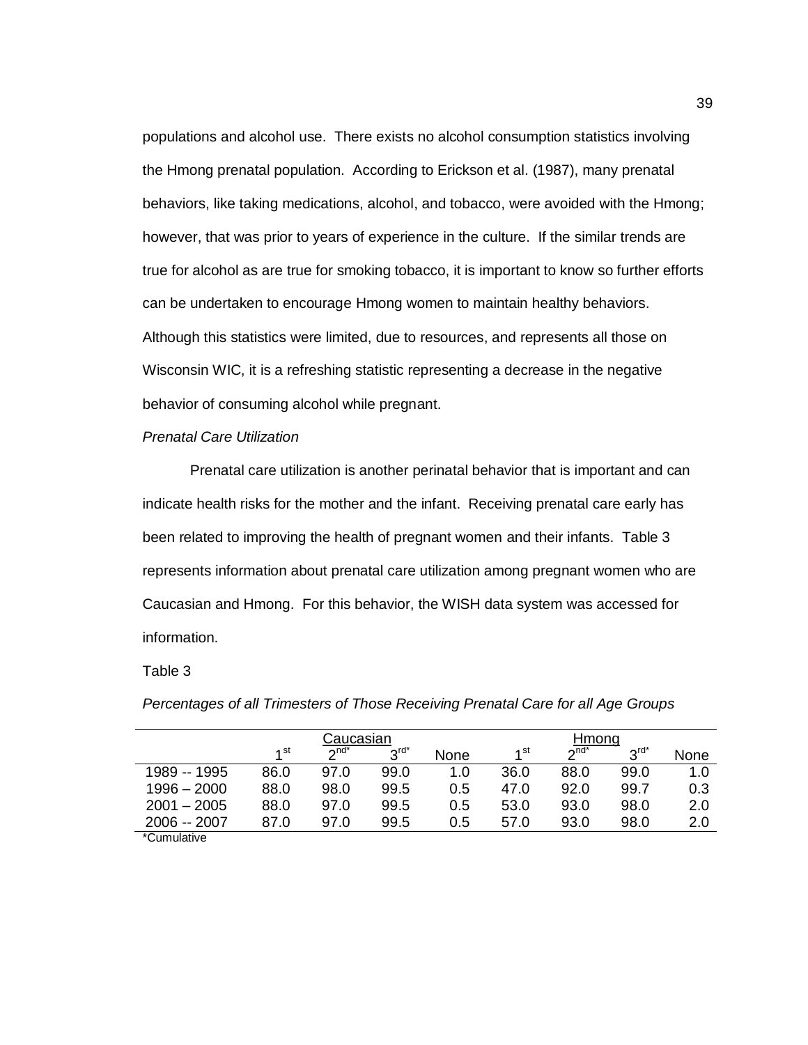populations and alcohol use. There exists no alcohol consumption statistics involving the Hmong prenatal population. According to Erickson et al. (1987), many prenatal behaviors, like taking medications, alcohol, and tobacco, were avoided with the Hmong; however, that was prior to years of experience in the culture. If the similar trends are true for alcohol as are true for smoking tobacco, it is important to know so further efforts can be undertaken to encourage Hmong women to maintain healthy behaviors. Although this statistics were limited, due to resources, and represents all those on Wisconsin WIC, it is a refreshing statistic representing a decrease in the negative behavior of consuming alcohol while pregnant.

*Prenatal Care Utilization*

Prenatal care utilization is another perinatal behavior that is important and can indicate health risks for the mother and the infant. Receiving prenatal care early has been related to improving the health of pregnant women and their infants. Table 3 represents information about prenatal care utilization among pregnant women who are Caucasian and Hmong. For this behavior, the WISH data system was accessed for information.

Table 3

*Percentages of all Trimesters of Those Receiving Prenatal Care for all Age Groups*

| | Caucasian | | | | Hmong | | | |
|---|---|---|---|---|---|---|---|---|
| | 1st | 2nd* | 3rd* | None | 1st | 2nd* | 3rd* | None |
| 1989 -- 1995 | 86.0 | 97.0 | 99.0 | 1.0 | 36.0 | 88.0 | 99.0 | 1.0 |
| 1996 – 2000 | 88.0 | 98.0 | 99.5 | 0.5 | 47.0 | 92.0 | 99.7 | 0.3 |
| 2001 – 2005 | 88.0 | 97.0 | 99.5 | 0.5 | 53.0 | 93.0 | 98.0 | 2.0 |
| 2006 -- 2007 | 87.0 | 97.0 | 99.5 | 0.5 | 57.0 | 93.0 | 98.0 | 2.0 |

*Cumulative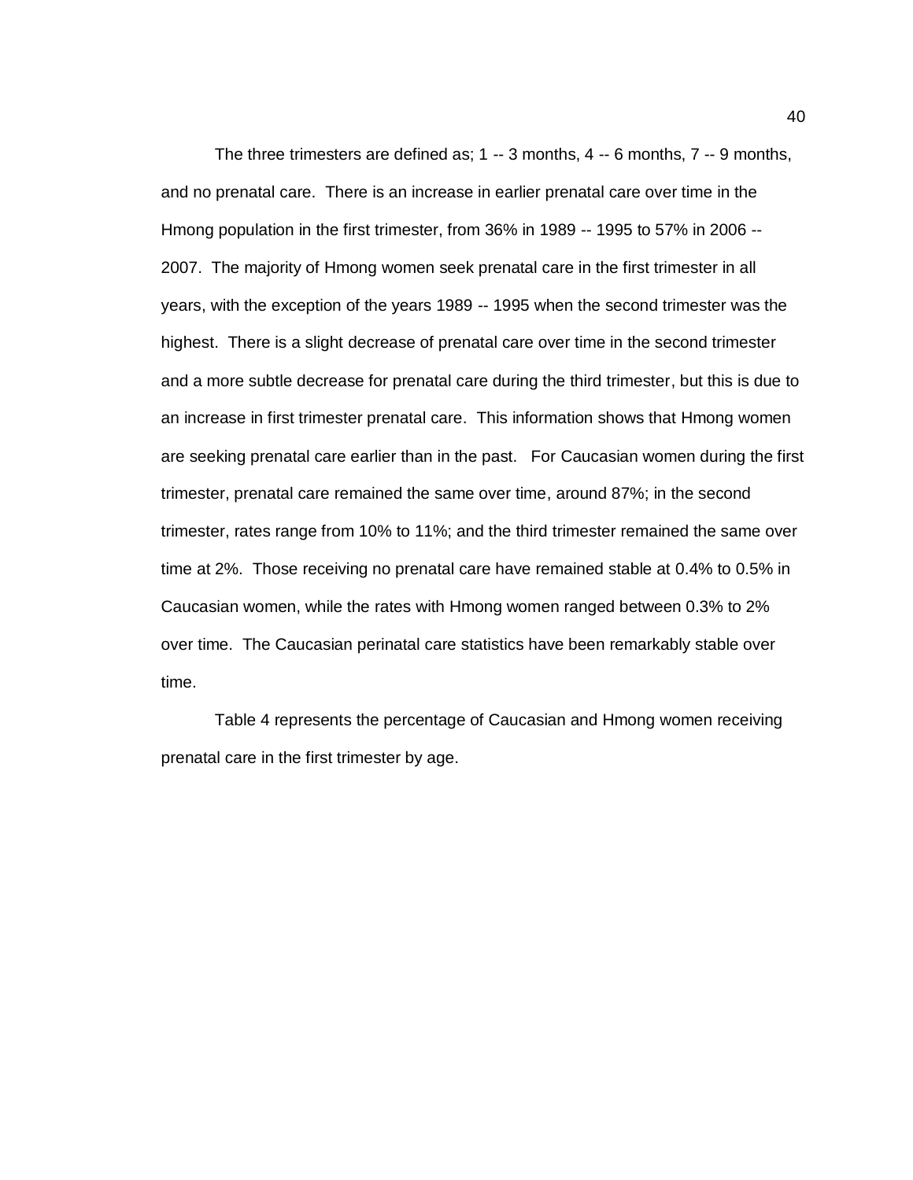The three trimesters are defined as; 1 -- 3 months, 4 -- 6 months, 7 -- 9 months, and no prenatal care. There is an increase in earlier prenatal care over time in the Hmong population in the first trimester, from 36% in 1989 -- 1995 to 57% in 2006 -- 2007. The majority of Hmong women seek prenatal care in the first trimester in all years, with the exception of the years 1989 -- 1995 when the second trimester was the highest. There is a slight decrease of prenatal care over time in the second trimester and a more subtle decrease for prenatal care during the third trimester, but this is due to an increase in first trimester prenatal care. This information shows that Hmong women are seeking prenatal care earlier than in the past. For Caucasian women during the first trimester, prenatal care remained the same over time, around 87%; in the second trimester, rates range from 10% to 11%; and the third trimester remained the same over time at 2%. Those receiving no prenatal care have remained stable at 0.4% to 0.5% in Caucasian women, while the rates with Hmong women ranged between 0.3% to 2% over time. The Caucasian perinatal care statistics have been remarkably stable over time.

Table 4 represents the percentage of Caucasian and Hmong women receiving prenatal care in the first trimester by age.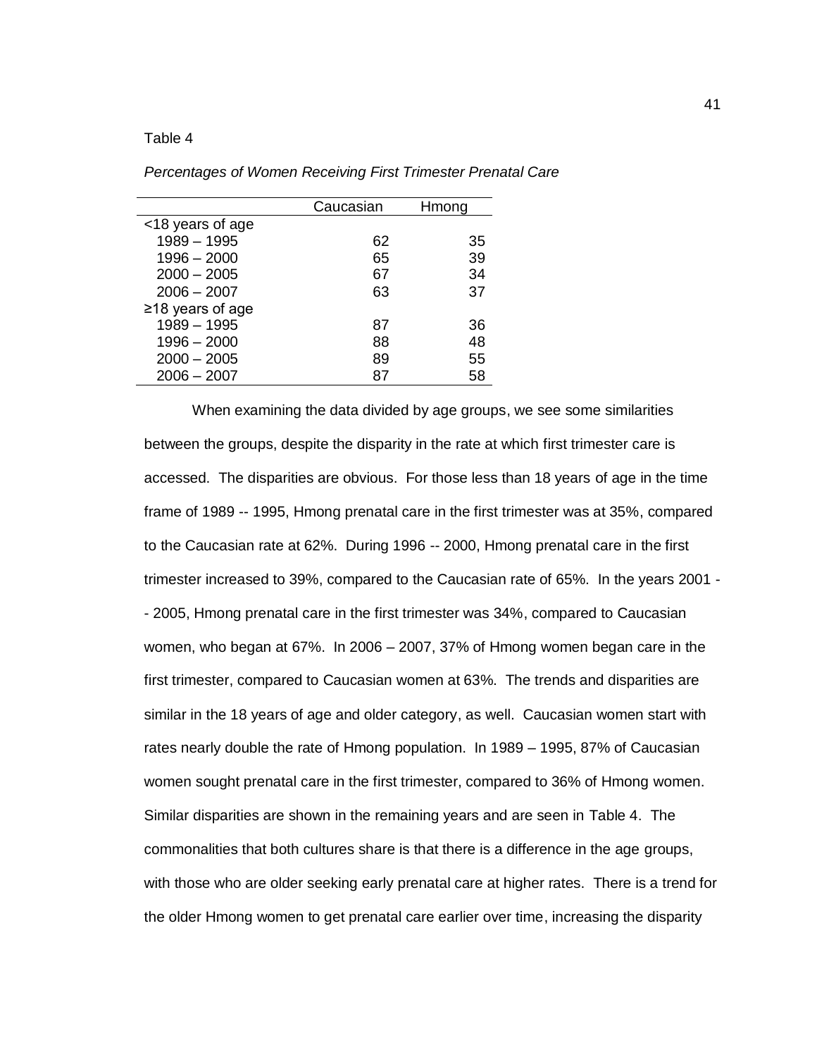Table 4

*Percentages of Women Receiving First Trimester Prenatal Care*

| | Caucasian | Hmong |
|---|---|---|
| <18 years of age | | |
| 1989 – 1995 | 62 | 35 |
| 1996 – 2000 | 65 | 39 |
| 2000 – 2005 | 67 | 34 |
| 2006 – 2007 | 63 | 37 |
| ≥18 years of age | | |
| 1989 – 1995 | 87 | 36 |
| 1996 – 2000 | 88 | 48 |
| 2000 – 2005 | 89 | 55 |
| 2006 – 2007 | 87 | 58 |

When examining the data divided by age groups, we see some similarities between the groups, despite the disparity in the rate at which first trimester care is accessed. The disparities are obvious. For those less than 18 years of age in the time frame of 1989 -- 1995, Hmong prenatal care in the first trimester was at 35%, compared to the Caucasian rate at 62%. During 1996 -- 2000, Hmong prenatal care in the first trimester increased to 39%, compared to the Caucasian rate of 65%. In the years 2001 -- 2005, Hmong prenatal care in the first trimester was 34%, compared to Caucasian women, who began at 67%. In 2006 – 2007, 37% of Hmong women began care in the first trimester, compared to Caucasian women at 63%. The trends and disparities are similar in the 18 years of age and older category, as well. Caucasian women start with rates nearly double the rate of Hmong population. In 1989 – 1995, 87% of Caucasian women sought prenatal care in the first trimester, compared to 36% of Hmong women. Similar disparities are shown in the remaining years and are seen in Table 4. The commonalities that both cultures share is that there is a difference in the age groups, with those who are older seeking early prenatal care at higher rates. There is a trend for the older Hmong women to get prenatal care earlier over time, increasing the disparity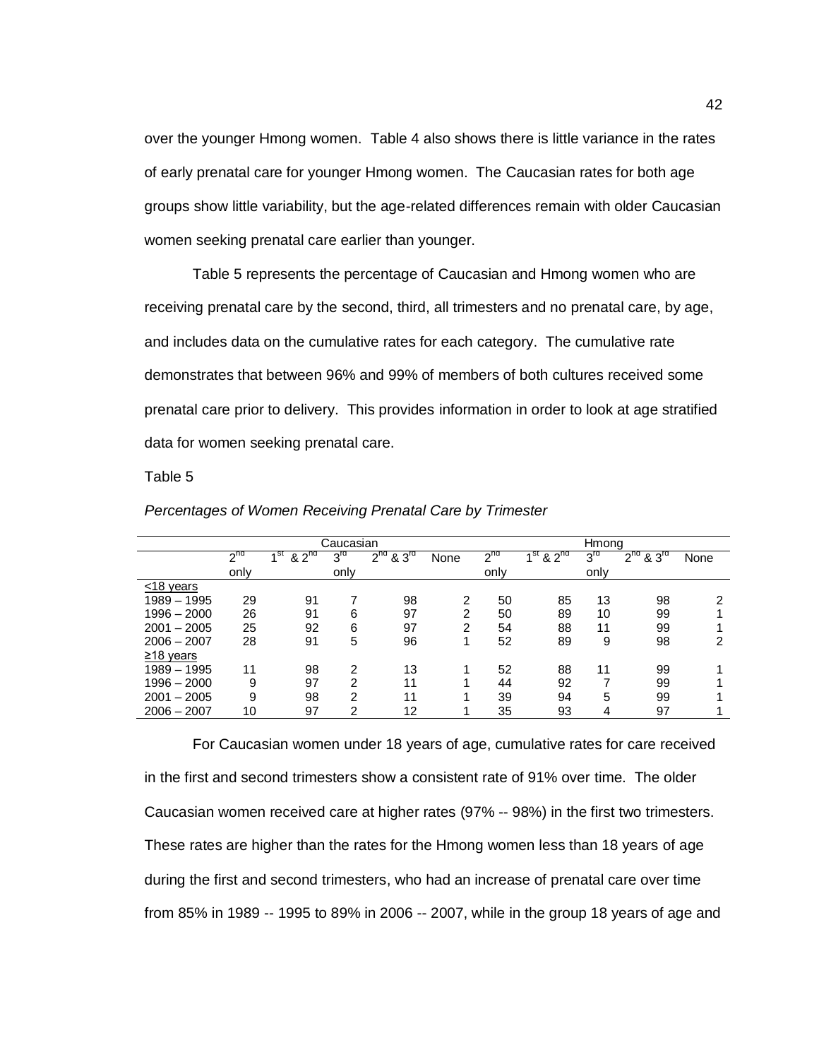over the younger Hmong women. Table 4 also shows there is little variance in the rates of early prenatal care for younger Hmong women. The Caucasian rates for both age groups show little variability, but the age-related differences remain with older Caucasian women seeking prenatal care earlier than younger.

Table 5 represents the percentage of Caucasian and Hmong women who are receiving prenatal care by the second, third, all trimesters and no prenatal care, by age, and includes data on the cumulative rates for each category. The cumulative rate demonstrates that between 96% and 99% of members of both cultures received some prenatal care prior to delivery. This provides information in order to look at age stratified data for women seeking prenatal care.

Table 5

*Percentages of Women Receiving Prenatal Care by Trimester*

| | Caucasian | | | | | Hmong | | | | |
|---|---|---|---|---|---|---|---|---|---|---|
| | 2nd only | 1st & 2nd | 3rd only | 2nd & 3rd | None | 2nd only | 1st & 2nd | 3rd only | 2nd & 3rd | None |
| <u>≤18 years</u> | | | | | | | | | | |
| 1989 – 1995 | 29 | 91 | 7 | 98 | 2 | 50 | 85 | 13 | 98 | 2 |
| 1996 – 2000 | 26 | 91 | 6 | 97 | 2 | 50 | 89 | 10 | 99 | 1 |
| 2001 – 2005 | 25 | 92 | 6 | 97 | 2 | 54 | 88 | 11 | 99 | 1 |
| 2006 – 2007 | 28 | 91 | 5 | 96 | 1 | 52 | 89 | 9 | 98 | 2 |
| <u>≥18 years</u> | | | | | | | | | | |
| 1989 – 1995 | 11 | 98 | 2 | 13 | 1 | 52 | 88 | 11 | 99 | 1 |
| 1996 – 2000 | 9 | 97 | 2 | 11 | 1 | 44 | 92 | 7 | 99 | 1 |
| 2001 – 2005 | 9 | 98 | 2 | 11 | 1 | 39 | 94 | 5 | 99 | 1 |
| 2006 – 2007 | 10 | 97 | 2 | 12 | 1 | 35 | 93 | 4 | 97 | 1 |

For Caucasian women under 18 years of age, cumulative rates for care received in the first and second trimesters show a consistent rate of 91% over time. The older Caucasian women received care at higher rates (97% -- 98%) in the first two trimesters. These rates are higher than the rates for the Hmong women less than 18 years of age during the first and second trimesters, who had an increase of prenatal care over time from 85% in 1989 -- 1995 to 89% in 2006 -- 2007, while in the group 18 years of age and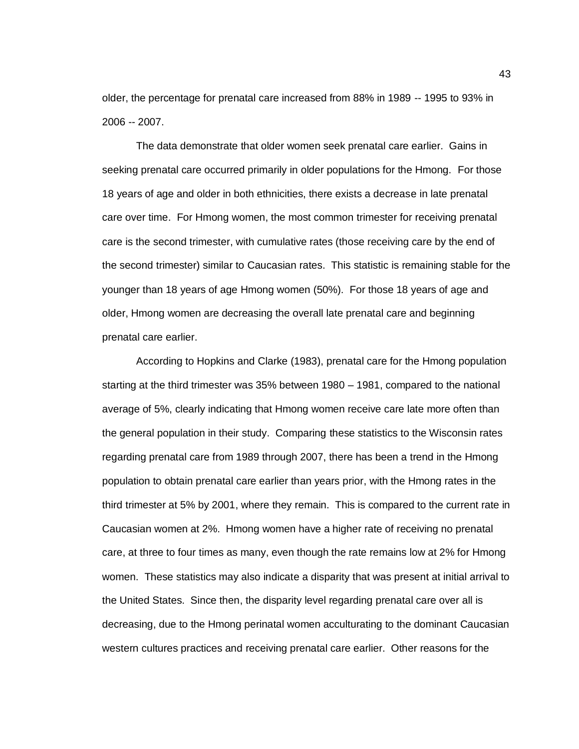older, the percentage for prenatal care increased from 88% in 1989 -- 1995 to 93% in 2006 -- 2007.

The data demonstrate that older women seek prenatal care earlier. Gains in seeking prenatal care occurred primarily in older populations for the Hmong. For those 18 years of age and older in both ethnicities, there exists a decrease in late prenatal care over time. For Hmong women, the most common trimester for receiving prenatal care is the second trimester, with cumulative rates (those receiving care by the end of the second trimester) similar to Caucasian rates. This statistic is remaining stable for the younger than 18 years of age Hmong women (50%). For those 18 years of age and older, Hmong women are decreasing the overall late prenatal care and beginning prenatal care earlier.

According to Hopkins and Clarke (1983), prenatal care for the Hmong population starting at the third trimester was 35% between 1980 – 1981, compared to the national average of 5%, clearly indicating that Hmong women receive care late more often than the general population in their study. Comparing these statistics to the Wisconsin rates regarding prenatal care from 1989 through 2007, there has been a trend in the Hmong population to obtain prenatal care earlier than years prior, with the Hmong rates in the third trimester at 5% by 2001, where they remain. This is compared to the current rate in Caucasian women at 2%. Hmong women have a higher rate of receiving no prenatal care, at three to four times as many, even though the rate remains low at 2% for Hmong women. These statistics may also indicate a disparity that was present at initial arrival to the United States. Since then, the disparity level regarding prenatal care over all is decreasing, due to the Hmong perinatal women acculturating to the dominant Caucasian western cultures practices and receiving prenatal care earlier. Other reasons for the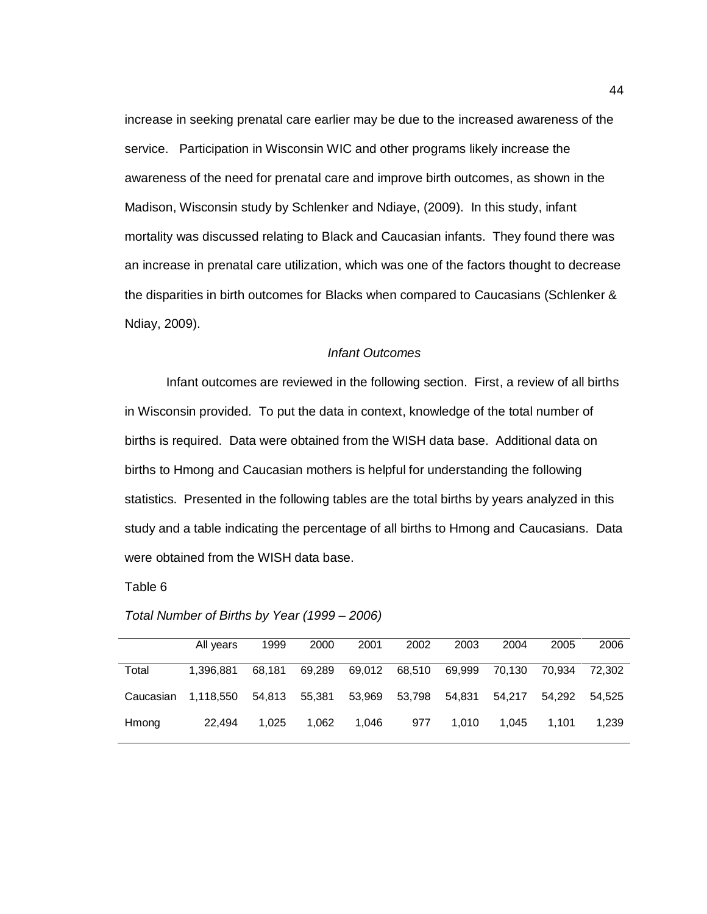increase in seeking prenatal care earlier may be due to the increased awareness of the service. Participation in Wisconsin WIC and other programs likely increase the awareness of the need for prenatal care and improve birth outcomes, as shown in the Madison, Wisconsin study by Schlenker and Ndiaye, (2009). In this study, infant mortality was discussed relating to Black and Caucasian infants. They found there was an increase in prenatal care utilization, which was one of the factors thought to decrease the disparities in birth outcomes for Blacks when compared to Caucasians (Schlenker & Ndiay, 2009).

### *Infant Outcomes*

Infant outcomes are reviewed in the following section. First, a review of all births in Wisconsin provided. To put the data in context, knowledge of the total number of births is required. Data were obtained from the WISH data base. Additional data on births to Hmong and Caucasian mothers is helpful for understanding the following statistics. Presented in the following tables are the total births by years analyzed in this study and a table indicating the percentage of all births to Hmong and Caucasians. Data were obtained from the WISH data base.

Table 6

*Total Number of Births by Year (1999 – 2006)*

| | All years | 1999 | 2000 | 2001 | 2002 | 2003 | 2004 | 2005 | 2006 |
|---|---|---|---|---|---|---|---|---|---|
| Total | 1,396,881 | 68,181 | 69,289 | 69,012 | 68,510 | 69,999 | 70,130 | 70,934 | 72,302 |
| Caucasian | 1,118,550 | 54,813 | 55,381 | 53,969 | 53,798 | 54,831 | 54,217 | 54,292 | 54,525 |
| Hmong | 22,494 | 1,025 | 1,062 | 1,046 | 977 | 1,010 | 1,045 | 1,101 | 1,239 |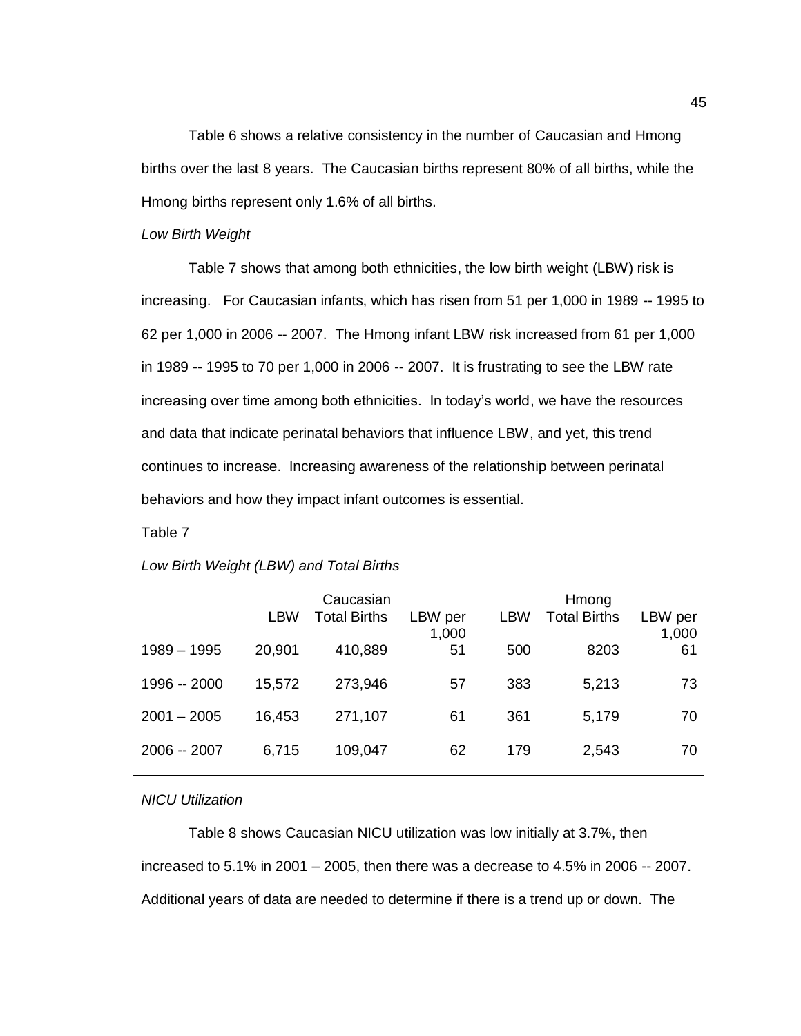Table 6 shows a relative consistency in the number of Caucasian and Hmong births over the last 8 years. The Caucasian births represent 80% of all births, while the Hmong births represent only 1.6% of all births.

*Low Birth Weight*

Table 7 shows that among both ethnicities, the low birth weight (LBW) risk is increasing. For Caucasian infants, which has risen from 51 per 1,000 in 1989 -- 1995 to 62 per 1,000 in 2006 -- 2007. The Hmong infant LBW risk increased from 61 per 1,000 in 1989 -- 1995 to 70 per 1,000 in 2006 -- 2007. It is frustrating to see the LBW rate increasing over time among both ethnicities. In today's world, we have the resources and data that indicate perinatal behaviors that influence LBW, and yet, this trend continues to increase. Increasing awareness of the relationship between perinatal behaviors and how they impact infant outcomes is essential.

Table 7

*Low Birth Weight (LBW) and Total Births*

| | Caucasian | | | Hmong | | |
|---|---|---|---|---|---|---|
| | LBW | Total Births | LBW per 1,000 | LBW | Total Births | LBW per 1,000 |
| 1989 – 1995 | 20,901 | 410,889 | 51 | 500 | 8203 | 61 |
| 1996 -- 2000 | 15,572 | 273,946 | 57 | 383 | 5,213 | 73 |
| 2001 – 2005 | 16,453 | 271,107 | 61 | 361 | 5,179 | 70 |
| 2006 -- 2007 | 6,715 | 109,047 | 62 | 179 | 2,543 | 70 |

*NICU Utilization*

Table 8 shows Caucasian NICU utilization was low initially at 3.7%, then increased to 5.1% in 2001 – 2005, then there was a decrease to 4.5% in 2006 -- 2007. Additional years of data are needed to determine if there is a trend up or down. The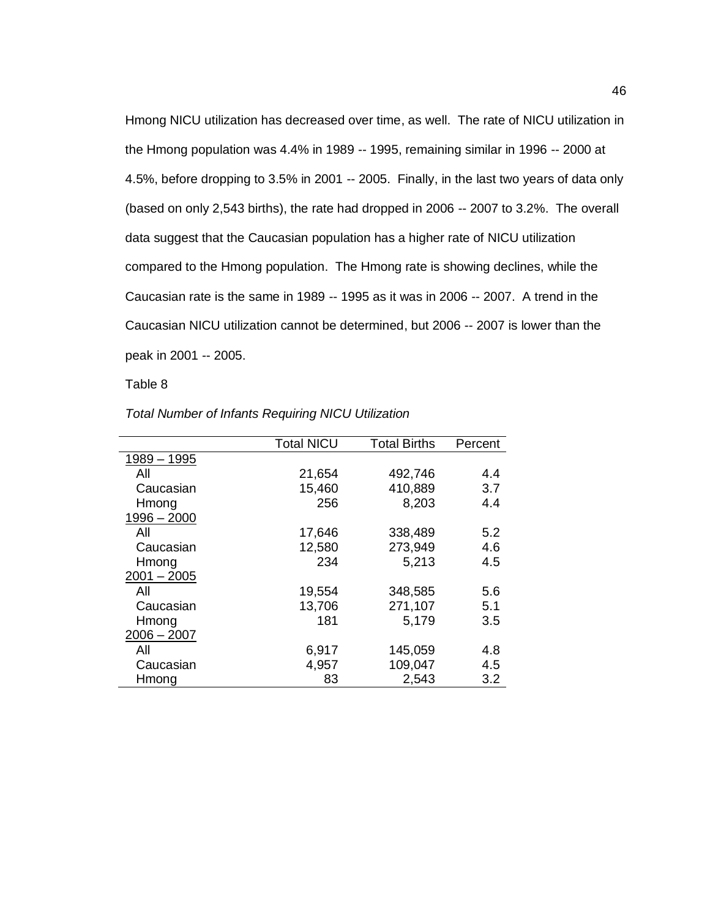Hmong NICU utilization has decreased over time, as well. The rate of NICU utilization in the Hmong population was 4.4% in 1989 -- 1995, remaining similar in 1996 -- 2000 at 4.5%, before dropping to 3.5% in 2001 -- 2005. Finally, in the last two years of data only (based on only 2,543 births), the rate had dropped in 2006 -- 2007 to 3.2%. The overall data suggest that the Caucasian population has a higher rate of NICU utilization compared to the Hmong population. The Hmong rate is showing declines, while the Caucasian rate is the same in 1989 -- 1995 as it was in 2006 -- 2007. A trend in the Caucasian NICU utilization cannot be determined, but 2006 -- 2007 is lower than the peak in 2001 -- 2005.

Table 8

*Total Number of Infants Requiring NICU Utilization*

| | Total NICU | Total Births | Percent |
|---|---|---|---|
| 1989 – 1995 | | | |
| All | 21,654 | 492,746 | 4.4 |
| Caucasian | 15,460 | 410,889 | 3.7 |
| Hmong | 256 | 8,203 | 4.4 |
| 1996 – 2000 | | | |
| All | 17,646 | 338,489 | 5.2 |
| Caucasian | 12,580 | 273,949 | 4.6 |
| Hmong | 234 | 5,213 | 4.5 |
| 2001 – 2005 | | | |
| All | 19,554 | 348,585 | 5.6 |
| Caucasian | 13,706 | 271,107 | 5.1 |
| Hmong | 181 | 5,179 | 3.5 |
| 2006 – 2007 | | | |
| All | 6,917 | 145,059 | 4.8 |
| Caucasian | 4,957 | 109,047 | 4.5 |
| Hmong | 83 | 2,543 | 3.2 |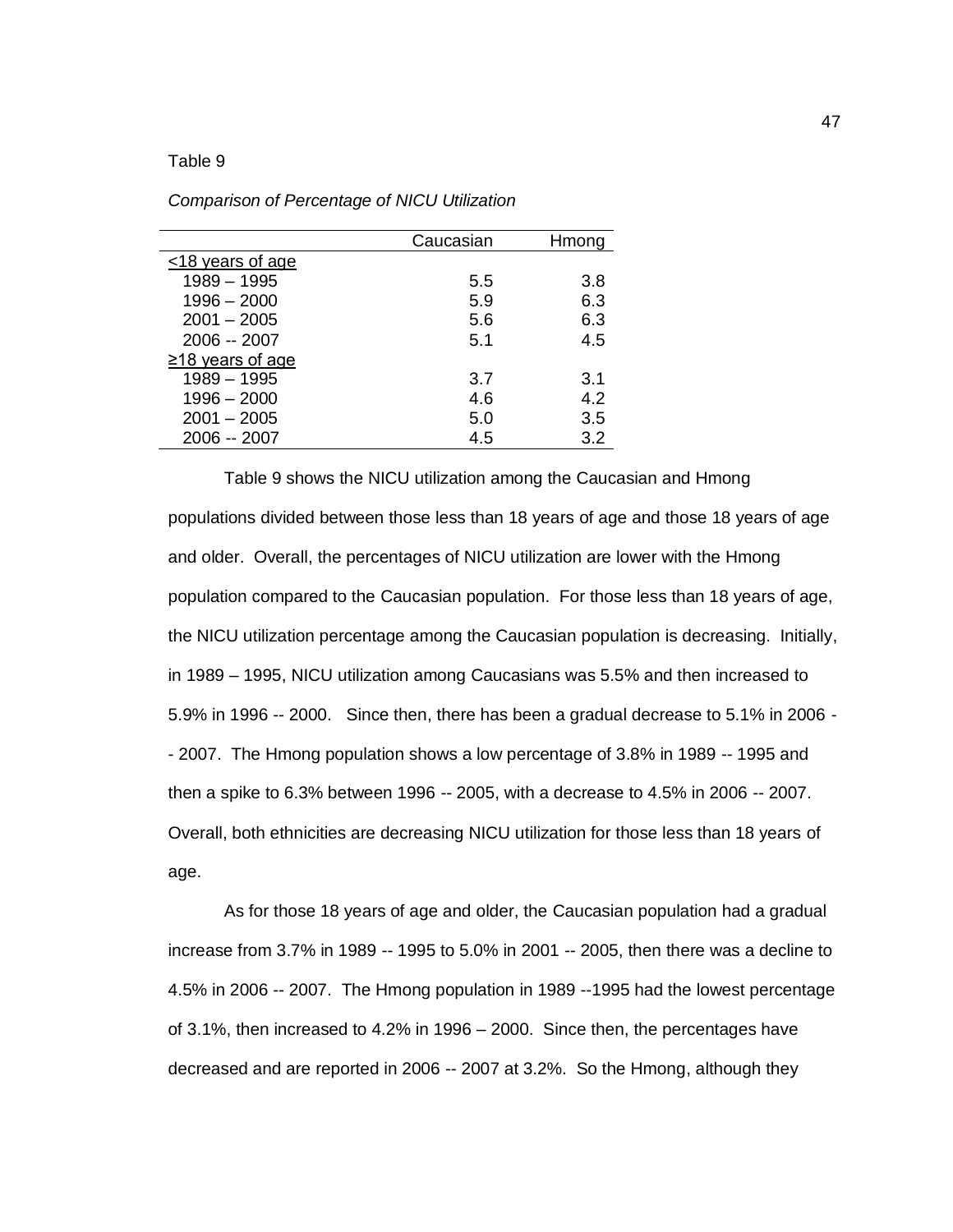Table 9

*Comparison of Percentage of NICU Utilization*

| | Caucasian | Hmong |
|---|---|---|
| <18 years of age | | |
| 1989 – 1995 | 5.5 | 3.8 |
| 1996 – 2000 | 5.9 | 6.3 |
| 2001 – 2005 | 5.6 | 6.3 |
| 2006 -- 2007 | 5.1 | 4.5 |
| ≥18 years of age | | |
| 1989 – 1995 | 3.7 | 3.1 |
| 1996 – 2000 | 4.6 | 4.2 |
| 2001 – 2005 | 5.0 | 3.5 |
| 2006 -- 2007 | 4.5 | 3.2 |

Table 9 shows the NICU utilization among the Caucasian and Hmong populations divided between those less than 18 years of age and those 18 years of age and older. Overall, the percentages of NICU utilization are lower with the Hmong population compared to the Caucasian population. For those less than 18 years of age, the NICU utilization percentage among the Caucasian population is decreasing. Initially, in 1989 – 1995, NICU utilization among Caucasians was 5.5% and then increased to 5.9% in 1996 -- 2000. Since then, there has been a gradual decrease to 5.1% in 2006 -- 2007. The Hmong population shows a low percentage of 3.8% in 1989 -- 1995 and then a spike to 6.3% between 1996 -- 2005, with a decrease to 4.5% in 2006 -- 2007. Overall, both ethnicities are decreasing NICU utilization for those less than 18 years of age.

As for those 18 years of age and older, the Caucasian population had a gradual increase from 3.7% in 1989 -- 1995 to 5.0% in 2001 -- 2005, then there was a decline to 4.5% in 2006 -- 2007. The Hmong population in 1989 --1995 had the lowest percentage of 3.1%, then increased to 4.2% in 1996 – 2000. Since then, the percentages have decreased and are reported in 2006 -- 2007 at 3.2%. So the Hmong, although they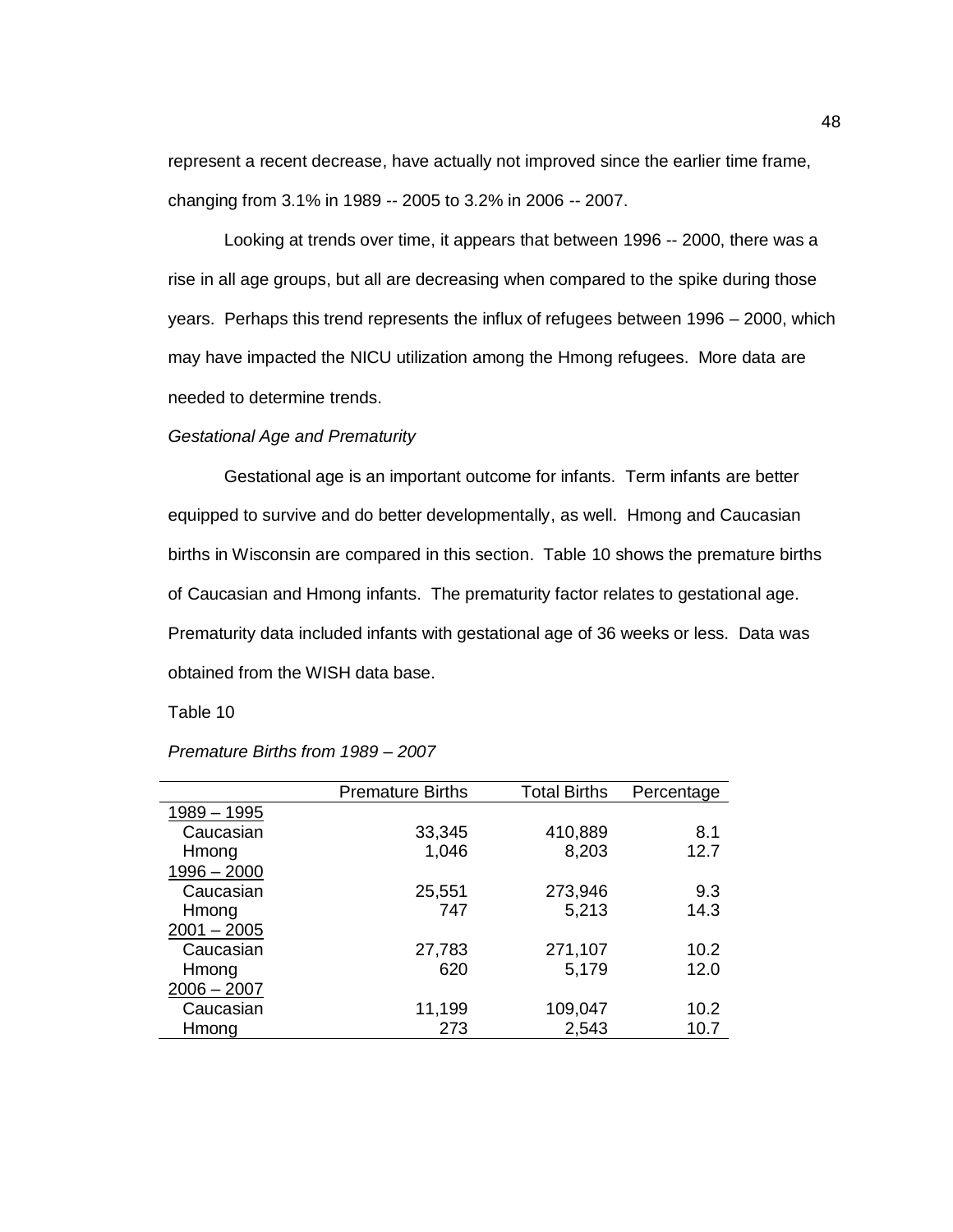represent a recent decrease, have actually not improved since the earlier time frame, changing from 3.1% in 1989 -- 2005 to 3.2% in 2006 -- 2007.

Looking at trends over time, it appears that between 1996 -- 2000, there was a rise in all age groups, but all are decreasing when compared to the spike during those years. Perhaps this trend represents the influx of refugees between 1996 – 2000, which may have impacted the NICU utilization among the Hmong refugees. More data are needed to determine trends.

*Gestational Age and Prematurity*

Gestational age is an important outcome for infants. Term infants are better equipped to survive and do better developmentally, as well. Hmong and Caucasian births in Wisconsin are compared in this section. Table 10 shows the premature births of Caucasian and Hmong infants. The prematurity factor relates to gestational age. Prematurity data included infants with gestational age of 36 weeks or less. Data was obtained from the WISH data base.

Table 10

*Premature Births from 1989 – 2007*

| | Premature Births | Total Births | Percentage |
|---|---|---|---|
| 1989 – 1995 | | | |
| Caucasian | 33,345 | 410,889 | 8.1 |
| Hmong | 1,046 | 8,203 | 12.7 |
| 1996 – 2000 | | | |
| Caucasian | 25,551 | 273,946 | 9.3 |
| Hmong | 747 | 5,213 | 14.3 |
| 2001 – 2005 | | | |
| Caucasian | 27,783 | 271,107 | 10.2 |
| Hmong | 620 | 5,179 | 12.0 |
| 2006 – 2007 | | | |
| Caucasian | 11,199 | 109,047 | 10.2 |
| Hmong | 273 | 2,543 | 10.7 |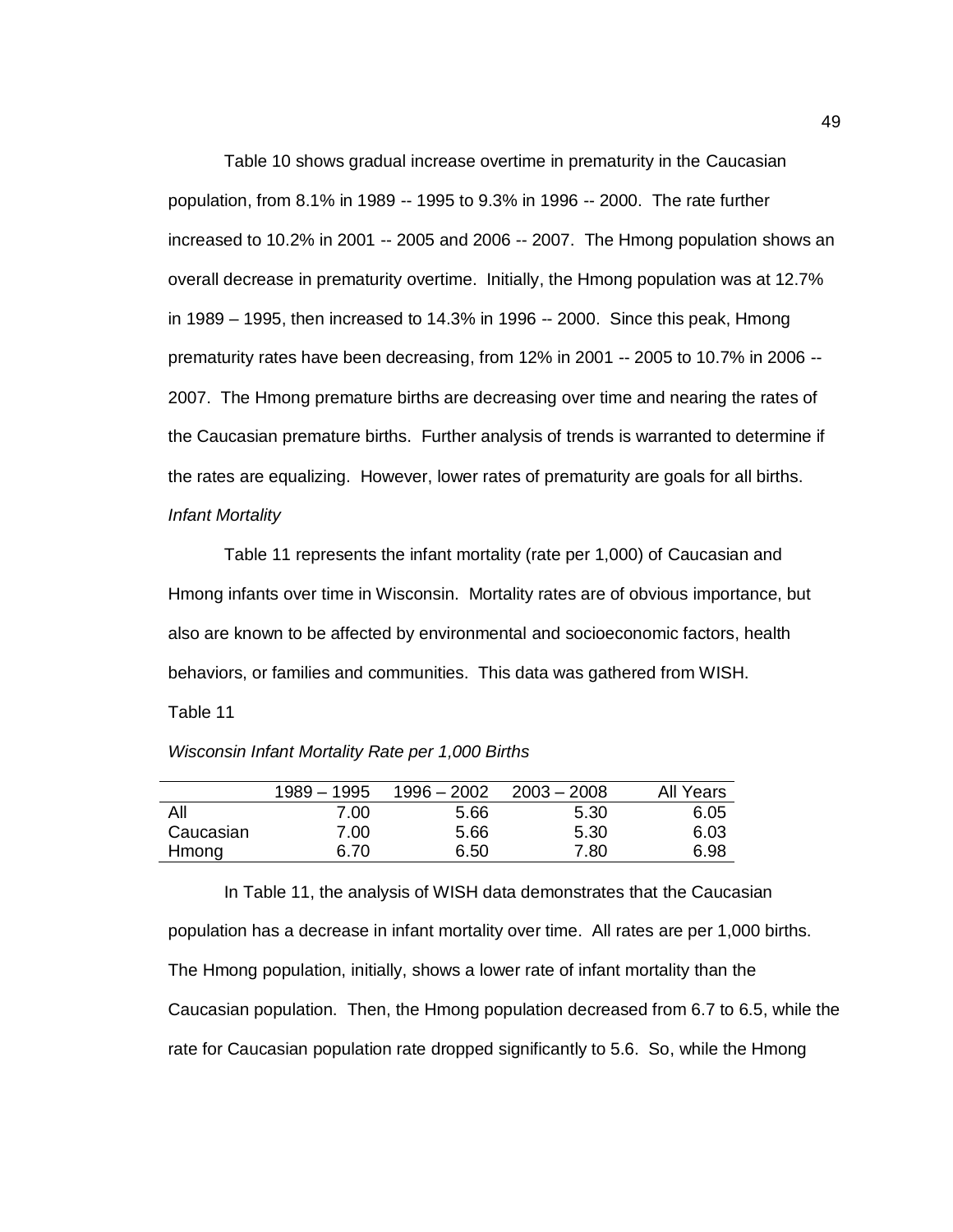Table 10 shows gradual increase overtime in prematurity in the Caucasian population, from 8.1% in 1989 -- 1995 to 9.3% in 1996 -- 2000. The rate further increased to 10.2% in 2001 -- 2005 and 2006 -- 2007. The Hmong population shows an overall decrease in prematurity overtime. Initially, the Hmong population was at 12.7% in 1989 – 1995, then increased to 14.3% in 1996 -- 2000. Since this peak, Hmong prematurity rates have been decreasing, from 12% in 2001 -- 2005 to 10.7% in 2006 -- 2007. The Hmong premature births are decreasing over time and nearing the rates of the Caucasian premature births. Further analysis of trends is warranted to determine if the rates are equalizing. However, lower rates of prematurity are goals for all births.

*Infant Mortality*

Table 11 represents the infant mortality (rate per 1,000) of Caucasian and Hmong infants over time in Wisconsin. Mortality rates are of obvious importance, but also are known to be affected by environmental and socioeconomic factors, health behaviors, or families and communities. This data was gathered from WISH.

Table 11

*Wisconsin Infant Mortality Rate per 1,000 Births*

| | 1989 – 1995 | 1996 – 2002 | 2003 – 2008 | All Years |
|---|---|---|---|---|
| All | 7.00 | 5.66 | 5.30 | 6.05 |
| Caucasian | 7.00 | 5.66 | 5.30 | 6.03 |
| Hmong | 6.70 | 6.50 | 7.80 | 6.98 |

In Table 11, the analysis of WISH data demonstrates that the Caucasian population has a decrease in infant mortality over time. All rates are per 1,000 births. The Hmong population, initially, shows a lower rate of infant mortality than the Caucasian population. Then, the Hmong population decreased from 6.7 to 6.5, while the rate for Caucasian population rate dropped significantly to 5.6. So, while the Hmong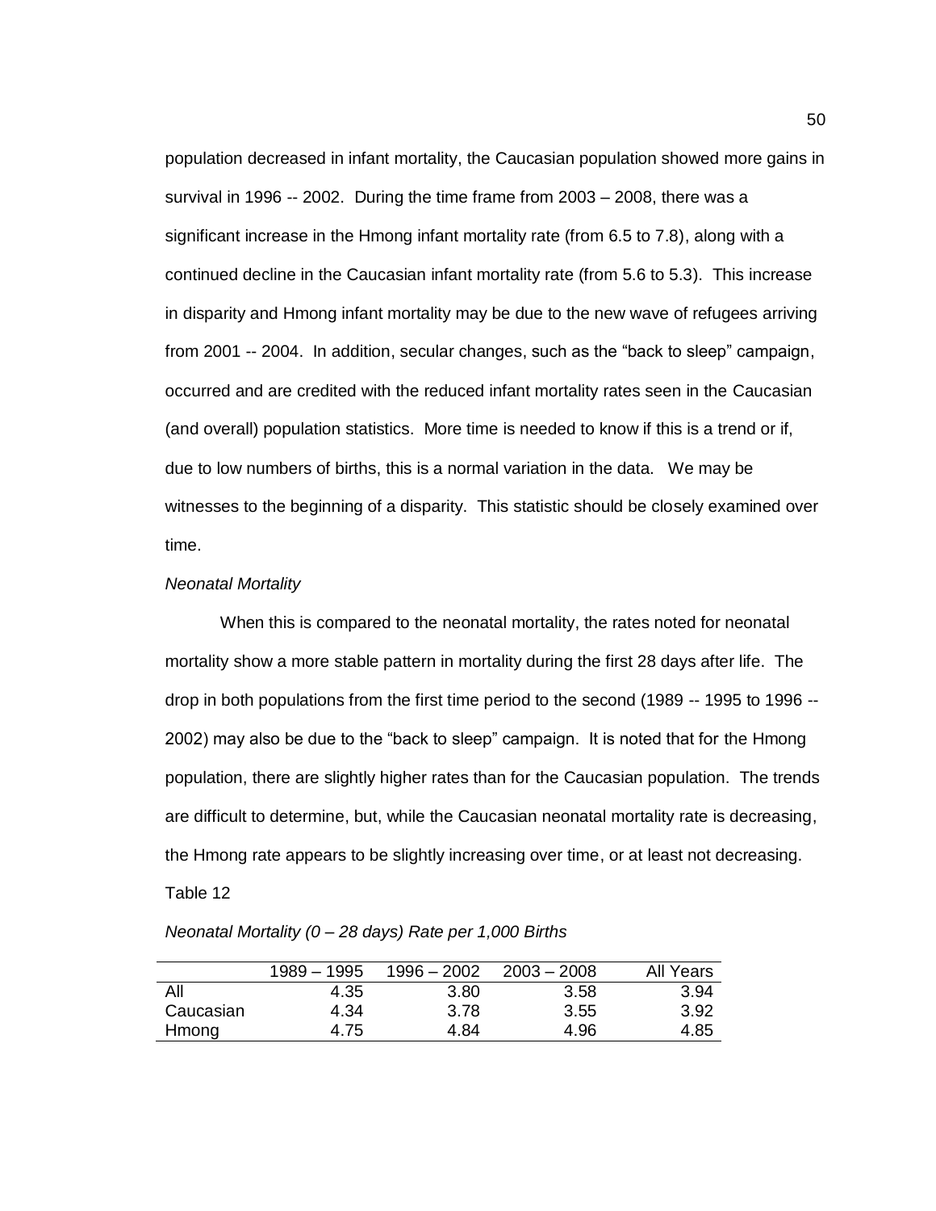population decreased in infant mortality, the Caucasian population showed more gains in survival in 1996 -- 2002. During the time frame from 2003 – 2008, there was a significant increase in the Hmong infant mortality rate (from 6.5 to 7.8), along with a continued decline in the Caucasian infant mortality rate (from 5.6 to 5.3). This increase in disparity and Hmong infant mortality may be due to the new wave of refugees arriving from 2001 -- 2004. In addition, secular changes, such as the "back to sleep" campaign, occurred and are credited with the reduced infant mortality rates seen in the Caucasian (and overall) population statistics. More time is needed to know if this is a trend or if, due to low numbers of births, this is a normal variation in the data. We may be witnesses to the beginning of a disparity. This statistic should be closely examined over time.

*Neonatal Mortality*

When this is compared to the neonatal mortality, the rates noted for neonatal mortality show a more stable pattern in mortality during the first 28 days after life. The drop in both populations from the first time period to the second (1989 -- 1995 to 1996 -- 2002) may also be due to the "back to sleep" campaign. It is noted that for the Hmong population, there are slightly higher rates than for the Caucasian population. The trends are difficult to determine, but, while the Caucasian neonatal mortality rate is decreasing, the Hmong rate appears to be slightly increasing over time, or at least not decreasing.

Table 12

*Neonatal Mortality (0 – 28 days) Rate per 1,000 Births*

| | 1989 – 1995 | 1996 – 2002 | 2003 – 2008 | All Years |
|---|---|---|---|---|
| All | 4.35 | 3.80 | 3.58 | 3.94 |
| Caucasian | 4.34 | 3.78 | 3.55 | 3.92 |
| Hmong | 4.75 | 4.84 | 4.96 | 4.85 |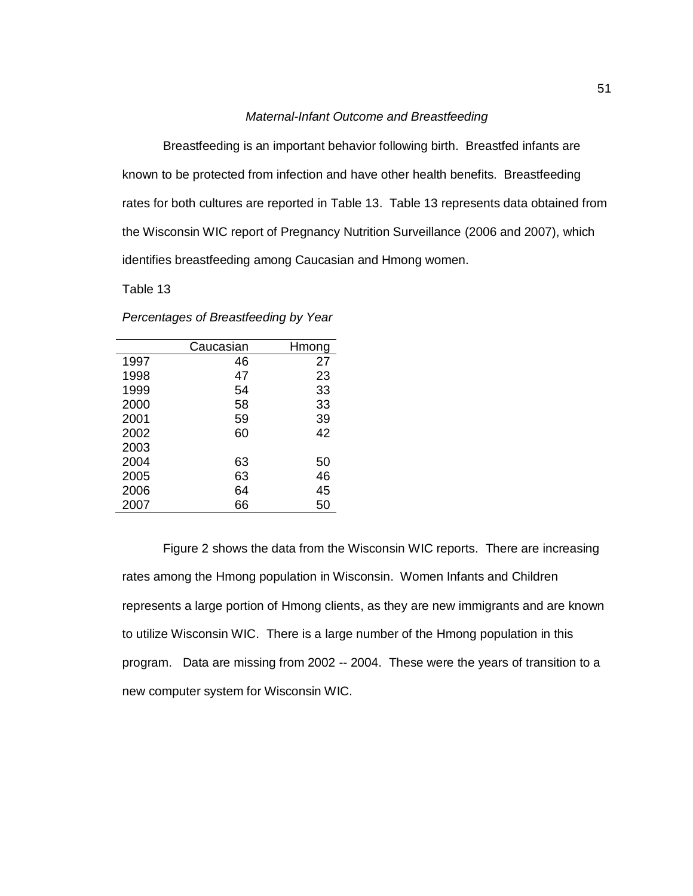*Maternal-Infant Outcome and Breastfeeding*

Breastfeeding is an important behavior following birth. Breastfed infants are known to be protected from infection and have other health benefits. Breastfeeding rates for both cultures are reported in Table 13. Table 13 represents data obtained from the Wisconsin WIC report of Pregnancy Nutrition Surveillance (2006 and 2007), which identifies breastfeeding among Caucasian and Hmong women.

Table 13

*Percentages of Breastfeeding by Year*

| | Caucasian | Hmong |
|---|---|---|
| 1997 | 46 | 27 |
| 1998 | 47 | 23 |
| 1999 | 54 | 33 |
| 2000 | 58 | 33 |
| 2001 | 59 | 39 |
| 2002 | 60 | 42 |
| 2003 | | |
| 2004 | 63 | 50 |
| 2005 | 63 | 46 |
| 2006 | 64 | 45 |
| 2007 | 66 | 50 |

Figure 2 shows the data from the Wisconsin WIC reports. There are increasing rates among the Hmong population in Wisconsin. Women Infants and Children represents a large portion of Hmong clients, as they are new immigrants and are known to utilize Wisconsin WIC. There is a large number of the Hmong population in this program. Data are missing from 2002 -- 2004. These were the years of transition to a new computer system for Wisconsin WIC.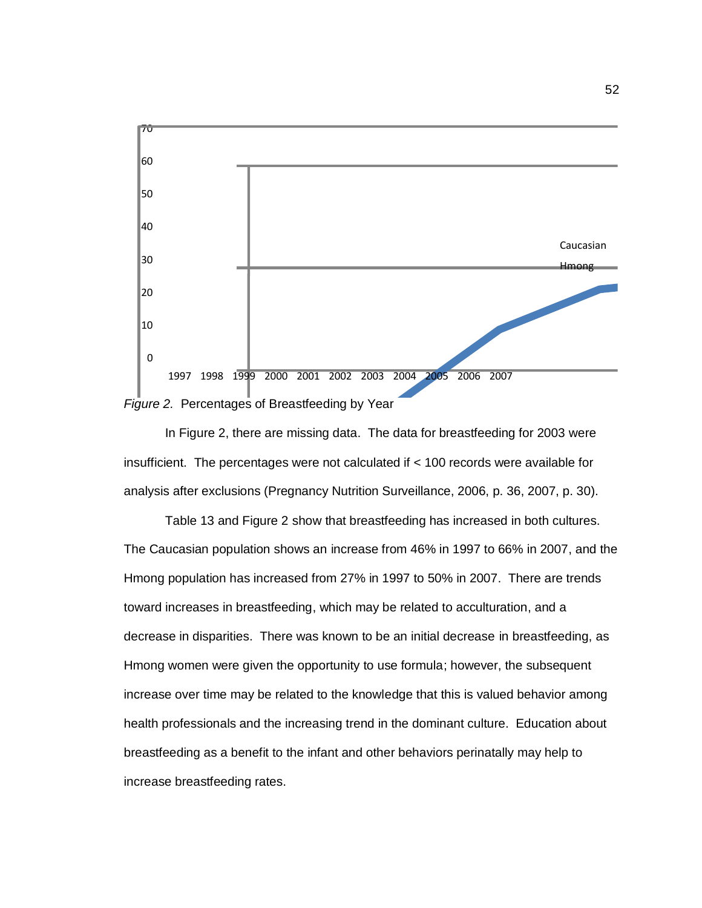*Figure 2.* Percentages of Breastfeeding by Year

In Figure 2, there are missing data. The data for breastfeeding for 2003 were insufficient. The percentages were not calculated if < 100 records were available for analysis after exclusions (Pregnancy Nutrition Surveillance, 2006, p. 36, 2007, p. 30).

Table 13 and Figure 2 show that breastfeeding has increased in both cultures. The Caucasian population shows an increase from 46% in 1997 to 66% in 2007, and the Hmong population has increased from 27% in 1997 to 50% in 2007. There are trends toward increases in breastfeeding, which may be related to acculturation, and a decrease in disparities. There was known to be an initial decrease in breastfeeding, as Hmong women were given the opportunity to use formula; however, the subsequent increase over time may be related to the knowledge that this is valued behavior among health professionals and the increasing trend in the dominant culture. Education about breastfeeding as a benefit to the infant and other behaviors perinatally may help to increase breastfeeding rates.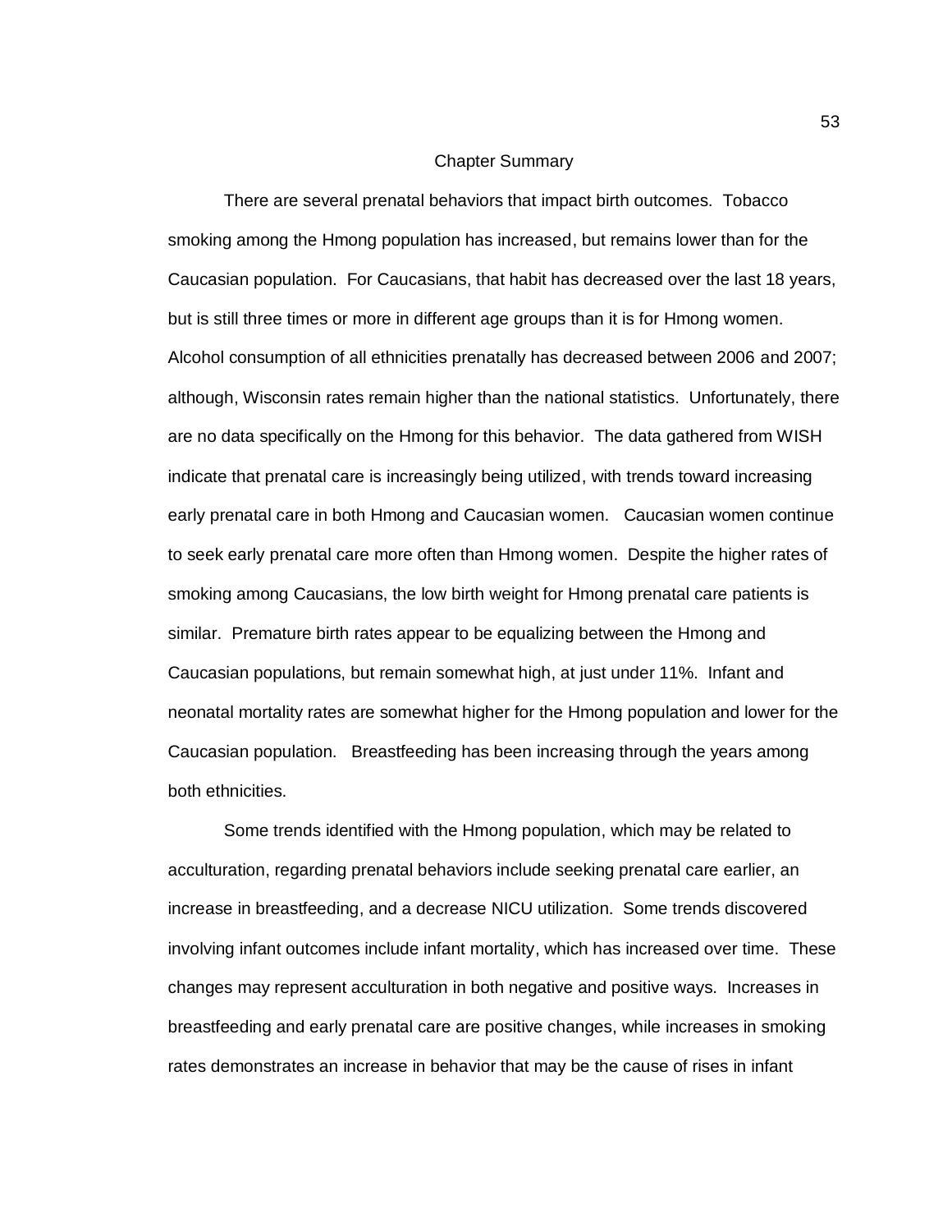## Chapter Summary

There are several prenatal behaviors that impact birth outcomes. Tobacco smoking among the Hmong population has increased, but remains lower than for the Caucasian population. For Caucasians, that habit has decreased over the last 18 years, but is still three times or more in different age groups than it is for Hmong women. Alcohol consumption of all ethnicities prenatally has decreased between 2006 and 2007; although, Wisconsin rates remain higher than the national statistics. Unfortunately, there are no data specifically on the Hmong for this behavior. The data gathered from WISH indicate that prenatal care is increasingly being utilized, with trends toward increasing early prenatal care in both Hmong and Caucasian women. Caucasian women continue to seek early prenatal care more often than Hmong women. Despite the higher rates of smoking among Caucasians, the low birth weight for Hmong prenatal care patients is similar. Premature birth rates appear to be equalizing between the Hmong and Caucasian populations, but remain somewhat high, at just under 11%. Infant and neonatal mortality rates are somewhat higher for the Hmong population and lower for the Caucasian population. Breastfeeding has been increasing through the years among both ethnicities.

Some trends identified with the Hmong population, which may be related to acculturation, regarding prenatal behaviors include seeking prenatal care earlier, an increase in breastfeeding, and a decrease NICU utilization. Some trends discovered involving infant outcomes include infant mortality, which has increased over time. These changes may represent acculturation in both negative and positive ways. Increases in breastfeeding and early prenatal care are positive changes, while increases in smoking rates demonstrates an increase in behavior that may be the cause of rises in infant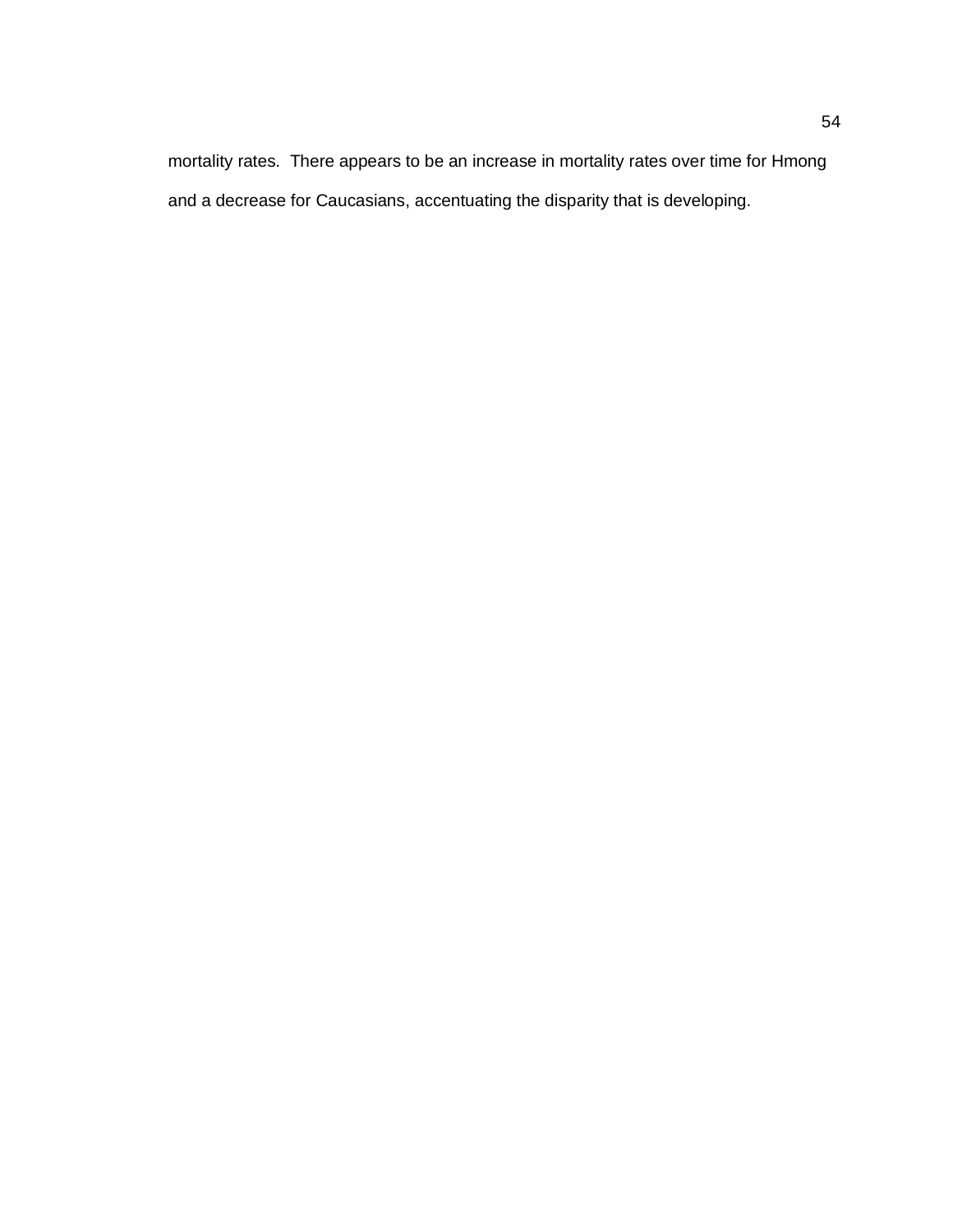mortality rates.  There appears to be an increase in mortality rates over time for Hmong and a decrease for Caucasians, accentuating the disparity that is developing.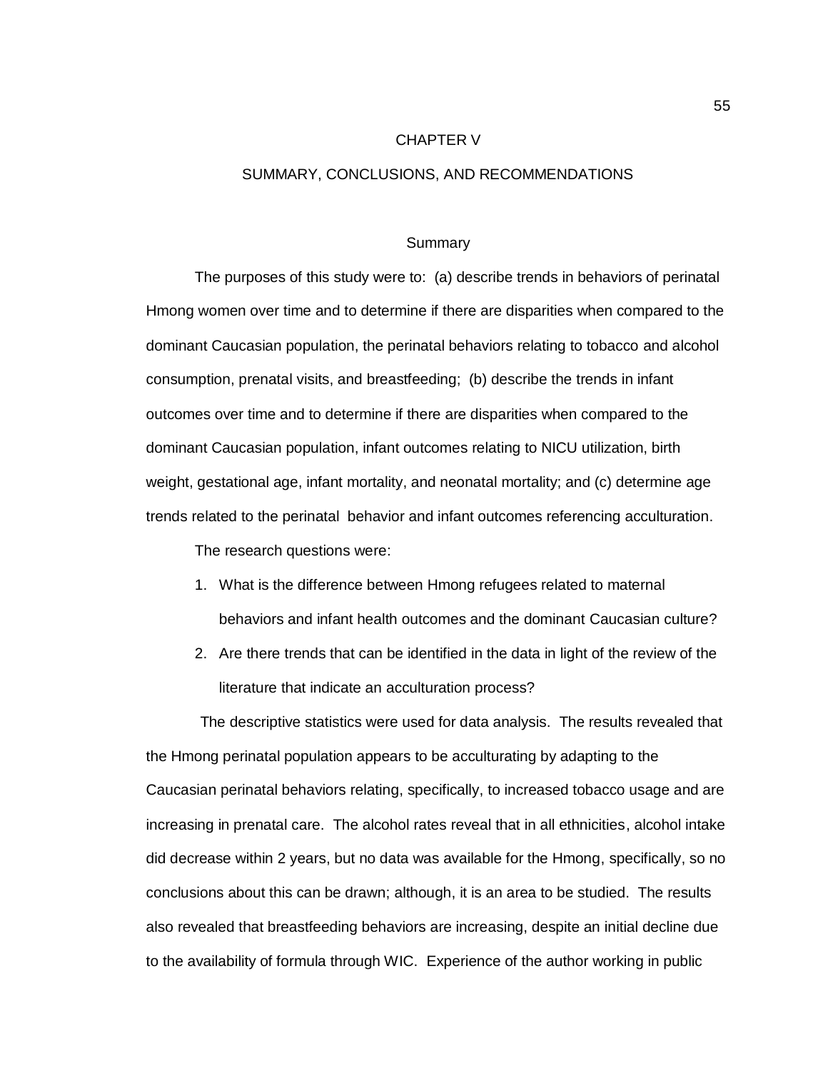# CHAPTER V

# SUMMARY, CONCLUSIONS, AND RECOMMENDATIONS

## Summary

The purposes of this study were to: (a) describe trends in behaviors of perinatal Hmong women over time and to determine if there are disparities when compared to the dominant Caucasian population, the perinatal behaviors relating to tobacco and alcohol consumption, prenatal visits, and breastfeeding; (b) describe the trends in infant outcomes over time and to determine if there are disparities when compared to the dominant Caucasian population, infant outcomes relating to NICU utilization, birth weight, gestational age, infant mortality, and neonatal mortality; and (c) determine age trends related to the perinatal behavior and infant outcomes referencing acculturation.

The research questions were:

1. What is the difference between Hmong refugees related to maternal behaviors and infant health outcomes and the dominant Caucasian culture?
2. Are there trends that can be identified in the data in light of the review of the literature that indicate an acculturation process?

The descriptive statistics were used for data analysis. The results revealed that the Hmong perinatal population appears to be acculturating by adapting to the Caucasian perinatal behaviors relating, specifically, to increased tobacco usage and are increasing in prenatal care. The alcohol rates reveal that in all ethnicities, alcohol intake did decrease within 2 years, but no data was available for the Hmong, specifically, so no conclusions about this can be drawn; although, it is an area to be studied. The results also revealed that breastfeeding behaviors are increasing, despite an initial decline due to the availability of formula through WIC. Experience of the author working in public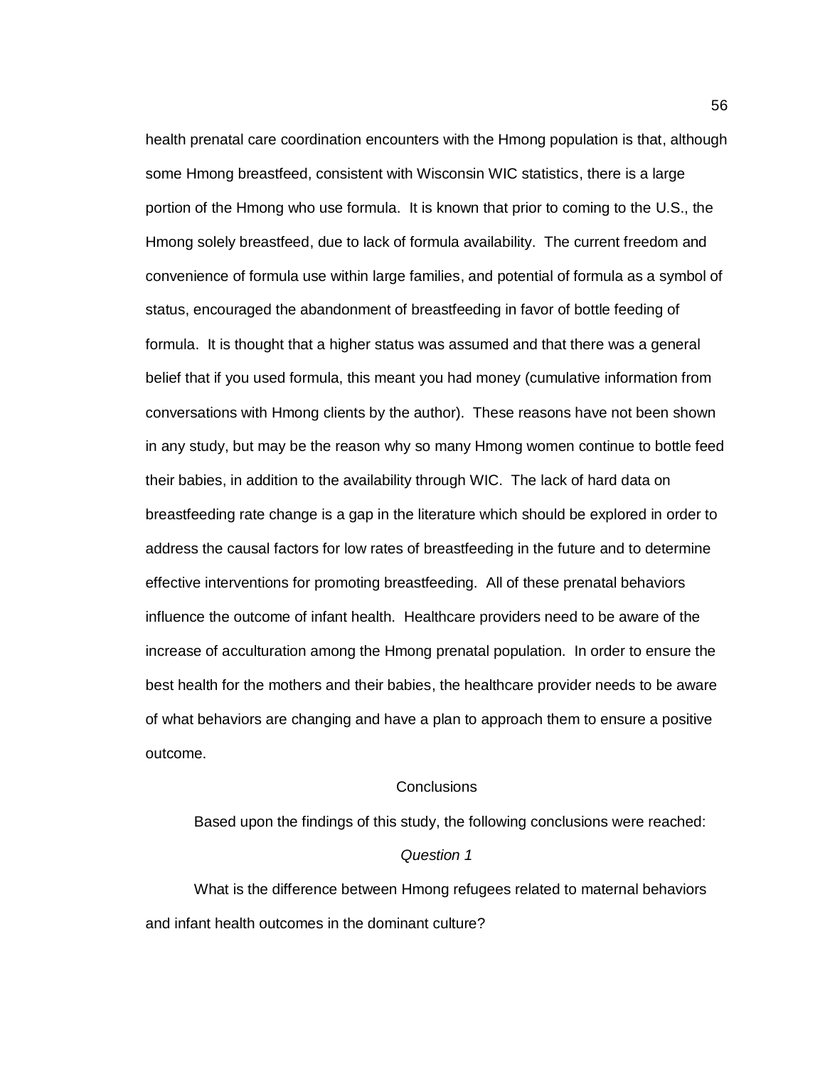health prenatal care coordination encounters with the Hmong population is that, although some Hmong breastfeed, consistent with Wisconsin WIC statistics, there is a large portion of the Hmong who use formula. It is known that prior to coming to the U.S., the Hmong solely breastfeed, due to lack of formula availability. The current freedom and convenience of formula use within large families, and potential of formula as a symbol of status, encouraged the abandonment of breastfeeding in favor of bottle feeding of formula. It is thought that a higher status was assumed and that there was a general belief that if you used formula, this meant you had money (cumulative information from conversations with Hmong clients by the author). These reasons have not been shown in any study, but may be the reason why so many Hmong women continue to bottle feed their babies, in addition to the availability through WIC. The lack of hard data on breastfeeding rate change is a gap in the literature which should be explored in order to address the causal factors for low rates of breastfeeding in the future and to determine effective interventions for promoting breastfeeding. All of these prenatal behaviors influence the outcome of infant health. Healthcare providers need to be aware of the increase of acculturation among the Hmong prenatal population. In order to ensure the best health for the mothers and their babies, the healthcare provider needs to be aware of what behaviors are changing and have a plan to approach them to ensure a positive outcome.

## Conclusions

Based upon the findings of this study, the following conclusions were reached:

### *Question 1*

What is the difference between Hmong refugees related to maternal behaviors and infant health outcomes in the dominant culture?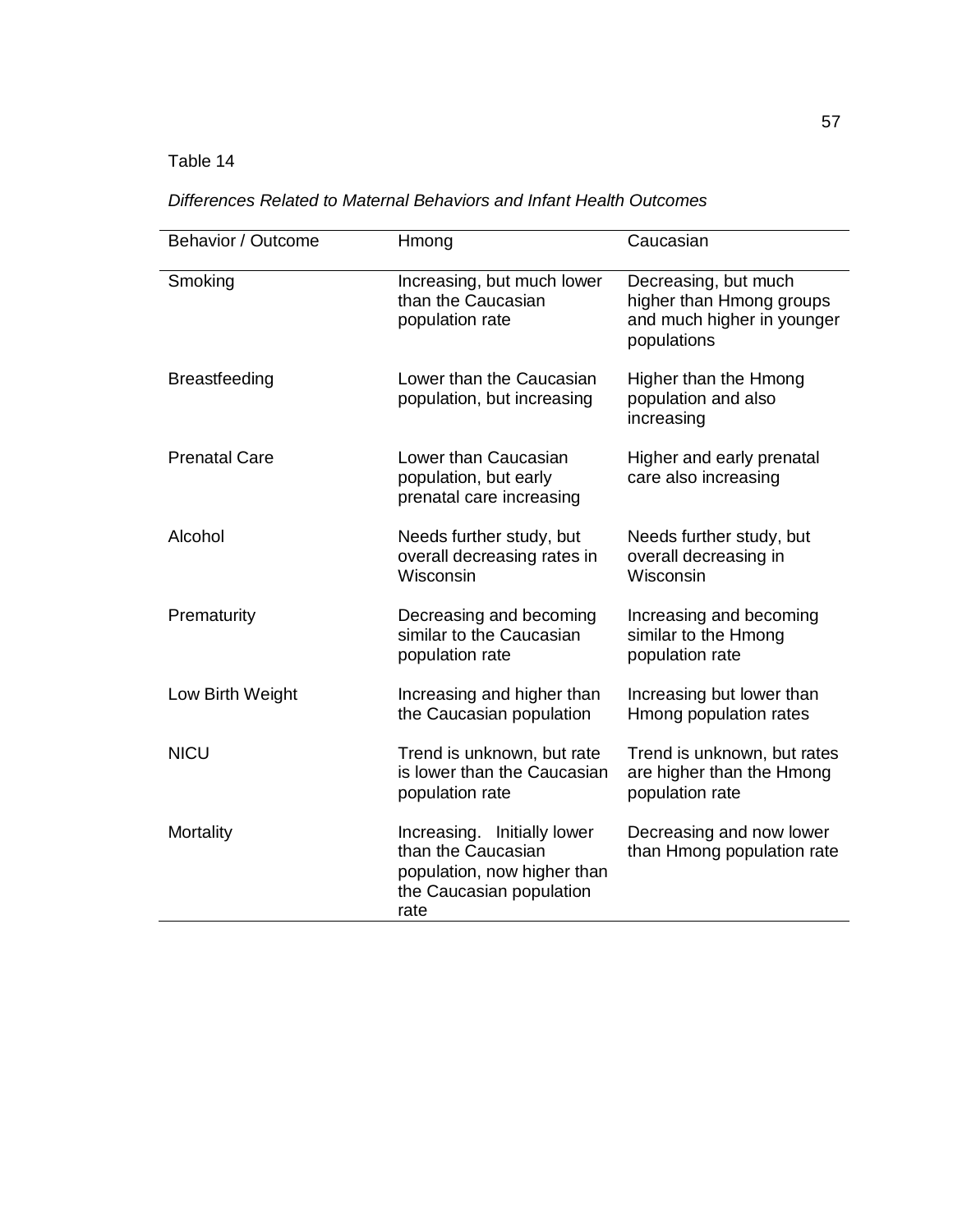Table 14

*Differences Related to Maternal Behaviors and Infant Health Outcomes*

| Behavior / Outcome | Hmong | Caucasian |
| --- | --- | --- |
| Smoking | Increasing, but much lower than the Caucasian population rate | Decreasing, but much higher than Hmong groups and much higher in younger populations |
| Breastfeeding | Lower than the Caucasian population, but increasing | Higher than the Hmong population and also increasing |
| Prenatal Care | Lower than Caucasian population, but early prenatal care increasing | Higher and early prenatal care also increasing |
| Alcohol | Needs further study, but overall decreasing rates in Wisconsin | Needs further study, but overall decreasing in Wisconsin |
| Prematurity | Decreasing and becoming similar to the Caucasian population rate | Increasing and becoming similar to the Hmong population rate |
| Low Birth Weight | Increasing and higher than the Caucasian population | Increasing but lower than Hmong population rates |
| NICU | Trend is unknown, but rate is lower than the Caucasian population rate | Trend is unknown, but rates are higher than the Hmong population rate |
| Mortality | Increasing. Initially lower than the Caucasian population, now higher than the Caucasian population rate | Decreasing and now lower than Hmong population rate |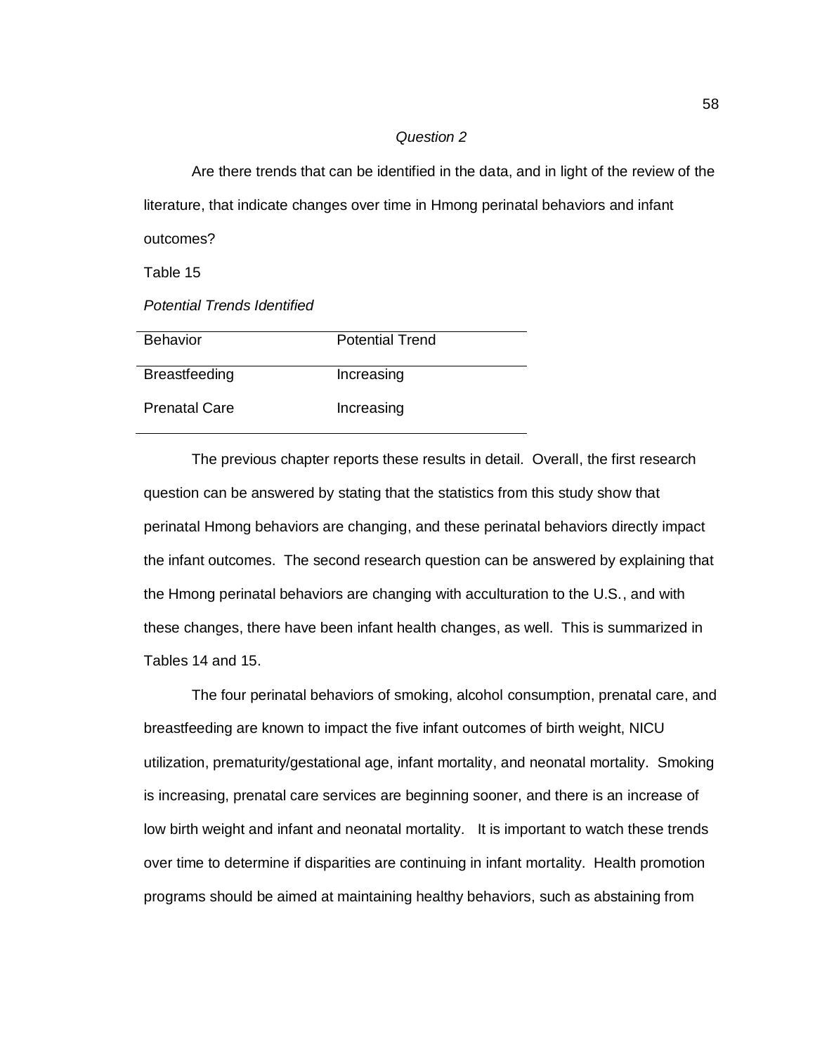*Question 2*

Are there trends that can be identified in the data, and in light of the review of the literature, that indicate changes over time in Hmong perinatal behaviors and infant outcomes?

Table 15

*Potential Trends Identified*

| Behavior | Potential Trend |
|---|---|
| Breastfeeding | Increasing |
| Prenatal Care | Increasing |

The previous chapter reports these results in detail. Overall, the first research question can be answered by stating that the statistics from this study show that perinatal Hmong behaviors are changing, and these perinatal behaviors directly impact the infant outcomes. The second research question can be answered by explaining that the Hmong perinatal behaviors are changing with acculturation to the U.S., and with these changes, there have been infant health changes, as well. This is summarized in Tables 14 and 15.

The four perinatal behaviors of smoking, alcohol consumption, prenatal care, and breastfeeding are known to impact the five infant outcomes of birth weight, NICU utilization, prematurity/gestational age, infant mortality, and neonatal mortality. Smoking is increasing, prenatal care services are beginning sooner, and there is an increase of low birth weight and infant and neonatal mortality. It is important to watch these trends over time to determine if disparities are continuing in infant mortality. Health promotion programs should be aimed at maintaining healthy behaviors, such as abstaining from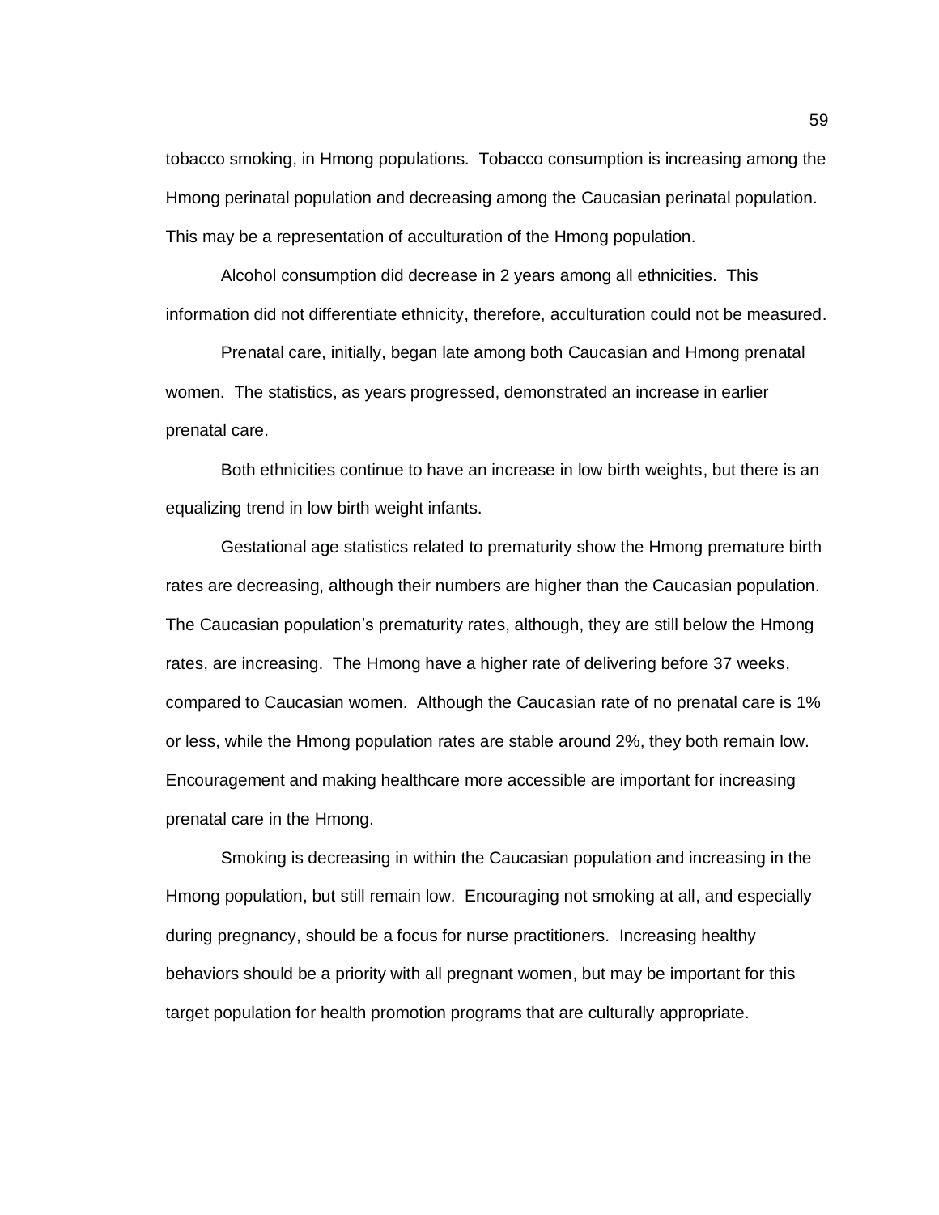tobacco smoking, in Hmong populations. Tobacco consumption is increasing among the Hmong perinatal population and decreasing among the Caucasian perinatal population. This may be a representation of acculturation of the Hmong population.

Alcohol consumption did decrease in 2 years among all ethnicities. This information did not differentiate ethnicity, therefore, acculturation could not be measured.

Prenatal care, initially, began late among both Caucasian and Hmong prenatal women. The statistics, as years progressed, demonstrated an increase in earlier prenatal care.

Both ethnicities continue to have an increase in low birth weights, but there is an equalizing trend in low birth weight infants.

Gestational age statistics related to prematurity show the Hmong premature birth rates are decreasing, although their numbers are higher than the Caucasian population. The Caucasian population's prematurity rates, although, they are still below the Hmong rates, are increasing. The Hmong have a higher rate of delivering before 37 weeks, compared to Caucasian women. Although the Caucasian rate of no prenatal care is 1% or less, while the Hmong population rates are stable around 2%, they both remain low. Encouragement and making healthcare more accessible are important for increasing prenatal care in the Hmong.

Smoking is decreasing in within the Caucasian population and increasing in the Hmong population, but still remain low. Encouraging not smoking at all, and especially during pregnancy, should be a focus for nurse practitioners. Increasing healthy behaviors should be a priority with all pregnant women, but may be important for this target population for health promotion programs that are culturally appropriate.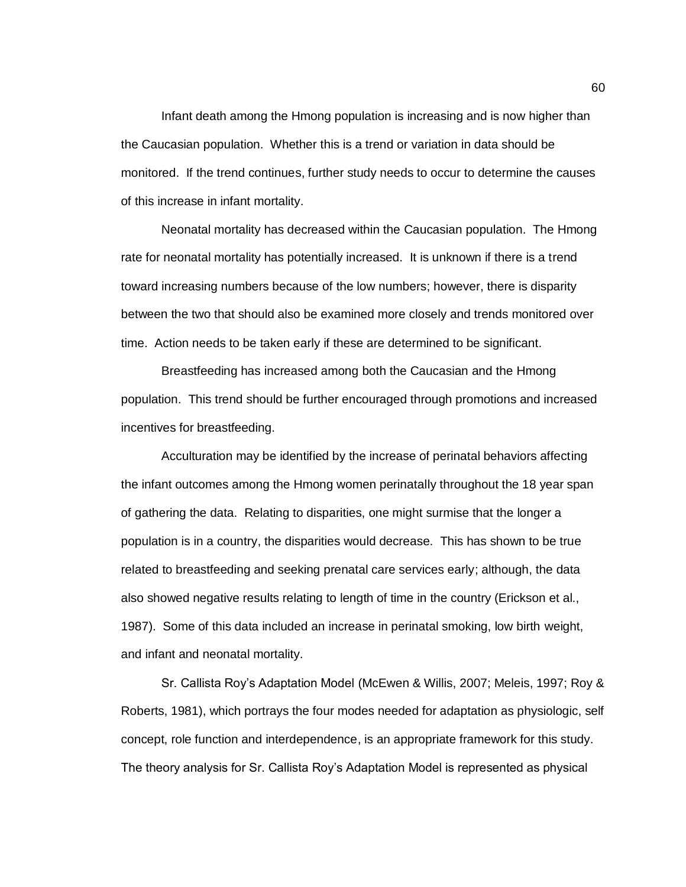Infant death among the Hmong population is increasing and is now higher than the Caucasian population. Whether this is a trend or variation in data should be monitored. If the trend continues, further study needs to occur to determine the causes of this increase in infant mortality.

Neonatal mortality has decreased within the Caucasian population. The Hmong rate for neonatal mortality has potentially increased. It is unknown if there is a trend toward increasing numbers because of the low numbers; however, there is disparity between the two that should also be examined more closely and trends monitored over time. Action needs to be taken early if these are determined to be significant.

Breastfeeding has increased among both the Caucasian and the Hmong population. This trend should be further encouraged through promotions and increased incentives for breastfeeding.

Acculturation may be identified by the increase of perinatal behaviors affecting the infant outcomes among the Hmong women perinatally throughout the 18 year span of gathering the data. Relating to disparities, one might surmise that the longer a population is in a country, the disparities would decrease. This has shown to be true related to breastfeeding and seeking prenatal care services early; although, the data also showed negative results relating to length of time in the country (Erickson et al., 1987). Some of this data included an increase in perinatal smoking, low birth weight, and infant and neonatal mortality.

Sr. Callista Roy's Adaptation Model (McEwen & Willis, 2007; Meleis, 1997; Roy & Roberts, 1981), which portrays the four modes needed for adaptation as physiologic, self concept, role function and interdependence, is an appropriate framework for this study. The theory analysis for Sr. Callista Roy's Adaptation Model is represented as physical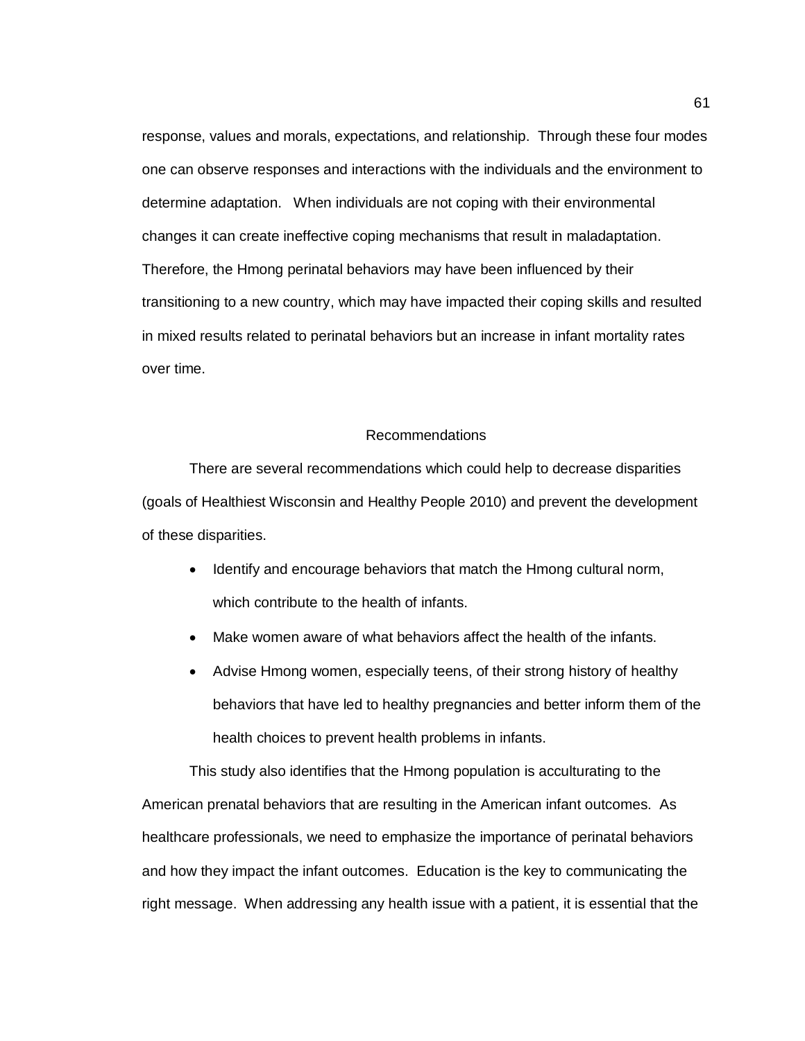response, values and morals, expectations, and relationship. Through these four modes one can observe responses and interactions with the individuals and the environment to determine adaptation. When individuals are not coping with their environmental changes it can create ineffective coping mechanisms that result in maladaptation. Therefore, the Hmong perinatal behaviors may have been influenced by their transitioning to a new country, which may have impacted their coping skills and resulted in mixed results related to perinatal behaviors but an increase in infant mortality rates over time.

## Recommendations

There are several recommendations which could help to decrease disparities (goals of Healthiest Wisconsin and Healthy People 2010) and prevent the development of these disparities.

- Identify and encourage behaviors that match the Hmong cultural norm, which contribute to the health of infants.
- Make women aware of what behaviors affect the health of the infants.
- Advise Hmong women, especially teens, of their strong history of healthy behaviors that have led to healthy pregnancies and better inform them of the health choices to prevent health problems in infants.

This study also identifies that the Hmong population is acculturating to the American prenatal behaviors that are resulting in the American infant outcomes. As healthcare professionals, we need to emphasize the importance of perinatal behaviors and how they impact the infant outcomes. Education is the key to communicating the right message. When addressing any health issue with a patient, it is essential that the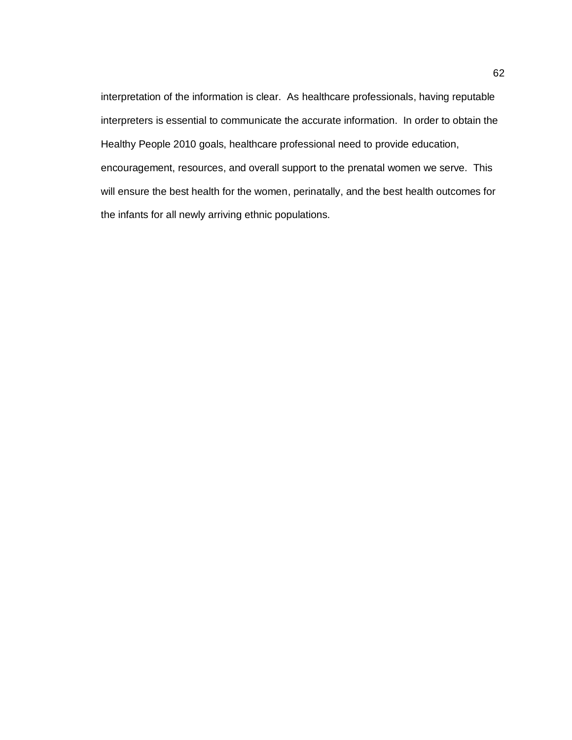interpretation of the information is clear. As healthcare professionals, having reputable interpreters is essential to communicate the accurate information. In order to obtain the Healthy People 2010 goals, healthcare professional need to provide education, encouragement, resources, and overall support to the prenatal women we serve. This will ensure the best health for the women, perinatally, and the best health outcomes for the infants for all newly arriving ethnic populations.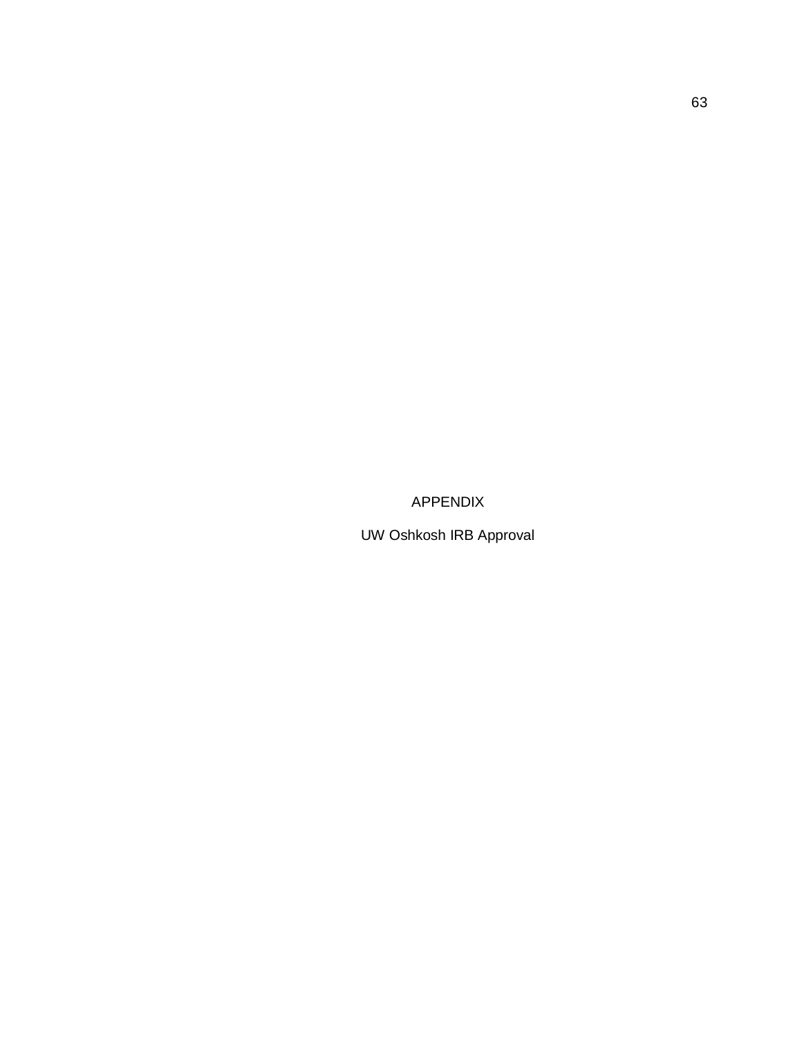# APPENDIX

## UW Oshkosh IRB Approval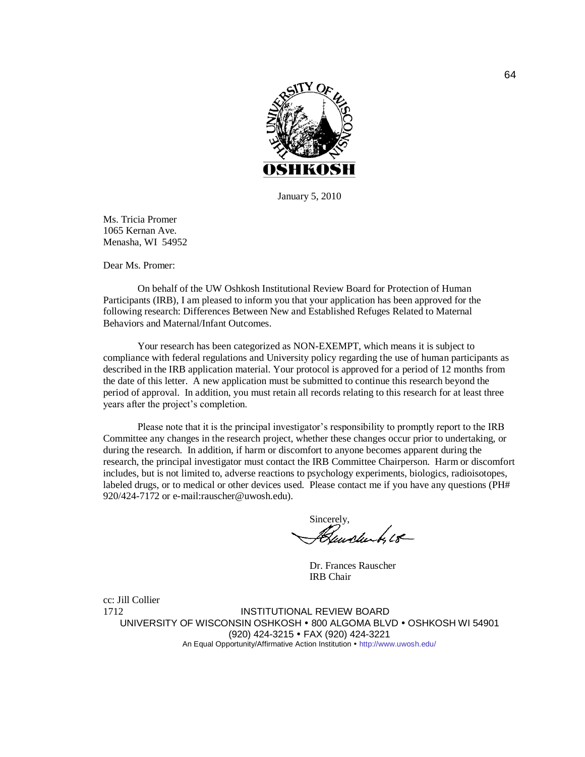January 5, 2010

Ms. Tricia Promer
1065 Kernan Ave.
Menasha, WI 54952

Dear Ms. Promer:

On behalf of the UW Oshkosh Institutional Review Board for Protection of Human Participants (IRB), I am pleased to inform you that your application has been approved for the following research: Differences Between New and Established Refuges Related to Maternal Behaviors and Maternal/Infant Outcomes.

Your research has been categorized as NON-EXEMPT, which means it is subject to compliance with federal regulations and University policy regarding the use of human participants as described in the IRB application material. Your protocol is approved for a period of 12 months from the date of this letter. A new application must be submitted to continue this research beyond the period of approval. In addition, you must retain all records relating to this research for at least three years after the project's completion.

Please note that it is the principal investigator's responsibility to promptly report to the IRB Committee any changes in the research project, whether these changes occur prior to undertaking, or during the research. In addition, if harm or discomfort to anyone becomes apparent during the research, the principal investigator must contact the IRB Committee Chairperson. Harm or discomfort includes, but is not limited to, adverse reactions to psychology experiments, biologics, radioisotopes, labeled drugs, or to medical or other devices used. Please contact me if you have any questions (PH# 920/424-7172 or e-mail:rauscher@uwosh.edu).

Sincerely,

Dr. Frances Rauscher
IRB Chair

cc: Jill Collier
1712

INSTITUTIONAL REVIEW BOARD
UNIVERSITY OF WISCONSIN OSHKOSH • 800 ALGOMA BLVD • OSHKOSH WI 54901
(920) 424-3215 • FAX (920) 424-3221
An Equal Opportunity/Affirmative Action Institution • http://www.uwosh.edu/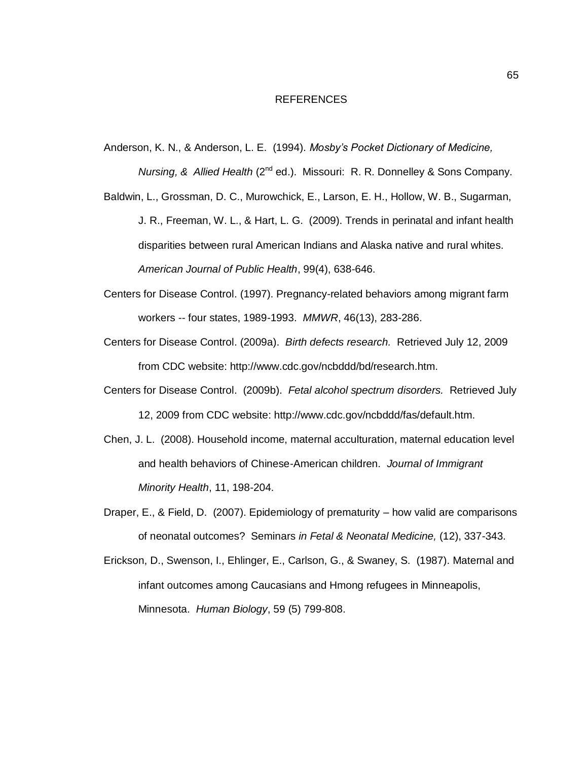# REFERENCES

Anderson, K. N., & Anderson, L. E. (1994). *Mosby's Pocket Dictionary of Medicine, Nursing, & Allied Health* (2nd ed.). Missouri: R. R. Donnelley & Sons Company.

Baldwin, L., Grossman, D. C., Murowchick, E., Larson, E. H., Hollow, W. B., Sugarman, J. R., Freeman, W. L., & Hart, L. G. (2009). Trends in perinatal and infant health disparities between rural American Indians and Alaska native and rural whites. *American Journal of Public Health*, 99(4), 638-646.

Centers for Disease Control. (1997). Pregnancy-related behaviors among migrant farm workers -- four states, 1989-1993. *MMWR*, 46(13), 283-286.

Centers for Disease Control. (2009a). *Birth defects research.* Retrieved July 12, 2009 from CDC website: http://www.cdc.gov/ncbddd/bd/research.htm.

Centers for Disease Control. (2009b). *Fetal alcohol spectrum disorders.* Retrieved July 12, 2009 from CDC website: http://www.cdc.gov/ncbddd/fas/default.htm.

Chen, J. L. (2008). Household income, maternal acculturation, maternal education level and health behaviors of Chinese-American children. *Journal of Immigrant Minority Health*, 11, 198-204.

Draper, E., & Field, D. (2007). Epidemiology of prematurity – how valid are comparisons of neonatal outcomes? Seminars *in Fetal & Neonatal Medicine,* (12), 337-343.

Erickson, D., Swenson, I., Ehlinger, E., Carlson, G., & Swaney, S. (1987). Maternal and infant outcomes among Caucasians and Hmong refugees in Minneapolis, Minnesota. *Human Biology*, 59 (5) 799-808.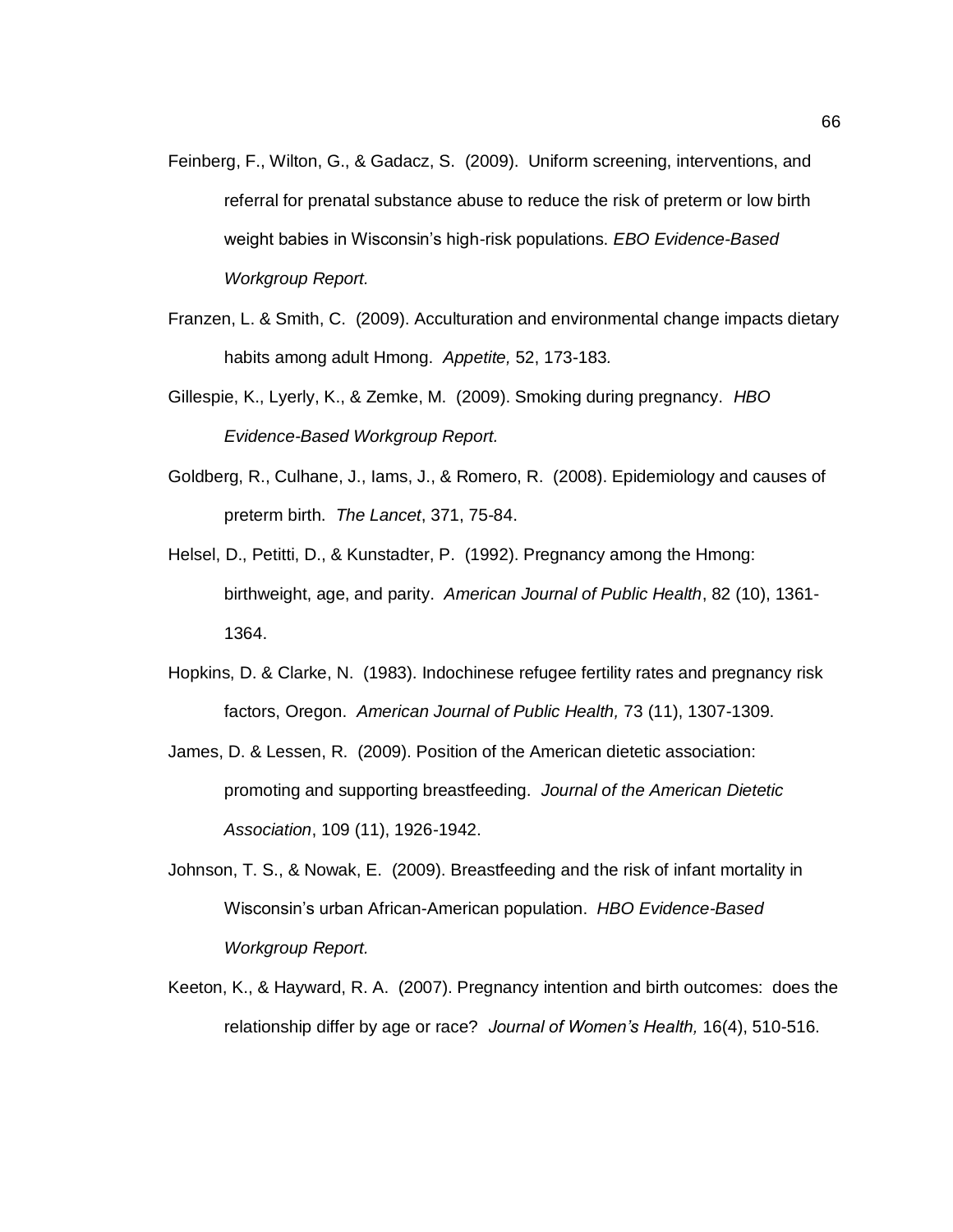Feinberg, F., Wilton, G., & Gadacz, S. (2009). Uniform screening, interventions, and referral for prenatal substance abuse to reduce the risk of preterm or low birth weight babies in Wisconsin's high-risk populations. *EBO Evidence-Based Workgroup Report.*

Franzen, L. & Smith, C. (2009). Acculturation and environmental change impacts dietary habits among adult Hmong. *Appetite,* 52, 173-183.

Gillespie, K., Lyerly, K., & Zemke, M. (2009). Smoking during pregnancy. *HBO Evidence-Based Workgroup Report.*

Goldberg, R., Culhane, J., Iams, J., & Romero, R. (2008). Epidemiology and causes of preterm birth. *The Lancet*, 371, 75-84.

Helsel, D., Petitti, D., & Kunstadter, P. (1992). Pregnancy among the Hmong: birthweight, age, and parity. *American Journal of Public Health*, 82 (10), 1361-1364.

Hopkins, D. & Clarke, N. (1983). Indochinese refugee fertility rates and pregnancy risk factors, Oregon. *American Journal of Public Health,* 73 (11), 1307-1309.

James, D. & Lessen, R. (2009). Position of the American dietetic association: promoting and supporting breastfeeding. *Journal of the American Dietetic Association*, 109 (11), 1926-1942.

Johnson, T. S., & Nowak, E. (2009). Breastfeeding and the risk of infant mortality in Wisconsin's urban African-American population. *HBO Evidence-Based Workgroup Report.*

Keeton, K., & Hayward, R. A. (2007). Pregnancy intention and birth outcomes: does the relationship differ by age or race? *Journal of Women's Health,* 16(4), 510-516.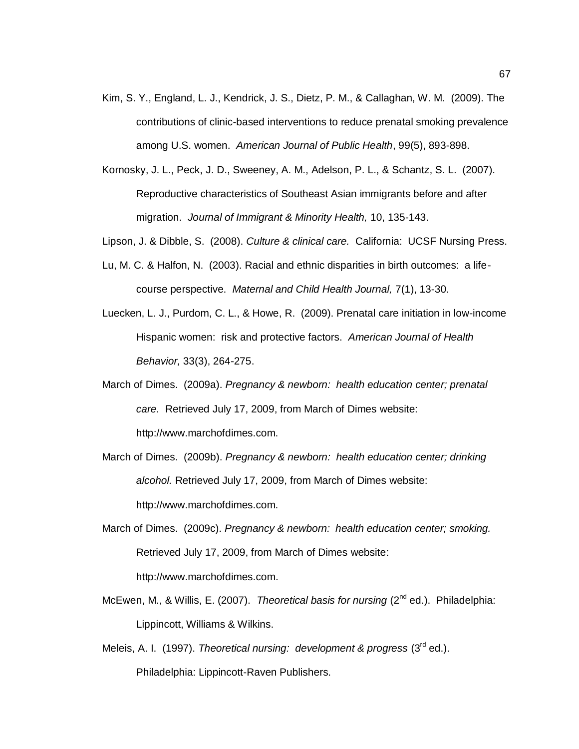Kim, S. Y., England, L. J., Kendrick, J. S., Dietz, P. M., & Callaghan, W. M. (2009). The contributions of clinic-based interventions to reduce prenatal smoking prevalence among U.S. women. *American Journal of Public Health*, 99(5), 893-898.

Kornosky, J. L., Peck, J. D., Sweeney, A. M., Adelson, P. L., & Schantz, S. L. (2007). Reproductive characteristics of Southeast Asian immigrants before and after migration. *Journal of Immigrant & Minority Health,* 10, 135-143.

Lipson, J. & Dibble, S. (2008). *Culture & clinical care.* California: UCSF Nursing Press.

Lu, M. C. & Halfon, N. (2003). Racial and ethnic disparities in birth outcomes: a life-course perspective. *Maternal and Child Health Journal,* 7(1), 13-30.

Luecken, L. J., Purdom, C. L., & Howe, R. (2009). Prenatal care initiation in low-income Hispanic women: risk and protective factors. *American Journal of Health Behavior,* 33(3), 264-275.

March of Dimes. (2009a). *Pregnancy & newborn: health education center; prenatal care.* Retrieved July 17, 2009, from March of Dimes website: http://www.marchofdimes.com.

March of Dimes. (2009b). *Pregnancy & newborn: health education center; drinking alcohol.* Retrieved July 17, 2009, from March of Dimes website: http://www.marchofdimes.com.

March of Dimes. (2009c). *Pregnancy & newborn: health education center; smoking.* Retrieved July 17, 2009, from March of Dimes website: http://www.marchofdimes.com.

McEwen, M., & Willis, E. (2007). *Theoretical basis for nursing* (2nd ed.). Philadelphia: Lippincott, Williams & Wilkins.

Meleis, A. I. (1997). *Theoretical nursing: development & progress* (3rd ed.). Philadelphia: Lippincott-Raven Publishers.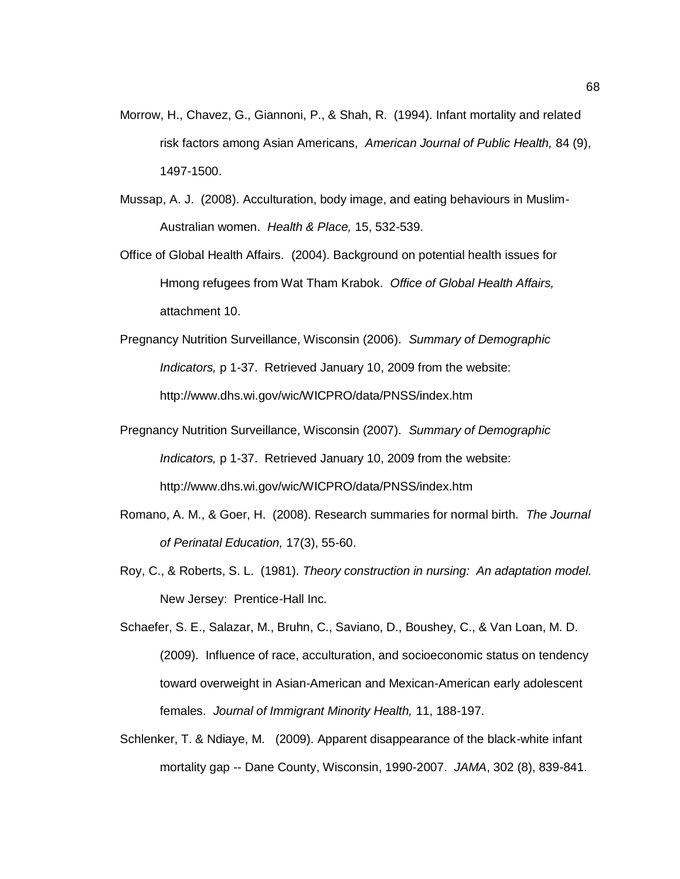Morrow, H., Chavez, G., Giannoni, P., & Shah, R. (1994). Infant mortality and related risk factors among Asian Americans, *American Journal of Public Health,* 84 (9), 1497-1500.

Mussap, A. J. (2008). Acculturation, body image, and eating behaviours in Muslim-Australian women. *Health & Place,* 15, 532-539.

Office of Global Health Affairs. (2004). Background on potential health issues for Hmong refugees from Wat Tham Krabok. *Office of Global Health Affairs,* attachment 10.

Pregnancy Nutrition Surveillance, Wisconsin (2006). *Summary of Demographic Indicators,* p 1-37. Retrieved January 10, 2009 from the website: http://www.dhs.wi.gov/wic/WICPRO/data/PNSS/index.htm

Pregnancy Nutrition Surveillance, Wisconsin (2007). *Summary of Demographic Indicators,* p 1-37. Retrieved January 10, 2009 from the website: http://www.dhs.wi.gov/wic/WICPRO/data/PNSS/index.htm

Romano, A. M., & Goer, H. (2008). Research summaries for normal birth. *The Journal of Perinatal Education,* 17(3), 55-60.

Roy, C., & Roberts, S. L. (1981). *Theory construction in nursing: An adaptation model.* New Jersey: Prentice-Hall Inc.

Schaefer, S. E., Salazar, M., Bruhn, C., Saviano, D., Boushey, C., & Van Loan, M. D. (2009). Influence of race, acculturation, and socioeconomic status on tendency toward overweight in Asian-American and Mexican-American early adolescent females. *Journal of Immigrant Minority Health,* 11, 188-197.

Schlenker, T. & Ndiaye, M. (2009). Apparent disappearance of the black-white infant mortality gap -- Dane County, Wisconsin, 1990-2007. *JAMA*, 302 (8), 839-841.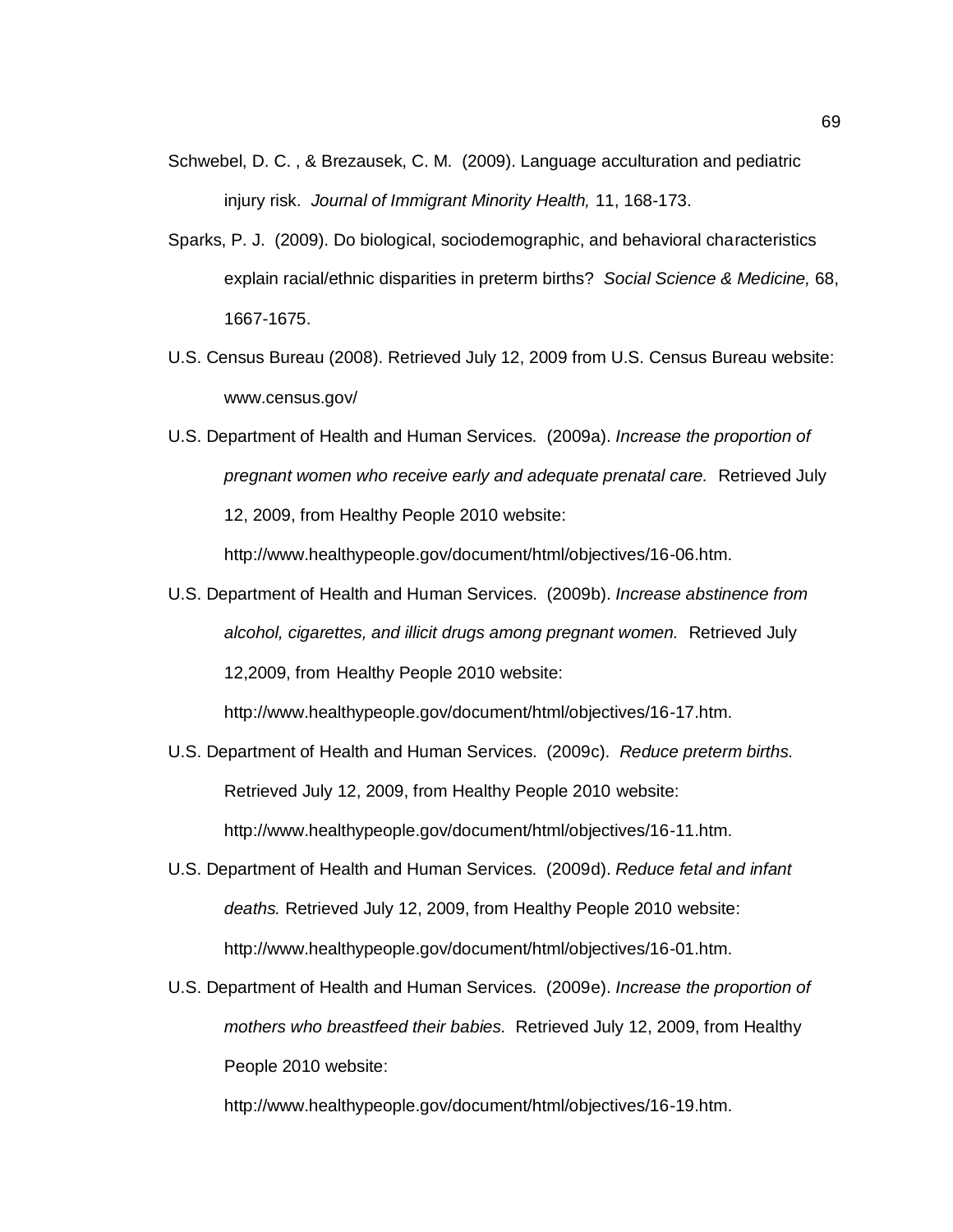Schwebel, D. C. , & Brezausek, C. M. (2009). Language acculturation and pediatric injury risk. *Journal of Immigrant Minority Health,* 11, 168-173.

Sparks, P. J. (2009). Do biological, sociodemographic, and behavioral characteristics explain racial/ethnic disparities in preterm births? *Social Science & Medicine,* 68, 1667-1675.

U.S. Census Bureau (2008). Retrieved July 12, 2009 from U.S. Census Bureau website: www.census.gov/

U.S. Department of Health and Human Services. (2009a). *Increase the proportion of pregnant women who receive early and adequate prenatal care.* Retrieved July 12, 2009, from Healthy People 2010 website: http://www.healthypeople.gov/document/html/objectives/16-06.htm.

U.S. Department of Health and Human Services. (2009b). *Increase abstinence from alcohol, cigarettes, and illicit drugs among pregnant women.* Retrieved July 12,2009, from Healthy People 2010 website: http://www.healthypeople.gov/document/html/objectives/16-17.htm.

U.S. Department of Health and Human Services. (2009c). *Reduce preterm births.* Retrieved July 12, 2009, from Healthy People 2010 website: http://www.healthypeople.gov/document/html/objectives/16-11.htm.

U.S. Department of Health and Human Services. (2009d). *Reduce fetal and infant deaths.* Retrieved July 12, 2009, from Healthy People 2010 website: http://www.healthypeople.gov/document/html/objectives/16-01.htm.

U.S. Department of Health and Human Services. (2009e). *Increase the proportion of mothers who breastfeed their babies.* Retrieved July 12, 2009, from Healthy People 2010 website: http://www.healthypeople.gov/document/html/objectives/16-19.htm.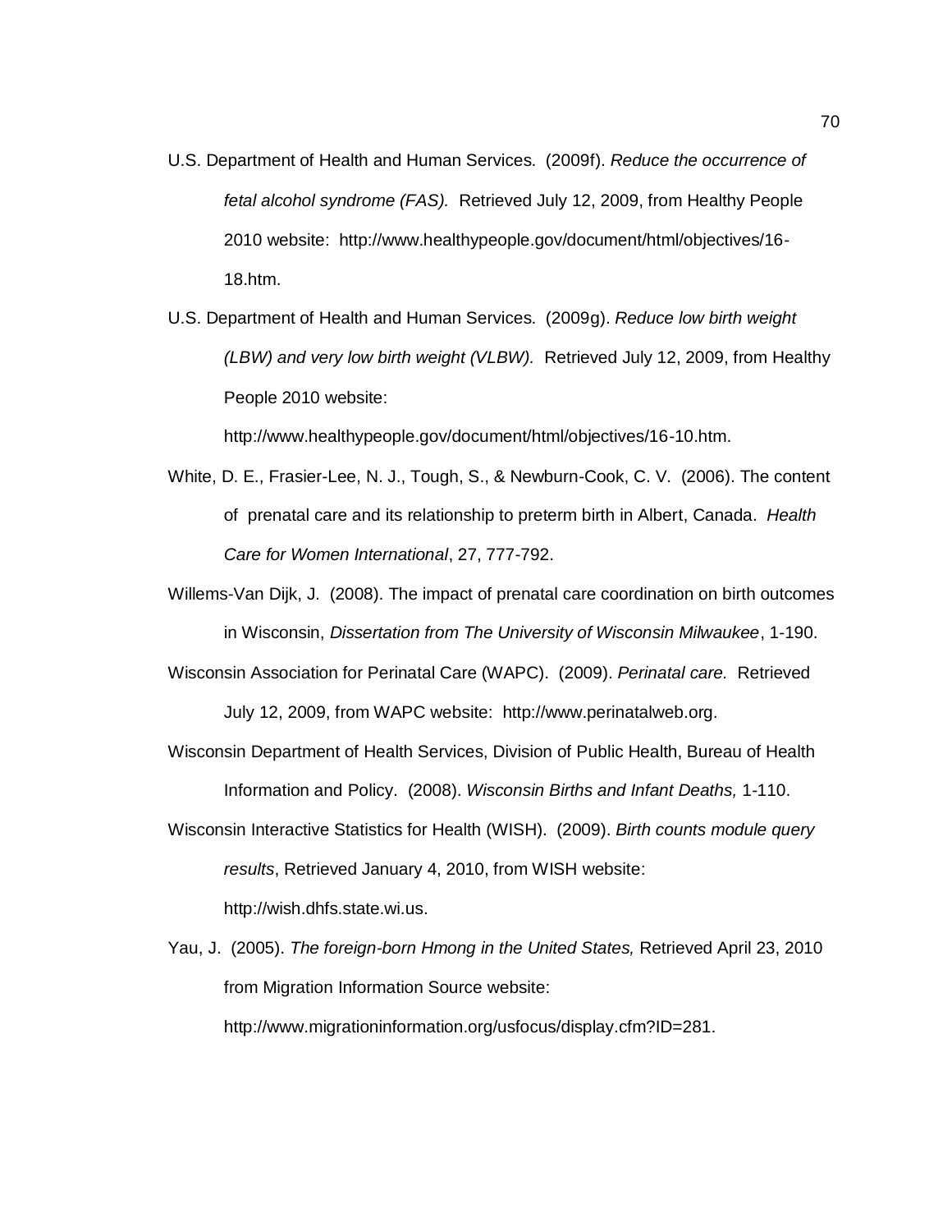U.S. Department of Health and Human Services. (2009f). *Reduce the occurrence of fetal alcohol syndrome (FAS).* Retrieved July 12, 2009, from Healthy People 2010 website: http://www.healthypeople.gov/document/html/objectives/16-18.htm.

U.S. Department of Health and Human Services. (2009g). *Reduce low birth weight (LBW) and very low birth weight (VLBW).* Retrieved July 12, 2009, from Healthy People 2010 website: http://www.healthypeople.gov/document/html/objectives/16-10.htm.

White, D. E., Frasier-Lee, N. J., Tough, S., & Newburn-Cook, C. V. (2006). The content of prenatal care and its relationship to preterm birth in Albert, Canada. *Health Care for Women International*, 27, 777-792.

Willems-Van Dijk, J. (2008). The impact of prenatal care coordination on birth outcomes in Wisconsin, *Dissertation from The University of Wisconsin Milwaukee*, 1-190.

Wisconsin Association for Perinatal Care (WAPC). (2009). *Perinatal care.* Retrieved July 12, 2009, from WAPC website: http://www.perinatalweb.org.

Wisconsin Department of Health Services, Division of Public Health, Bureau of Health Information and Policy. (2008). *Wisconsin Births and Infant Deaths,* 1-110.

Wisconsin Interactive Statistics for Health (WISH). (2009). *Birth counts module query results*, Retrieved January 4, 2010, from WISH website: http://wish.dhfs.state.wi.us.

Yau, J. (2005). *The foreign-born Hmong in the United States,* Retrieved April 23, 2010 from Migration Information Source website: http://www.migrationinformation.org/usfocus/display.cfm?ID=281.